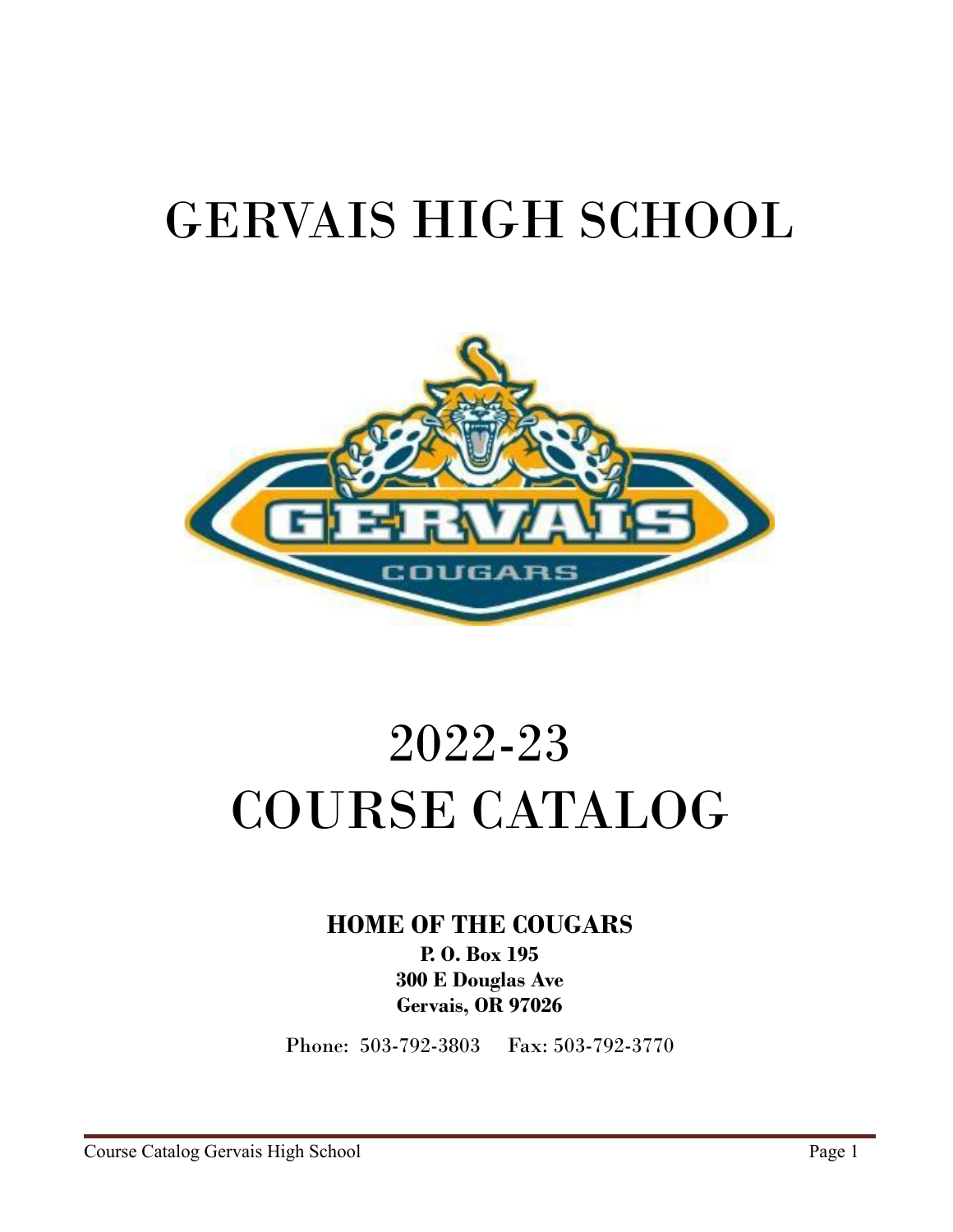# GERVAIS HIGH SCHOOL

# 2022-23 COURSE CATALOG

**HOME OF THE COUGARS**

**P. O. Box 195**
**300 E Douglas Ave**
**Gervais, OR 97026**

Phone: 503-792-3803 Fax: 503-792-3770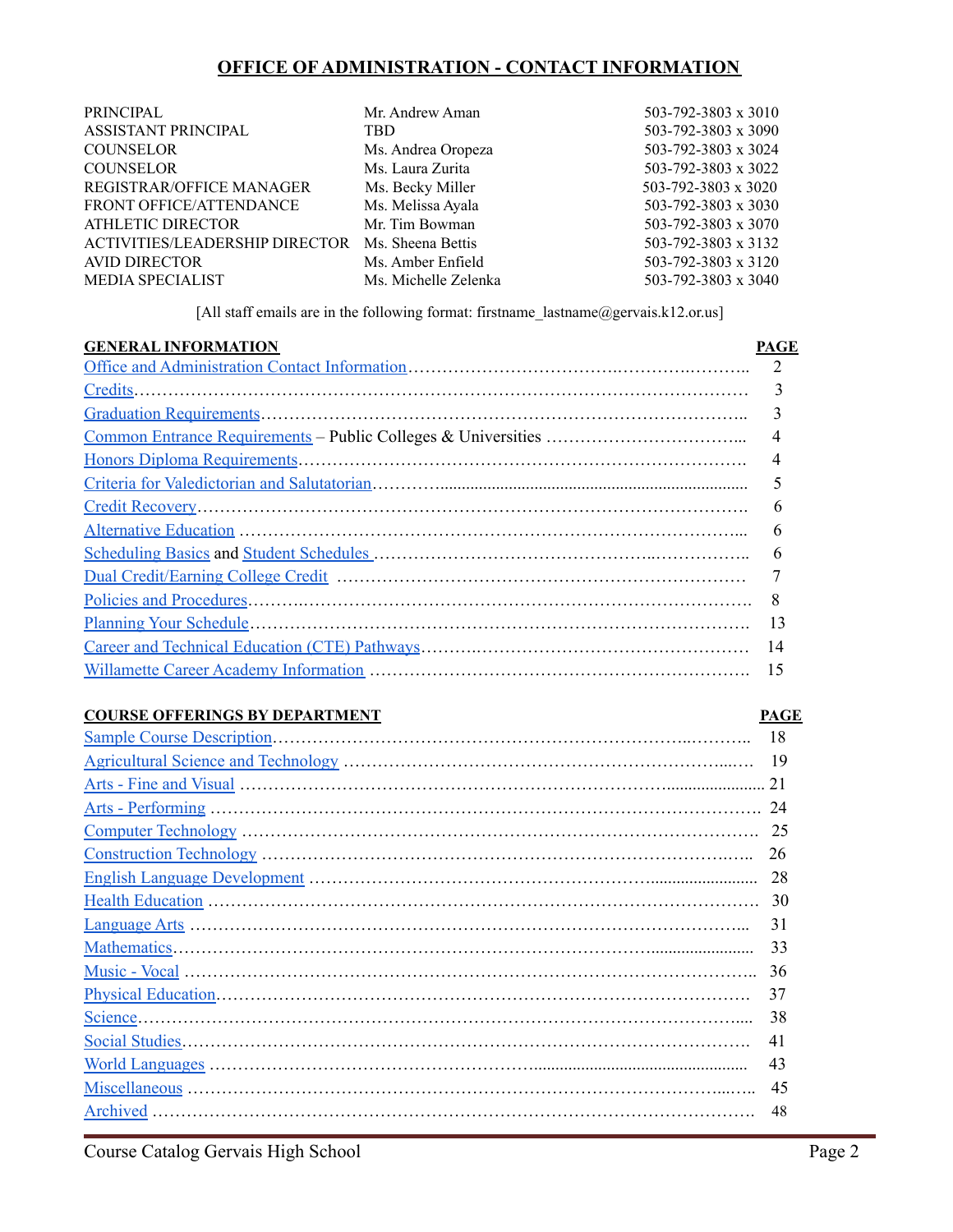## OFFICE OF ADMINISTRATION - CONTACT INFORMATION

| | | |
|---|---|---|
| PRINCIPAL | Mr. Andrew Aman | 503-792-3803 x 3010 |
| ASSISTANT PRINCIPAL | TBD | 503-792-3803 x 3090 |
| COUNSELOR | Ms. Andrea Oropeza | 503-792-3803 x 3024 |
| COUNSELOR | Ms. Laura Zurita | 503-792-3803 x 3022 |
| REGISTRAR/OFFICE MANAGER | Ms. Becky Miller | 503-792-3803 x 3020 |
| FRONT OFFICE/ATTENDANCE | Ms. Melissa Ayala | 503-792-3803 x 3030 |
| ATHLETIC DIRECTOR | Mr. Tim Bowman | 503-792-3803 x 3070 |
| ACTIVITIES/LEADERSHIP DIRECTOR | Ms. Sheena Bettis | 503-792-3803 x 3132 |
| AVID DIRECTOR | Ms. Amber Enfield | 503-792-3803 x 3120 |
| MEDIA SPECIALIST | Ms. Michelle Zelenka | 503-792-3803 x 3040 |

[All staff emails are in the following format: firstname_lastname@gervais.k12.or.us]

| GENERAL INFORMATION | PAGE |
|---|---|
| Office and Administration Contact Information | 2 |
| Credits | 3 |
| Graduation Requirements | 3 |
| Common Entrance Requirements – Public Colleges & Universities | 4 |
| Honors Diploma Requirements | 4 |
| Criteria for Valedictorian and Salutatorian | 5 |
| Credit Recovery | 6 |
| Alternative Education | 6 |
| Scheduling Basics and Student Schedules | 6 |
| Dual Credit/Earning College Credit | 7 |
| Policies and Procedures | 8 |
| Planning Your Schedule | 13 |
| Career and Technical Education (CTE) Pathways | 14 |
| Willamette Career Academy Information | 15 |

| COURSE OFFERINGS BY DEPARTMENT | PAGE |
|---|---|
| Sample Course Description | 18 |
| Agricultural Science and Technology | 19 |
| Arts - Fine and Visual | 21 |
| Arts - Performing | 24 |
| Computer Technology | 25 |
| Construction Technology | 26 |
| English Language Development | 28 |
| Health Education | 30 |
| Language Arts | 31 |
| Mathematics | 33 |
| Music - Vocal | 36 |
| Physical Education | 37 |
| Science | 38 |
| Social Studies | 41 |
| World Languages | 43 |
| Miscellaneous | 45 |
| Archived | 48 |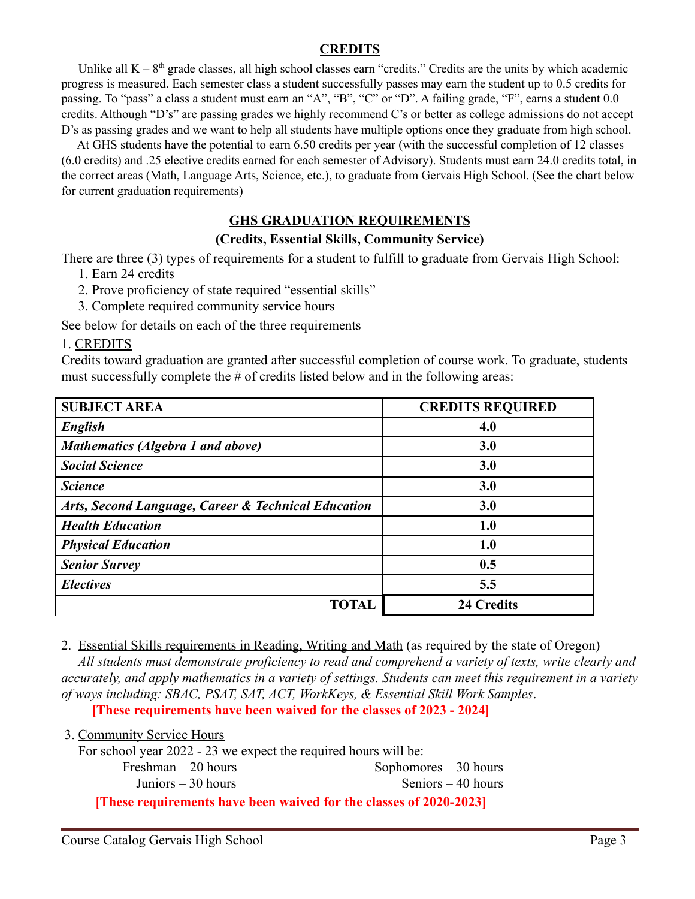## CREDITS

Unlike all K – 8th grade classes, all high school classes earn "credits." Credits are the units by which academic progress is measured. Each semester class a student successfully passes may earn the student up to 0.5 credits for passing. To "pass" a class a student must earn an "A", "B", "C" or "D". A failing grade, "F", earns a student 0.0 credits. Although "D's" are passing grades we highly recommend C's or better as college admissions do not accept D's as passing grades and we want to help all students have multiple options once they graduate from high school.

At GHS students have the potential to earn 6.50 credits per year (with the successful completion of 12 classes (6.0 credits) and .25 elective credits earned for each semester of Advisory). Students must earn 24.0 credits total, in the correct areas (Math, Language Arts, Science, etc.), to graduate from Gervais High School. (See the chart below for current graduation requirements)

## GHS GRADUATION REQUIREMENTS

### (Credits, Essential Skills, Community Service)

There are three (3) types of requirements for a student to fulfill to graduate from Gervais High School:

1. Earn 24 credits
2. Prove proficiency of state required "essential skills"
3. Complete required community service hours

See below for details on each of the three requirements

1. CREDITS

Credits toward graduation are granted after successful completion of course work. To graduate, students must successfully complete the # of credits listed below and in the following areas:

| SUBJECT AREA | CREDITS REQUIRED |
|---|---|
| ***English*** | **4.0** |
| ***Mathematics (Algebra 1 and above)*** | **3.0** |
| ***Social Science*** | **3.0** |
| ***Science*** | **3.0** |
| ***Arts, Second Language, Career & Technical Education*** | **3.0** |
| ***Health Education*** | **1.0** |
| ***Physical Education*** | **1.0** |
| ***Senior Survey*** | **0.5** |
| ***Electives*** | **5.5** |
| **TOTAL** | **24 Credits** |

2. Essential Skills requirements in Reading, Writing and Math (as required by the state of Oregon)

*All students must demonstrate proficiency to read and comprehend a variety of texts, write clearly and accurately, and apply mathematics in a variety of settings. Students can meet this requirement in a variety of ways including: SBAC, PSAT, SAT, ACT, WorkKeys, & Essential Skill Work Samples*.

**[These requirements have been waived for the classes of 2023 - 2024]**

3. Community Service Hours

For school year 2022 - 23 we expect the required hours will be:

Freshman – 20 hours
Sophomores – 30 hours
Juniors – 30 hours
Seniors – 40 hours

**[These requirements have been waived for the classes of 2020-2023]**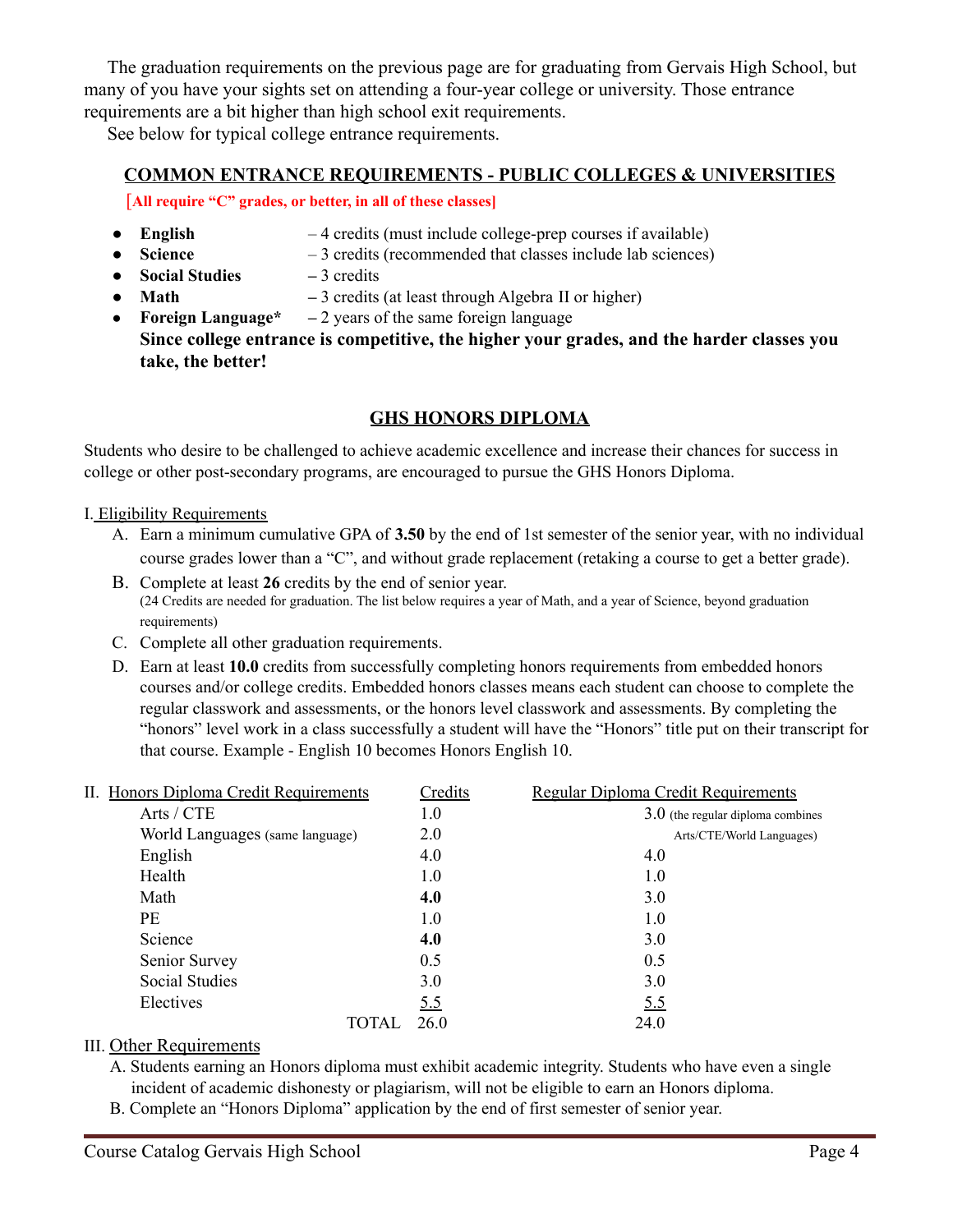The graduation requirements on the previous page are for graduating from Gervais High School, but many of you have your sights set on attending a four-year college or university. Those entrance requirements are a bit higher than high school exit requirements.

See below for typical college entrance requirements.

## COMMON ENTRANCE REQUIREMENTS - PUBLIC COLLEGES & UNIVERSITIES

**[All require "C" grades, or better, in all of these classes]**

- **English** – 4 credits (must include college-prep courses if available)
- **Science** – 3 credits (recommended that classes include lab sciences)
- **Social Studies** – 3 credits
- **Math** – 3 credits (at least through Algebra II or higher)
- **Foreign Language*** – 2 years of the same foreign language

**Since college entrance is competitive, the higher your grades, and the harder classes you take, the better!**

## GHS HONORS DIPLOMA

Students who desire to be challenged to achieve academic excellence and increase their chances for success in college or other post-secondary programs, are encouraged to pursue the GHS Honors Diploma.

I. Eligibility Requirements

A. Earn a minimum cumulative GPA of **3.50** by the end of 1st semester of the senior year, with no individual course grades lower than a "C", and without grade replacement (retaking a course to get a better grade).

B. Complete at least **26** credits by the end of senior year.
(24 Credits are needed for graduation. The list below requires a year of Math, and a year of Science, beyond graduation requirements)

C. Complete all other graduation requirements.

D. Earn at least **10.0** credits from successfully completing honors requirements from embedded honors courses and/or college credits. Embedded honors classes means each student can choose to complete the regular classwork and assessments, or the honors level classwork and assessments. By completing the "honors" level work in a class successfully a student will have the "Honors" title put on their transcript for that course. Example - English 10 becomes Honors English 10.

II. Honors Diploma Credit Requirements

| Honors Diploma Credit Requirements | Credits | Regular Diploma Credit Requirements |
|---|---|---|
| Arts / CTE | 1.0 | 3.0 (the regular diploma combines Arts/CTE/World Languages) |
| World Languages (same language) | 2.0 | |
| English | 4.0 | 4.0 |
| Health | 1.0 | 1.0 |
| Math | **4.0** | 3.0 |
| PE | 1.0 | 1.0 |
| Science | **4.0** | 3.0 |
| Senior Survey | 0.5 | 0.5 |
| Social Studies | 3.0 | 3.0 |
| Electives | 5.5 | 5.5 |
| TOTAL | 26.0 | 24.0 |

III. Other Requirements

A. Students earning an Honors diploma must exhibit academic integrity. Students who have even a single incident of academic dishonesty or plagiarism, will not be eligible to earn an Honors diploma.

B. Complete an "Honors Diploma" application by the end of first semester of senior year.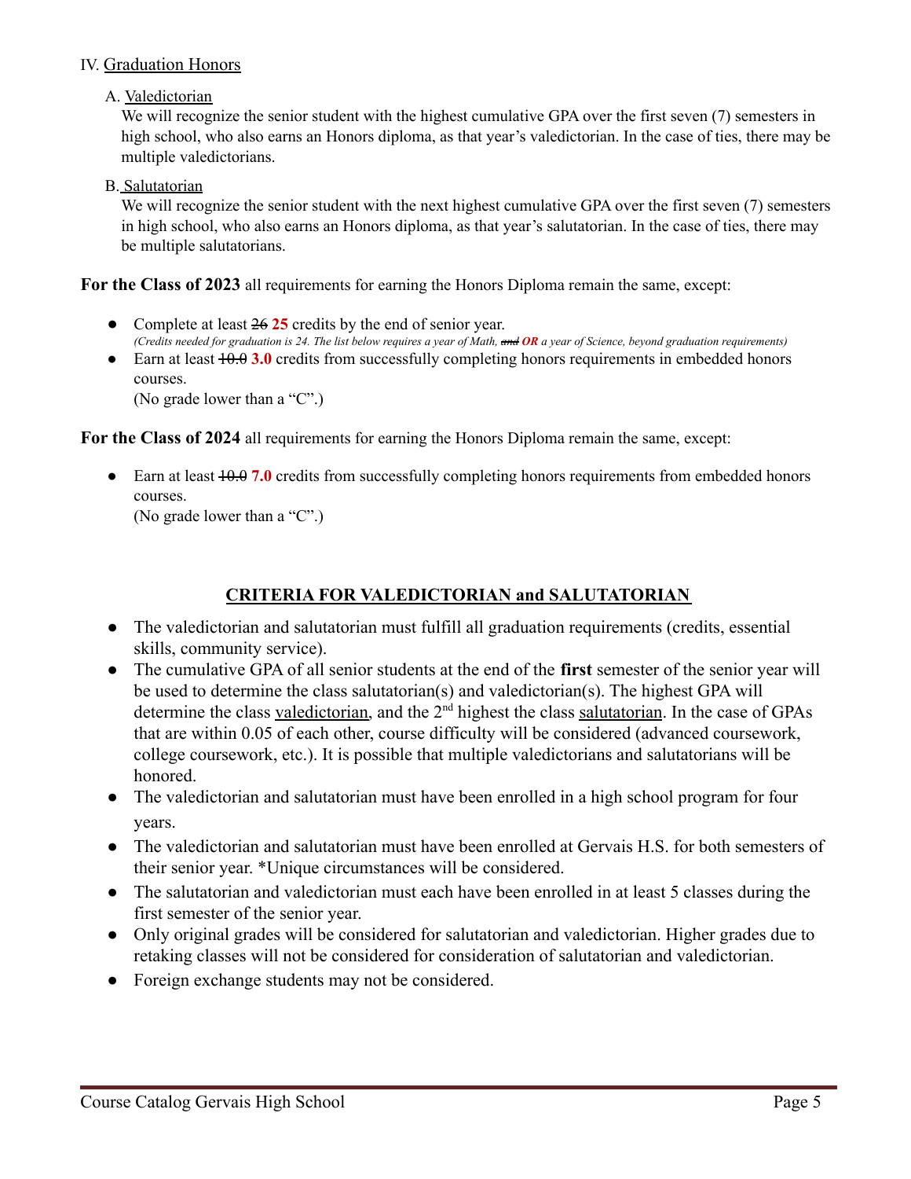## IV. Graduation Honors

### A. Valedictorian

We will recognize the senior student with the highest cumulative GPA over the first seven (7) semesters in high school, who also earns an Honors diploma, as that year's valedictorian. In the case of ties, there may be multiple valedictorians.

### B. Salutatorian

We will recognize the senior student with the next highest cumulative GPA over the first seven (7) semesters in high school, who also earns an Honors diploma, as that year's salutatorian. In the case of ties, there may be multiple salutatorians.

**For the Class of 2023** all requirements for earning the Honors Diploma remain the same, except:

- Complete at least ~~26~~ **25** credits by the end of senior year.
  *(Credits needed for graduation is 24. The list below requires a year of Math, ~~and~~ **OR** a year of Science, beyond graduation requirements)*
- Earn at least ~~10.0~~ **3.0** credits from successfully completing honors requirements in embedded honors courses.
  (No grade lower than a "C".)

**For the Class of 2024** all requirements for earning the Honors Diploma remain the same, except:

- Earn at least ~~10.0~~ **7.0** credits from successfully completing honors requirements from embedded honors courses.
  (No grade lower than a "C".)

## CRITERIA FOR VALEDICTORIAN and SALUTATORIAN

- The valedictorian and salutatorian must fulfill all graduation requirements (credits, essential skills, community service).
- The cumulative GPA of all senior students at the end of the **first** semester of the senior year will be used to determine the class salutatorian(s) and valedictorian(s). The highest GPA will determine the class valedictorian, and the 2nd highest the class salutatorian. In the case of GPAs that are within 0.05 of each other, course difficulty will be considered (advanced coursework, college coursework, etc.). It is possible that multiple valedictorians and salutatorians will be honored.
- The valedictorian and salutatorian must have been enrolled in a high school program for four years.
- The valedictorian and salutatorian must have been enrolled at Gervais H.S. for both semesters of their senior year. *Unique circumstances will be considered.
- The salutatorian and valedictorian must each have been enrolled in at least 5 classes during the first semester of the senior year.
- Only original grades will be considered for salutatorian and valedictorian. Higher grades due to retaking classes will not be considered for consideration of salutatorian and valedictorian.
- Foreign exchange students may not be considered.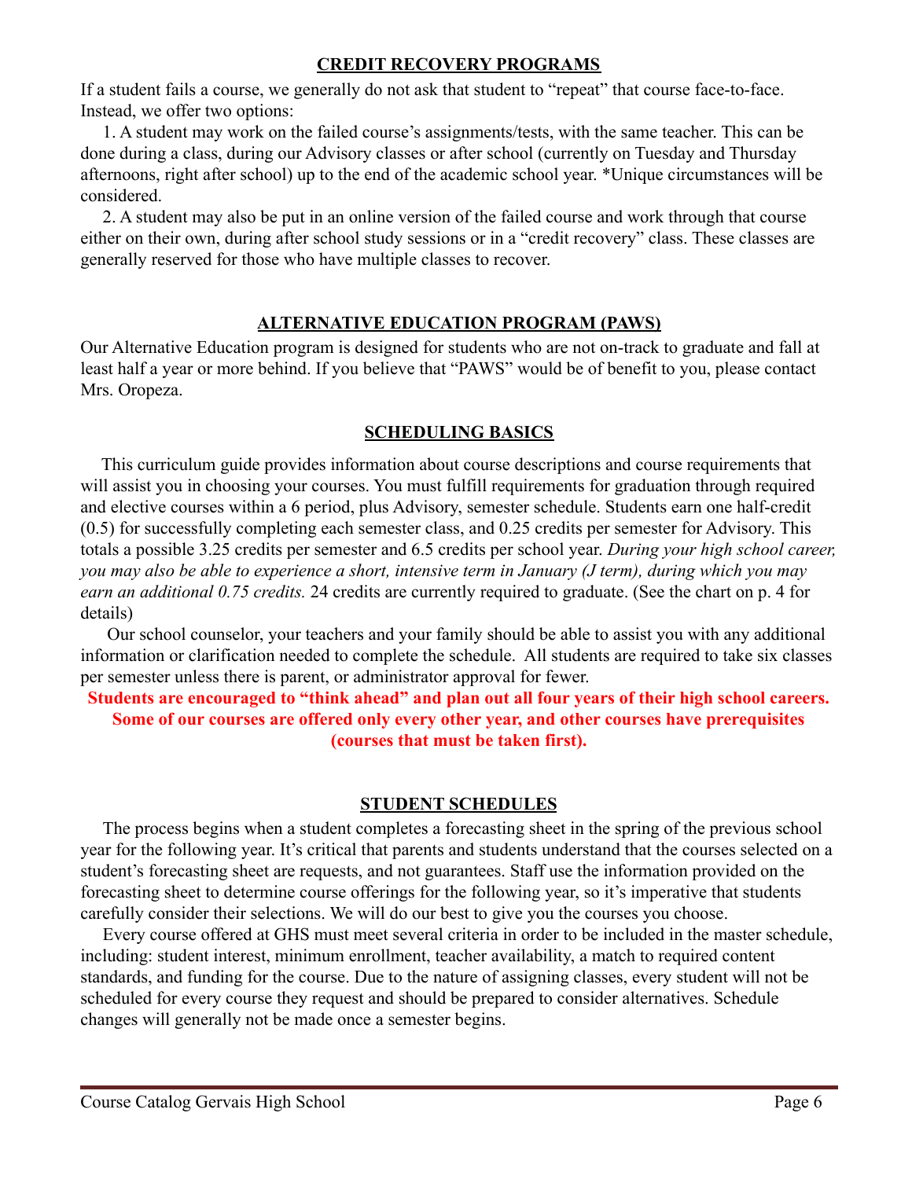## CREDIT RECOVERY PROGRAMS

If a student fails a course, we generally do not ask that student to "repeat" that course face-to-face. Instead, we offer two options:

1. A student may work on the failed course's assignments/tests, with the same teacher. This can be done during a class, during our Advisory classes or after school (currently on Tuesday and Thursday afternoons, right after school) up to the end of the academic school year. *Unique circumstances will be considered.
2. A student may also be put in an online version of the failed course and work through that course either on their own, during after school study sessions or in a "credit recovery" class. These classes are generally reserved for those who have multiple classes to recover.

## ALTERNATIVE EDUCATION PROGRAM (PAWS)

Our Alternative Education program is designed for students who are not on-track to graduate and fall at least half a year or more behind. If you believe that "PAWS" would be of benefit to you, please contact Mrs. Oropeza.

## SCHEDULING BASICS

This curriculum guide provides information about course descriptions and course requirements that will assist you in choosing your courses. You must fulfill requirements for graduation through required and elective courses within a 6 period, plus Advisory, semester schedule. Students earn one half-credit (0.5) for successfully completing each semester class, and 0.25 credits per semester for Advisory. This totals a possible 3.25 credits per semester and 6.5 credits per school year. *During your high school career, you may also be able to experience a short, intensive term in January (J term), during which you may earn an additional 0.75 credits.* 24 credits are currently required to graduate. (See the chart on p. 4 for details)

Our school counselor, your teachers and your family should be able to assist you with any additional information or clarification needed to complete the schedule. All students are required to take six classes per semester unless there is parent, or administrator approval for fewer.

**Students are encouraged to "think ahead" and plan out all four years of their high school careers. Some of our courses are offered only every other year, and other courses have prerequisites (courses that must be taken first).**

## STUDENT SCHEDULES

The process begins when a student completes a forecasting sheet in the spring of the previous school year for the following year. It's critical that parents and students understand that the courses selected on a student's forecasting sheet are requests, and not guarantees. Staff use the information provided on the forecasting sheet to determine course offerings for the following year, so it's imperative that students carefully consider their selections. We will do our best to give you the courses you choose.

Every course offered at GHS must meet several criteria in order to be included in the master schedule, including: student interest, minimum enrollment, teacher availability, a match to required content standards, and funding for the course. Due to the nature of assigning classes, every student will not be scheduled for every course they request and should be prepared to consider alternatives. Schedule changes will generally not be made once a semester begins.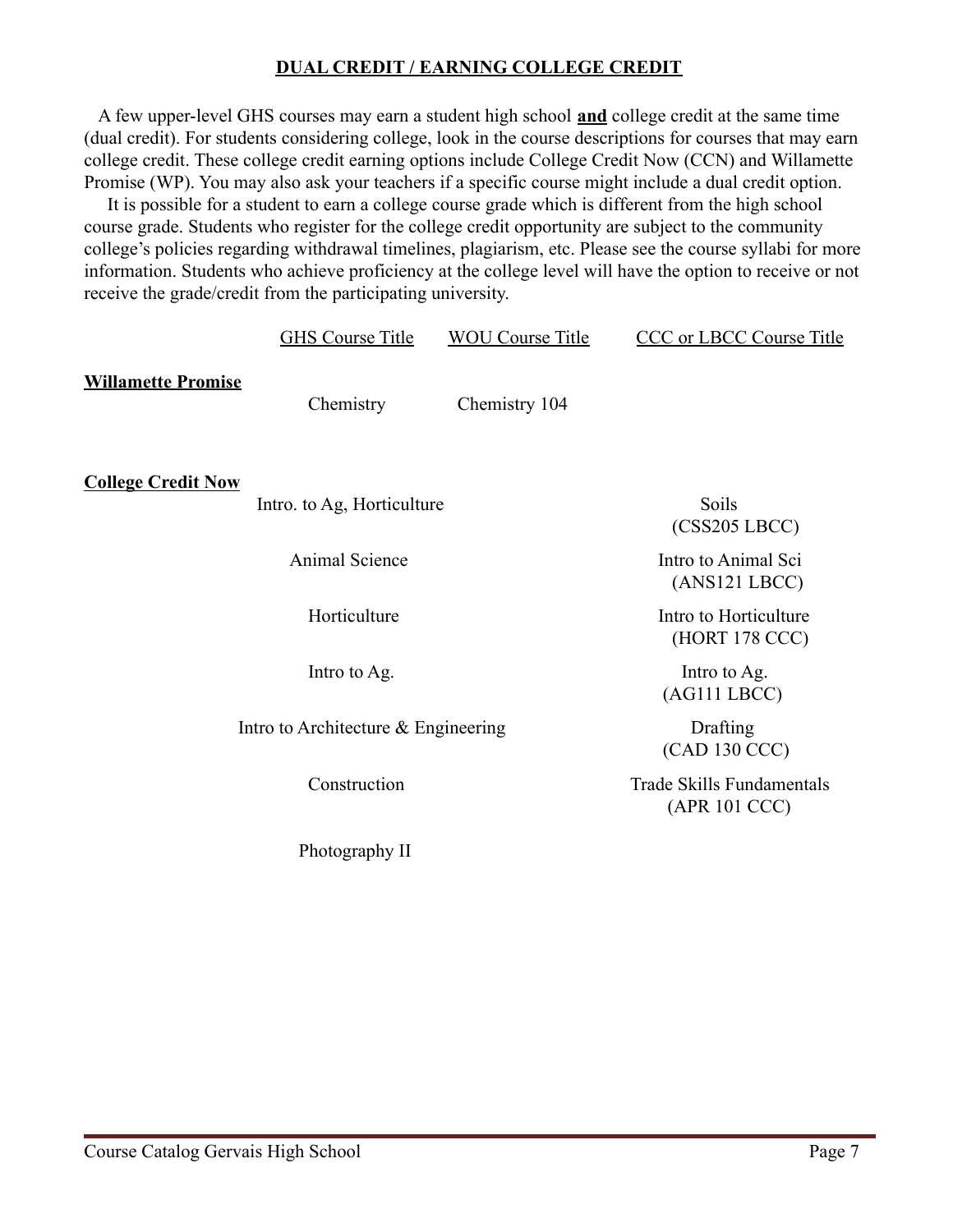## DUAL CREDIT / EARNING COLLEGE CREDIT

A few upper-level GHS courses may earn a student high school **and** college credit at the same time (dual credit). For students considering college, look in the course descriptions for courses that may earn college credit. These college credit earning options include College Credit Now (CCN) and Willamette Promise (WP). You may also ask your teachers if a specific course might include a dual credit option.

It is possible for a student to earn a college course grade which is different from the high school course grade. Students who register for the college credit opportunity are subject to the community college's policies regarding withdrawal timelines, plagiarism, etc. Please see the course syllabi for more information. Students who achieve proficiency at the college level will have the option to receive or not receive the grade/credit from the participating university.

| | GHS Course Title | WOU Course Title | CCC or LBCC Course Title |
|---|---|---|---|
| **Willamette Promise** | Chemistry | Chemistry 104 | |
| **College Credit Now** | Intro. to Ag, Horticulture | | Soils (CSS205 LBCC) |
| | Animal Science | | Intro to Animal Sci (ANS121 LBCC) |
| | Horticulture | | Intro to Horticulture (HORT 178 CCC) |
| | Intro to Ag. | | Intro to Ag. (AG111 LBCC) |
| | Intro to Architecture & Engineering | | Drafting (CAD 130 CCC) |
| | Construction | | Trade Skills Fundamentals (APR 101 CCC) |
| | Photography II | | |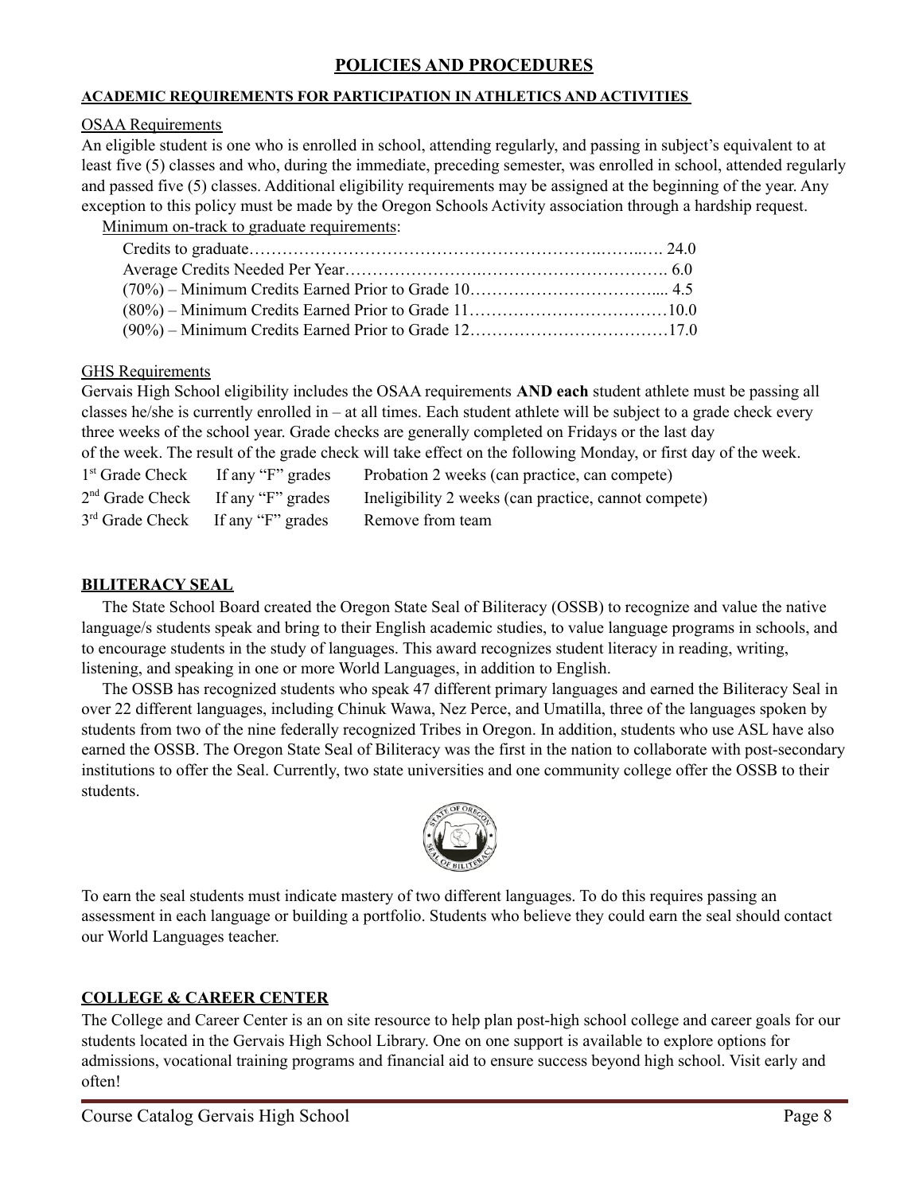# POLICIES AND PROCEDURES

## ACADEMIC REQUIREMENTS FOR PARTICIPATION IN ATHLETICS AND ACTIVITIES

### OSAA Requirements

An eligible student is one who is enrolled in school, attending regularly, and passing in subject's equivalent to at least five (5) classes and who, during the immediate, preceding semester, was enrolled in school, attended regularly and passed five (5) classes. Additional eligibility requirements may be assigned at the beginning of the year. Any exception to this policy must be made by the Oregon Schools Activity association through a hardship request.

Minimum on-track to graduate requirements:

| Requirement | Credits |
|---|---|
| Credits to graduate | 24.0 |
| Average Credits Needed Per Year | 6.0 |
| (70%) – Minimum Credits Earned Prior to Grade 10 | 4.5 |
| (80%) – Minimum Credits Earned Prior to Grade 11 | 10.0 |
| (90%) – Minimum Credits Earned Prior to Grade 12 | 17.0 |

### GHS Requirements

Gervais High School eligibility includes the OSAA requirements **AND each** student athlete must be passing all classes he/she is currently enrolled in – at all times. Each student athlete will be subject to a grade check every three weeks of the school year. Grade checks are generally completed on Fridays or the last day of the week. The result of the grade check will take effect on the following Monday, or first day of the week.

| Grade Check | Condition | Result |
|---|---|---|
| 1st Grade Check | If any "F" grades | Probation 2 weeks (can practice, can compete) |
| 2nd Grade Check | If any "F" grades | Ineligibility 2 weeks (can practice, cannot compete) |
| 3rd Grade Check | If any "F" grades | Remove from team |

## BILITERACY SEAL

The State School Board created the Oregon State Seal of Biliteracy (OSSB) to recognize and value the native language/s students speak and bring to their English academic studies, to value language programs in schools, and to encourage students in the study of languages. This award recognizes student literacy in reading, writing, listening, and speaking in one or more World Languages, in addition to English.

The OSSB has recognized students who speak 47 different primary languages and earned the Biliteracy Seal in over 22 different languages, including Chinuk Wawa, Nez Perce, and Umatilla, three of the languages spoken by students from two of the nine federally recognized Tribes in Oregon. In addition, students who use ASL have also earned the OSSB. The Oregon State Seal of Biliteracy was the first in the nation to collaborate with post-secondary institutions to offer the Seal. Currently, two state universities and one community college offer the OSSB to their students.

To earn the seal students must indicate mastery of two different languages. To do this requires passing an assessment in each language or building a portfolio. Students who believe they could earn the seal should contact our World Languages teacher.

## COLLEGE & CAREER CENTER

The College and Career Center is an on site resource to help plan post-high school college and career goals for our students located in the Gervais High School Library. One on one support is available to explore options for admissions, vocational training programs and financial aid to ensure success beyond high school. Visit early and often!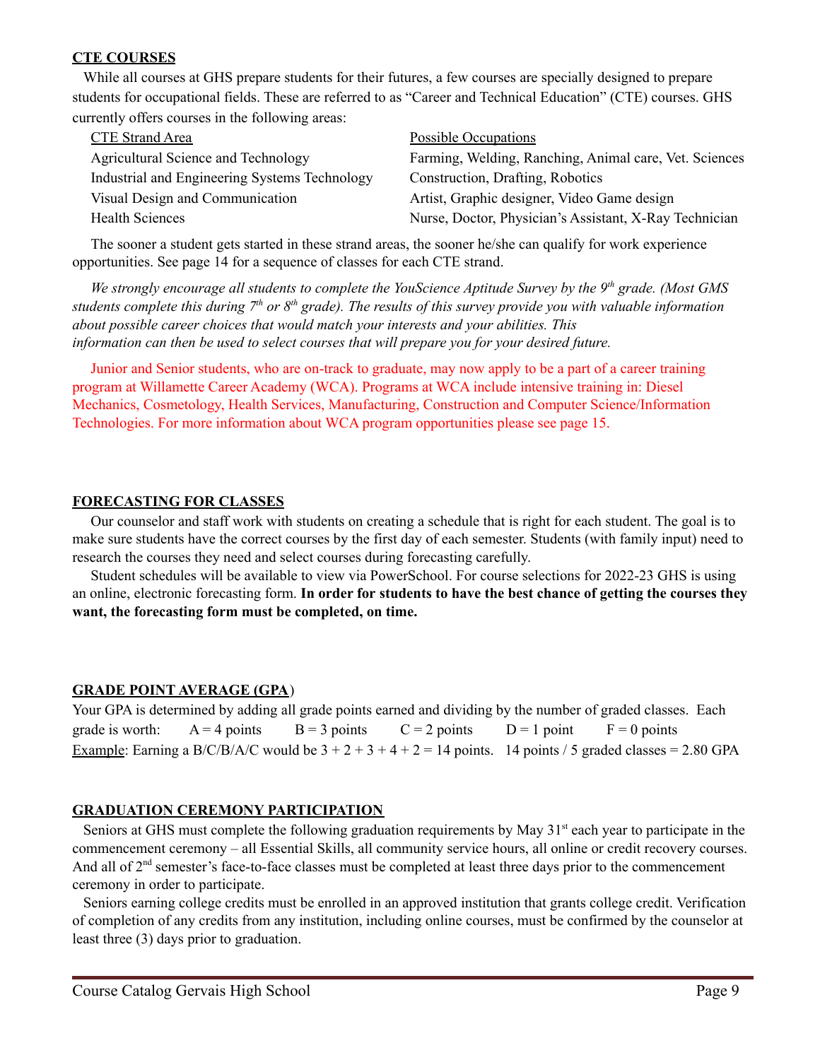## CTE COURSES

While all courses at GHS prepare students for their futures, a few courses are specially designed to prepare students for occupational fields. These are referred to as "Career and Technical Education" (CTE) courses. GHS currently offers courses in the following areas:

| CTE Strand Area | Possible Occupations |
| --- | --- |
| Agricultural Science and Technology | Farming, Welding, Ranching, Animal care, Vet. Sciences |
| Industrial and Engineering Systems Technology | Construction, Drafting, Robotics |
| Visual Design and Communication | Artist, Graphic designer, Video Game design |
| Health Sciences | Nurse, Doctor, Physician's Assistant, X-Ray Technician |

The sooner a student gets started in these strand areas, the sooner he/she can qualify for work experience opportunities. See page 14 for a sequence of classes for each CTE strand.

*We strongly encourage all students to complete the YouScience Aptitude Survey by the 9th grade. (Most GMS students complete this during 7th or 8th grade). The results of this survey provide you with valuable information about possible career choices that would match your interests and your abilities. This information can then be used to select courses that will prepare you for your desired future.*

Junior and Senior students, who are on-track to graduate, may now apply to be a part of a career training program at Willamette Career Academy (WCA). Programs at WCA include intensive training in: Diesel Mechanics, Cosmetology, Health Services, Manufacturing, Construction and Computer Science/Information Technologies. For more information about WCA program opportunities please see page 15.

## FORECASTING FOR CLASSES

Our counselor and staff work with students on creating a schedule that is right for each student. The goal is to make sure students have the correct courses by the first day of each semester. Students (with family input) need to research the courses they need and select courses during forecasting carefully.

Student schedules will be available to view via PowerSchool. For course selections for 2022-23 GHS is using an online, electronic forecasting form. **In order for students to have the best chance of getting the courses they want, the forecasting form must be completed, on time.**

## GRADE POINT AVERAGE (GPA)

Your GPA is determined by adding all grade points earned and dividing by the number of graded classes. Each grade is worth: A = 4 points B = 3 points C = 2 points D = 1 point F = 0 points

Example: Earning a B/C/B/A/C would be 3 + 2 + 3 + 4 + 2 = 14 points. 14 points / 5 graded classes = 2.80 GPA

## GRADUATION CEREMONY PARTICIPATION

Seniors at GHS must complete the following graduation requirements by May 31st each year to participate in the commencement ceremony – all Essential Skills, all community service hours, all online or credit recovery courses. And all of 2nd semester's face-to-face classes must be completed at least three days prior to the commencement ceremony in order to participate.

Seniors earning college credits must be enrolled in an approved institution that grants college credit. Verification of completion of any credits from any institution, including online courses, must be confirmed by the counselor at least three (3) days prior to graduation.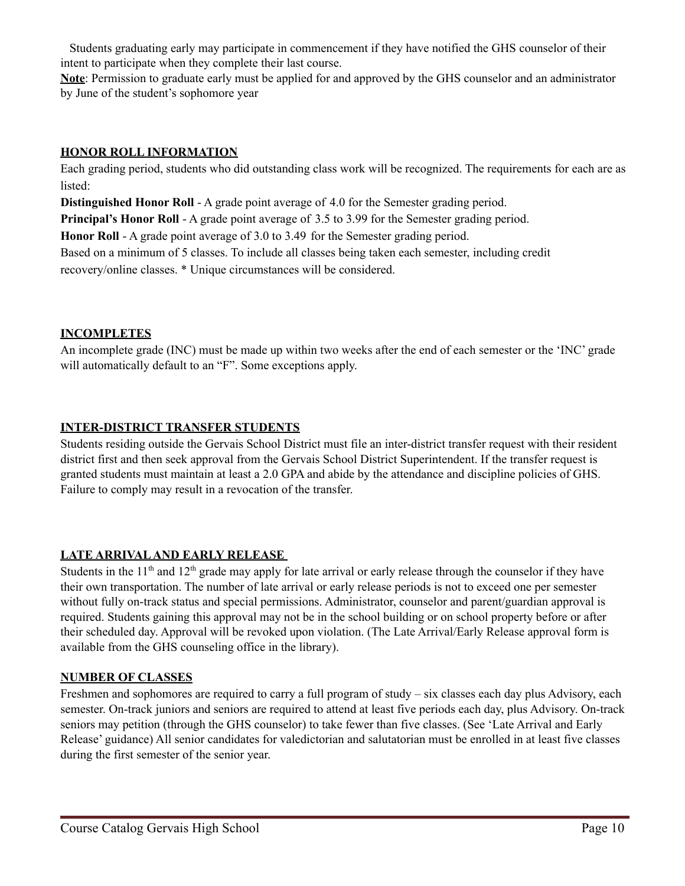Students graduating early may participate in commencement if they have notified the GHS counselor of their intent to participate when they complete their last course.

**Note**: Permission to graduate early must be applied for and approved by the GHS counselor and an administrator by June of the student's sophomore year

## HONOR ROLL INFORMATION

Each grading period, students who did outstanding class work will be recognized. The requirements for each are as listed:

**Distinguished Honor Roll** - A grade point average of 4.0 for the Semester grading period.

**Principal's Honor Roll** - A grade point average of 3.5 to 3.99 for the Semester grading period.

**Honor Roll** - A grade point average of 3.0 to 3.49 for the Semester grading period.

Based on a minimum of 5 classes. To include all classes being taken each semester, including credit recovery/online classes. * Unique circumstances will be considered.

## INCOMPLETES

An incomplete grade (INC) must be made up within two weeks after the end of each semester or the 'INC' grade will automatically default to an "F". Some exceptions apply.

## INTER-DISTRICT TRANSFER STUDENTS

Students residing outside the Gervais School District must file an inter-district transfer request with their resident district first and then seek approval from the Gervais School District Superintendent. If the transfer request is granted students must maintain at least a 2.0 GPA and abide by the attendance and discipline policies of GHS. Failure to comply may result in a revocation of the transfer.

## LATE ARRIVAL AND EARLY RELEASE

Students in the 11th and 12th grade may apply for late arrival or early release through the counselor if they have their own transportation. The number of late arrival or early release periods is not to exceed one per semester without fully on-track status and special permissions. Administrator, counselor and parent/guardian approval is required. Students gaining this approval may not be in the school building or on school property before or after their scheduled day. Approval will be revoked upon violation. (The Late Arrival/Early Release approval form is available from the GHS counseling office in the library).

## NUMBER OF CLASSES

Freshmen and sophomores are required to carry a full program of study – six classes each day plus Advisory, each semester. On-track juniors and seniors are required to attend at least five periods each day, plus Advisory. On-track seniors may petition (through the GHS counselor) to take fewer than five classes. (See 'Late Arrival and Early Release' guidance) All senior candidates for valedictorian and salutatorian must be enrolled in at least five classes during the first semester of the senior year.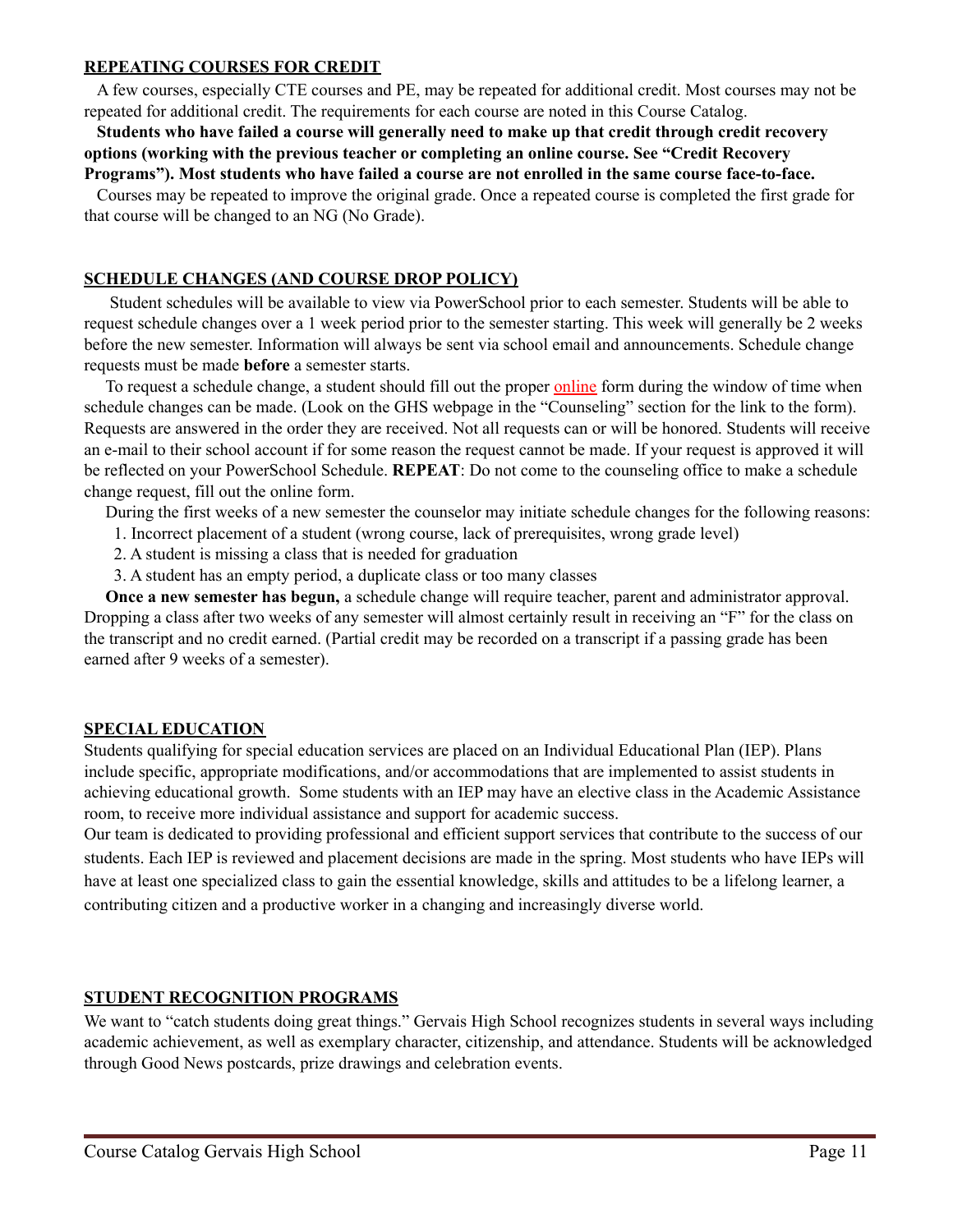## REPEATING COURSES FOR CREDIT

A few courses, especially CTE courses and PE, may be repeated for additional credit. Most courses may not be repeated for additional credit. The requirements for each course are noted in this Course Catalog.

**Students who have failed a course will generally need to make up that credit through credit recovery options (working with the previous teacher or completing an online course. See "Credit Recovery Programs"). Most students who have failed a course are not enrolled in the same course face-to-face.**

Courses may be repeated to improve the original grade. Once a repeated course is completed the first grade for that course will be changed to an NG (No Grade).

## SCHEDULE CHANGES (AND COURSE DROP POLICY)

Student schedules will be available to view via PowerSchool prior to each semester. Students will be able to request schedule changes over a 1 week period prior to the semester starting. This week will generally be 2 weeks before the new semester. Information will always be sent via school email and announcements. Schedule change requests must be made **before** a semester starts.

To request a schedule change, a student should fill out the proper online form during the window of time when schedule changes can be made. (Look on the GHS webpage in the "Counseling" section for the link to the form). Requests are answered in the order they are received. Not all requests can or will be honored. Students will receive an e-mail to their school account if for some reason the request cannot be made. If your request is approved it will be reflected on your PowerSchool Schedule. **REPEAT**: Do not come to the counseling office to make a schedule change request, fill out the online form.

During the first weeks of a new semester the counselor may initiate schedule changes for the following reasons:

1. Incorrect placement of a student (wrong course, lack of prerequisites, wrong grade level)
2. A student is missing a class that is needed for graduation
3. A student has an empty period, a duplicate class or too many classes

**Once a new semester has begun,** a schedule change will require teacher, parent and administrator approval. Dropping a class after two weeks of any semester will almost certainly result in receiving an "F" for the class on the transcript and no credit earned. (Partial credit may be recorded on a transcript if a passing grade has been earned after 9 weeks of a semester).

## SPECIAL EDUCATION

Students qualifying for special education services are placed on an Individual Educational Plan (IEP). Plans include specific, appropriate modifications, and/or accommodations that are implemented to assist students in achieving educational growth. Some students with an IEP may have an elective class in the Academic Assistance room, to receive more individual assistance and support for academic success.

Our team is dedicated to providing professional and efficient support services that contribute to the success of our students. Each IEP is reviewed and placement decisions are made in the spring. Most students who have IEPs will have at least one specialized class to gain the essential knowledge, skills and attitudes to be a lifelong learner, a contributing citizen and a productive worker in a changing and increasingly diverse world.

## STUDENT RECOGNITION PROGRAMS

We want to "catch students doing great things." Gervais High School recognizes students in several ways including academic achievement, as well as exemplary character, citizenship, and attendance. Students will be acknowledged through Good News postcards, prize drawings and celebration events.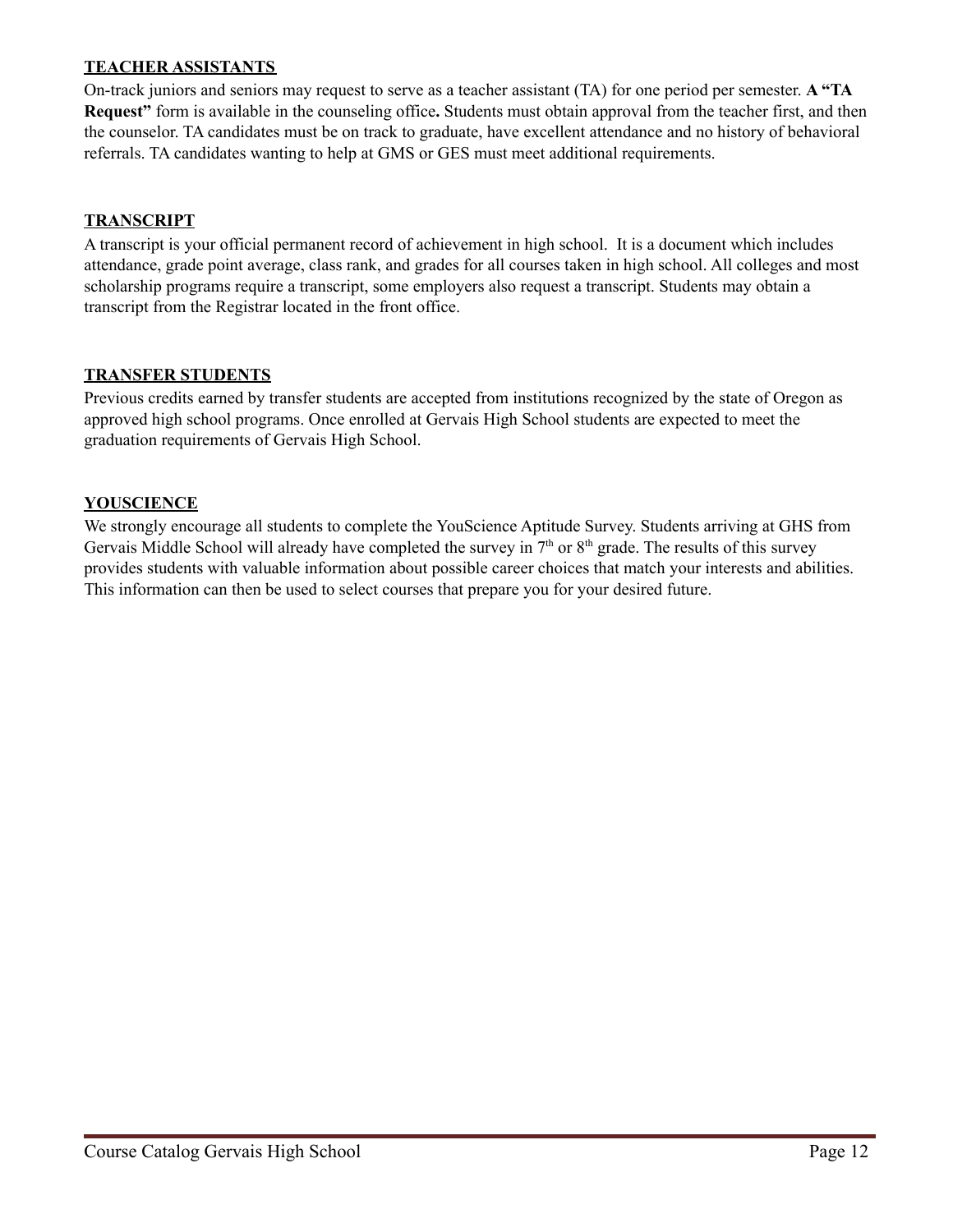**TEACHER ASSISTANTS**

On-track juniors and seniors may request to serve as a teacher assistant (TA) for one period per semester. **A "TA Request"** form is available in the counseling office**.** Students must obtain approval from the teacher first, and then the counselor. TA candidates must be on track to graduate, have excellent attendance and no history of behavioral referrals. TA candidates wanting to help at GMS or GES must meet additional requirements.

**TRANSCRIPT**

A transcript is your official permanent record of achievement in high school. It is a document which includes attendance, grade point average, class rank, and grades for all courses taken in high school. All colleges and most scholarship programs require a transcript, some employers also request a transcript. Students may obtain a transcript from the Registrar located in the front office.

**TRANSFER STUDENTS**

Previous credits earned by transfer students are accepted from institutions recognized by the state of Oregon as approved high school programs. Once enrolled at Gervais High School students are expected to meet the graduation requirements of Gervais High School.

**YOUSCIENCE**

We strongly encourage all students to complete the YouScience Aptitude Survey. Students arriving at GHS from Gervais Middle School will already have completed the survey in 7th or 8th grade. The results of this survey provides students with valuable information about possible career choices that match your interests and abilities. This information can then be used to select courses that prepare you for your desired future.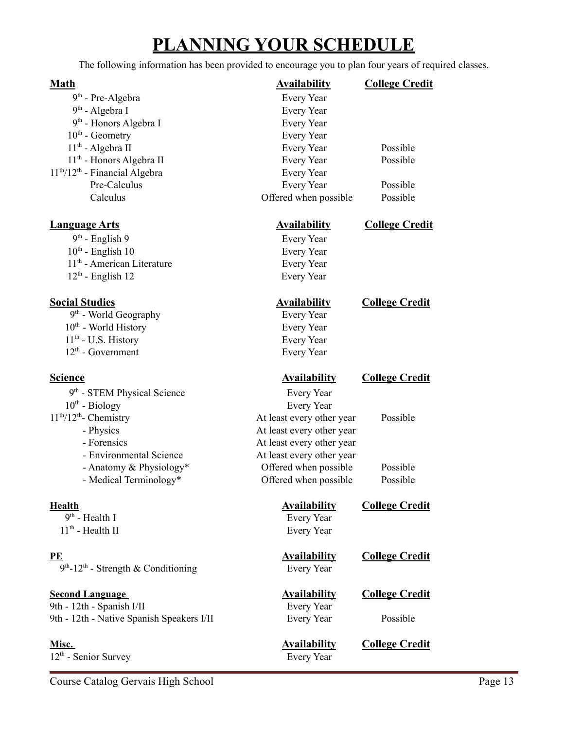# PLANNING YOUR SCHEDULE

The following information has been provided to encourage you to plan four years of required classes.

| Math | Availability | College Credit |
|---|---|---|
| 9th - Pre-Algebra | Every Year | |
| 9th - Algebra I | Every Year | |
| 9th - Honors Algebra I | Every Year | |
| 10th - Geometry | Every Year | |
| 11th - Algebra II | Every Year | Possible |
| 11th - Honors Algebra II | Every Year | Possible |
| 11th/12th - Financial Algebra | Every Year | |
| Pre-Calculus | Every Year | Possible |
| Calculus | Offered when possible | Possible |

| Language Arts | Availability | College Credit |
|---|---|---|
| 9th - English 9 | Every Year | |
| 10th - English 10 | Every Year | |
| 11th - American Literature | Every Year | |
| 12th - English 12 | Every Year | |

| Social Studies | Availability | College Credit |
|---|---|---|
| 9th - World Geography | Every Year | |
| 10th - World History | Every Year | |
| 11th - U.S. History | Every Year | |
| 12th - Government | Every Year | |

| Science | Availability | College Credit |
|---|---|---|
| 9th - STEM Physical Science | Every Year | |
| 10th - Biology | Every Year | |
| 11th/12th - Chemistry | At least every other year | Possible |
| - Physics | At least every other year | |
| - Forensics | At least every other year | |
| - Environmental Science | At least every other year | |
| - Anatomy & Physiology* | Offered when possible | Possible |
| - Medical Terminology* | Offered when possible | Possible |

| Health | Availability | College Credit |
|---|---|---|
| 9th - Health I | Every Year | |
| 11th - Health II | Every Year | |

| PE | Availability | College Credit |
|---|---|---|
| 9th-12th - Strength & Conditioning | Every Year | |

| Second Language | Availability | College Credit |
|---|---|---|
| 9th - 12th - Spanish I/II | Every Year | |
| 9th - 12th - Native Spanish Speakers I/II | Every Year | Possible |

| Misc. | Availability | College Credit |
|---|---|---|
| 12th - Senior Survey | Every Year | |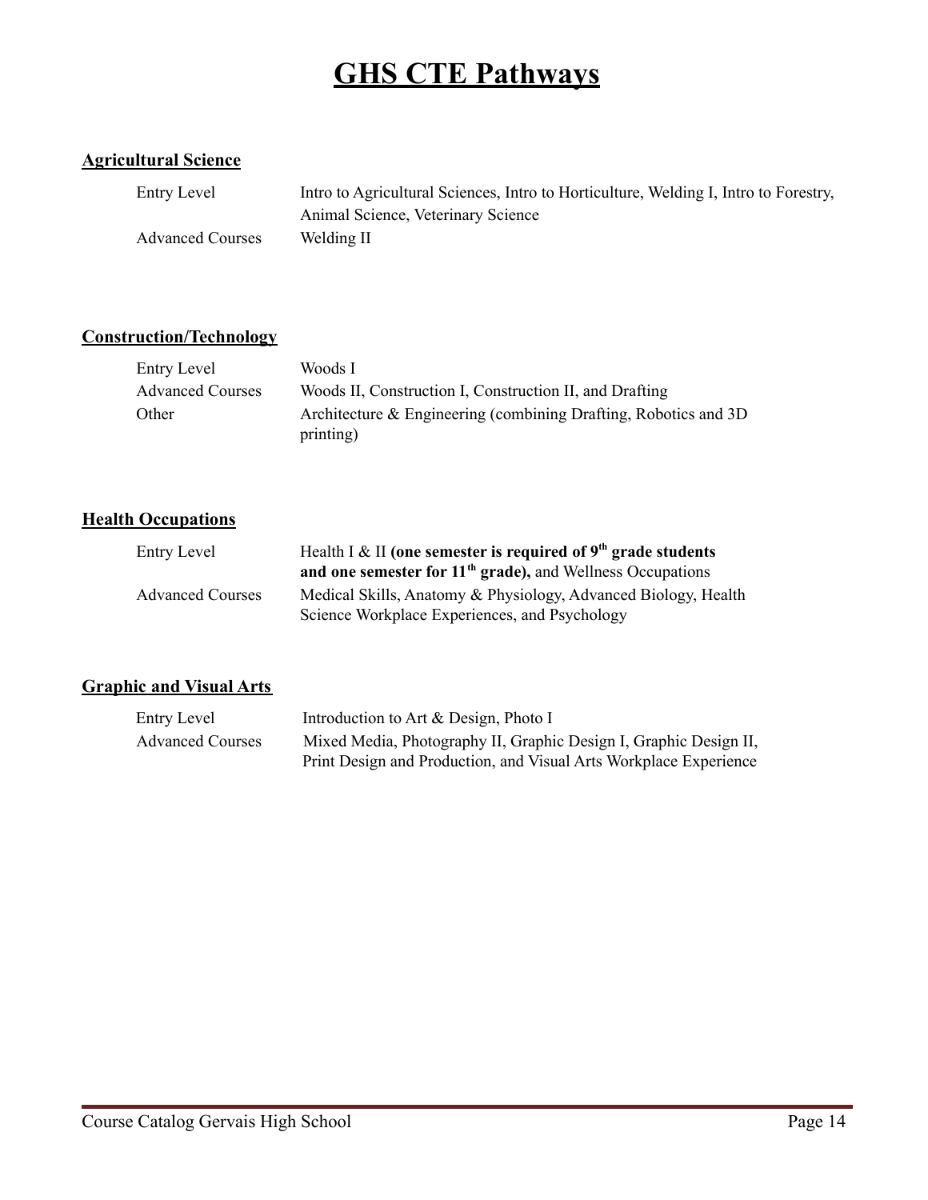# GHS CTE Pathways

## Agricultural Science

| | |
|---|---|
| Entry Level | Intro to Agricultural Sciences, Intro to Horticulture, Welding I, Intro to Forestry, Animal Science, Veterinary Science |
| Advanced Courses | Welding II |

## Construction/Technology

| | |
|---|---|
| Entry Level | Woods I |
| Advanced Courses | Woods II, Construction I, Construction II, and Drafting |
| Other | Architecture & Engineering (combining Drafting, Robotics and 3D printing) |

## Health Occupations

| | |
|---|---|
| Entry Level | Health I & II **(one semester is required of 9th grade students and one semester for 11th grade),** and Wellness Occupations |
| Advanced Courses | Medical Skills, Anatomy & Physiology, Advanced Biology, Health Science Workplace Experiences, and Psychology |

## Graphic and Visual Arts

| | |
|---|---|
| Entry Level | Introduction to Art & Design, Photo I |
| Advanced Courses | Mixed Media, Photography II, Graphic Design I, Graphic Design II, Print Design and Production, and Visual Arts Workplace Experience |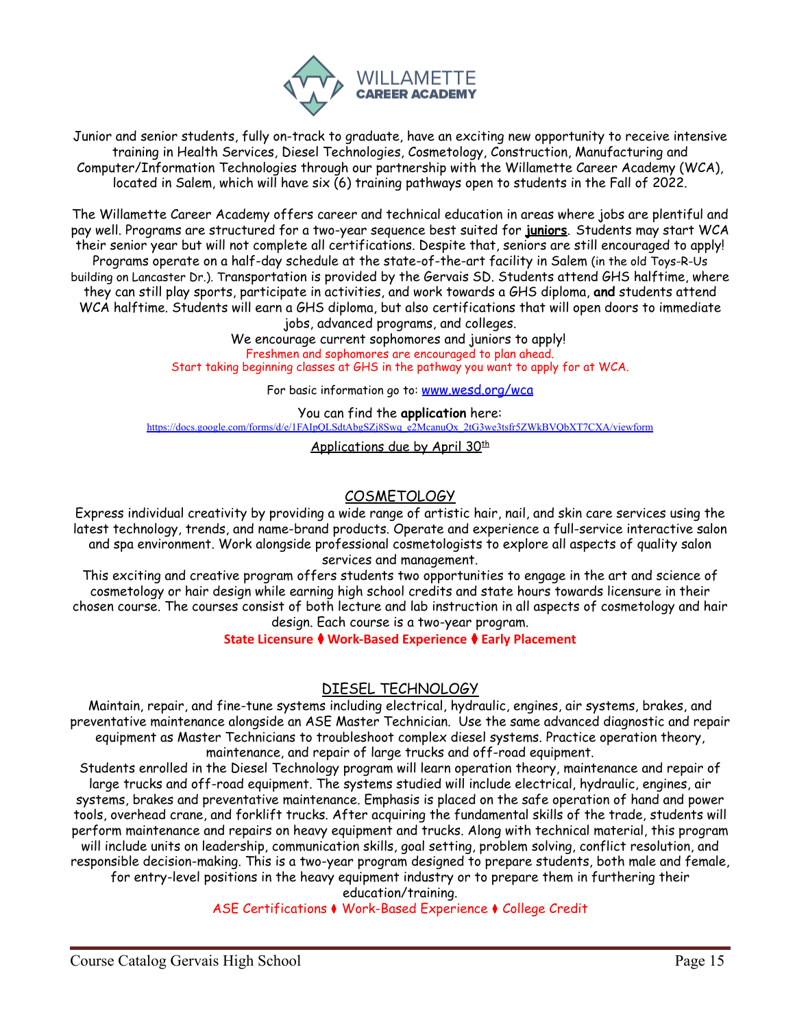# WILLAMETTE CAREER ACADEMY

Junior and senior students, fully on-track to graduate, have an exciting new opportunity to receive intensive training in Health Services, Diesel Technologies, Cosmetology, Construction, Manufacturing and Computer/Information Technologies through our partnership with the Willamette Career Academy (WCA), located in Salem, which will have six (6) training pathways open to students in the Fall of 2022.

The Willamette Career Academy offers career and technical education in areas where jobs are plentiful and pay well. Programs are structured for a two-year sequence best suited for **juniors**. Students may start WCA their senior year but will not complete all certifications. Despite that, seniors are still encouraged to apply! Programs operate on a half-day schedule at the state-of-the-art facility in Salem (in the old Toys-R-Us building on Lancaster Dr.). Transportation is provided by the Gervais SD. Students attend GHS halftime, where they can still play sports, participate in activities, and work towards a GHS diploma, **and** students attend WCA halftime. Students will earn a GHS diploma, but also certifications that will open doors to immediate jobs, advanced programs, and colleges.

We encourage current sophomores and juniors to apply!

Freshmen and sophomores are encouraged to plan ahead.

Start taking beginning classes at GHS in the pathway you want to apply for at WCA.

For basic information go to: www.wesd.org/wca

You can find the **application** here:

https://docs.google.com/forms/d/e/1FAIpQLSdtAbgSZj8Swq_e2McanuQx_2tG3we3tsfr5ZWkBVQbXT7CXA/viewform

Applications due by April 30th

## COSMETOLOGY

Express individual creativity by providing a wide range of artistic hair, nail, and skin care services using the latest technology, trends, and name-brand products. Operate and experience a full-service interactive salon and spa environment. Work alongside professional cosmetologists to explore all aspects of quality salon services and management.

This exciting and creative program offers students two opportunities to engage in the art and science of cosmetology or hair design while earning high school credits and state hours towards licensure in their chosen course. The courses consist of both lecture and lab instruction in all aspects of cosmetology and hair design. Each course is a two-year program.

**State Licensure ⧫ Work-Based Experience ⧫ Early Placement**

## DIESEL TECHNOLOGY

Maintain, repair, and fine-tune systems including electrical, hydraulic, engines, air systems, brakes, and preventative maintenance alongside an ASE Master Technician. Use the same advanced diagnostic and repair equipment as Master Technicians to troubleshoot complex diesel systems. Practice operation theory, maintenance, and repair of large trucks and off-road equipment.

Students enrolled in the Diesel Technology program will learn operation theory, maintenance and repair of large trucks and off-road equipment. The systems studied will include electrical, hydraulic, engines, air systems, brakes and preventative maintenance. Emphasis is placed on the safe operation of hand and power tools, overhead crane, and forklift trucks. After acquiring the fundamental skills of the trade, students will perform maintenance and repairs on heavy equipment and trucks. Along with technical material, this program will include units on leadership, communication skills, goal setting, problem solving, conflict resolution, and responsible decision-making. This is a two-year program designed to prepare students, both male and female, for entry-level positions in the heavy equipment industry or to prepare them in furthering their education/training.

ASE Certifications ⧫ Work-Based Experience ⧫ College Credit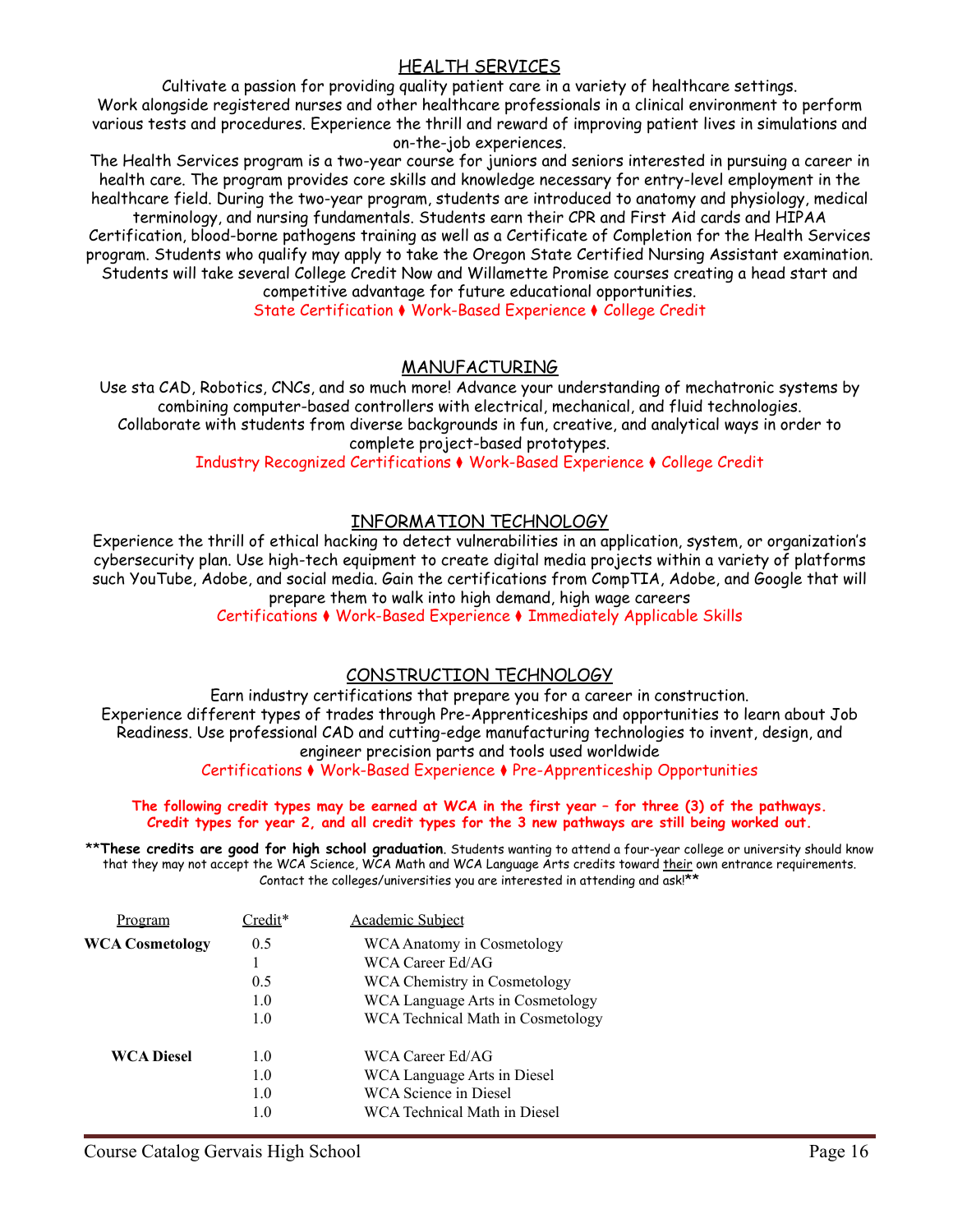## HEALTH SERVICES

Cultivate a passion for providing quality patient care in a variety of healthcare settings. Work alongside registered nurses and other healthcare professionals in a clinical environment to perform various tests and procedures. Experience the thrill and reward of improving patient lives in simulations and on-the-job experiences.

The Health Services program is a two-year course for juniors and seniors interested in pursuing a career in health care. The program provides core skills and knowledge necessary for entry-level employment in the healthcare field. During the two-year program, students are introduced to anatomy and physiology, medical terminology, and nursing fundamentals. Students earn their CPR and First Aid cards and HIPAA Certification, blood-borne pathogens training as well as a Certificate of Completion for the Health Services program. Students who qualify may apply to take the Oregon State Certified Nursing Assistant examination. Students will take several College Credit Now and Willamette Promise courses creating a head start and competitive advantage for future educational opportunities.

State Certification ⧫ Work-Based Experience ⧫ College Credit

## MANUFACTURING

Use sta CAD, Robotics, CNCs, and so much more! Advance your understanding of mechatronic systems by combining computer-based controllers with electrical, mechanical, and fluid technologies. Collaborate with students from diverse backgrounds in fun, creative, and analytical ways in order to complete project-based prototypes.

Industry Recognized Certifications ⧫ Work-Based Experience ⧫ College Credit

## INFORMATION TECHNOLOGY

Experience the thrill of ethical hacking to detect vulnerabilities in an application, system, or organization's cybersecurity plan. Use high-tech equipment to create digital media projects within a variety of platforms such YouTube, Adobe, and social media. Gain the certifications from CompTIA, Adobe, and Google that will prepare them to walk into high demand, high wage careers

Certifications ⧫ Work-Based Experience ⧫ Immediately Applicable Skills

## CONSTRUCTION TECHNOLOGY

Earn industry certifications that prepare you for a career in construction. Experience different types of trades through Pre-Apprenticeships and opportunities to learn about Job Readiness. Use professional CAD and cutting-edge manufacturing technologies to invent, design, and engineer precision parts and tools used worldwide

Certifications ⧫ Work-Based Experience ⧫ Pre-Apprenticeship Opportunities

**The following credit types may be earned at WCA in the first year – for three (3) of the pathways. Credit types for year 2, and all credit types for the 3 new pathways are still being worked out.**

\*\***These credits are good for high school graduation**. Students wanting to attend a four-year college or university should know that they may not accept the WCA Science, WCA Math and WCA Language Arts credits toward their own entrance requirements. Contact the colleges/universities you are interested in attending and ask!\*\*

| Program | Credit* | Academic Subject |
|---|---|---|
| **WCA Cosmetology** | 0.5 | WCA Anatomy in Cosmetology |
| | 1 | WCA Career Ed/AG |
| | 0.5 | WCA Chemistry in Cosmetology |
| | 1.0 | WCA Language Arts in Cosmetology |
| | 1.0 | WCA Technical Math in Cosmetology |
| **WCA Diesel** | 1.0 | WCA Career Ed/AG |
| | 1.0 | WCA Language Arts in Diesel |
| | 1.0 | WCA Science in Diesel |
| | 1.0 | WCA Technical Math in Diesel |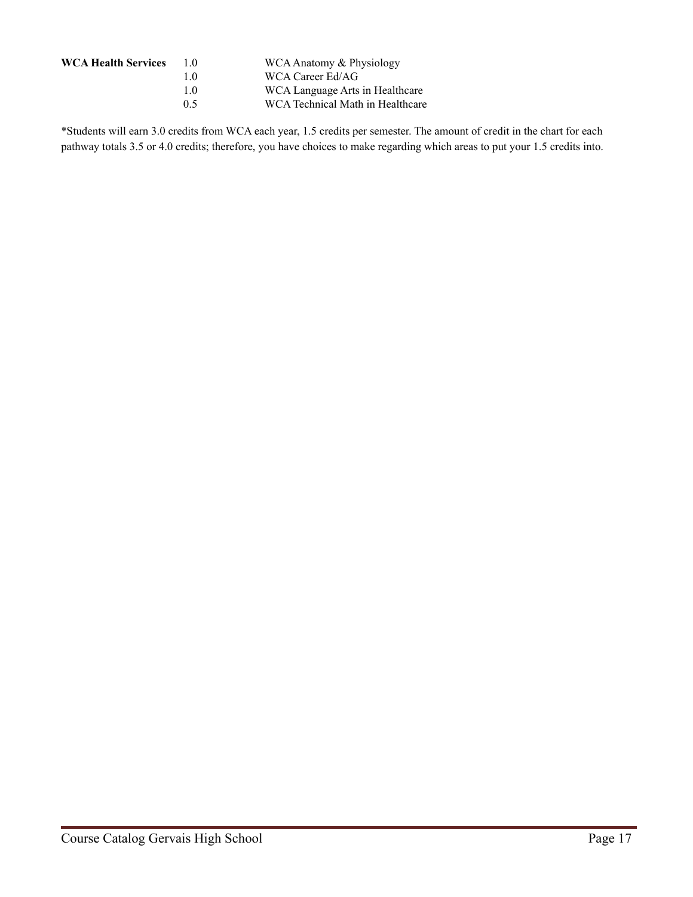| | | |
|---|---|---|
| **WCA Health Services** | 1.0 | WCA Anatomy & Physiology |
| | 1.0 | WCA Career Ed/AG |
| | 1.0 | WCA Language Arts in Healthcare |
| | 0.5 | WCA Technical Math in Healthcare |

*Students will earn 3.0 credits from WCA each year, 1.5 credits per semester. The amount of credit in the chart for each pathway totals 3.5 or 4.0 credits; therefore, you have choices to make regarding which areas to put your 1.5 credits into.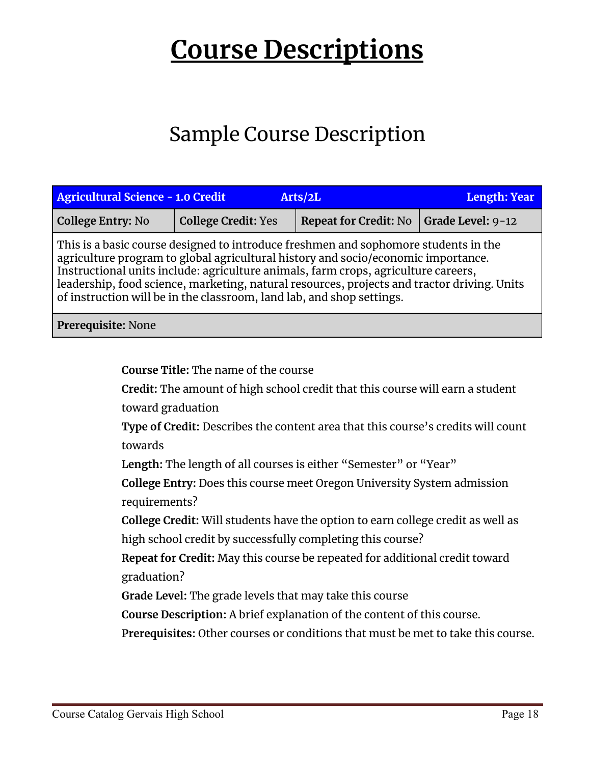# Course Descriptions

## Sample Course Description

| **Agricultural Science - 1.0 Credit** | **Arts/2L** | | **Length: Year** |
|---|---|---|---|
| **College Entry:** No | **College Credit:** Yes | **Repeat for Credit:** No | **Grade Level:** 9-12 |
| This is a basic course designed to introduce freshmen and sophomore students in the agriculture program to global agricultural history and socio/economic importance. Instructional units include: agriculture animals, farm crops, agriculture careers, leadership, food science, marketing, natural resources, projects and tractor driving. Units of instruction will be in the classroom, land lab, and shop settings. | | | |
| **Prerequisite:** None | | | |

**Course Title:** The name of the course

**Credit:** The amount of high school credit that this course will earn a student toward graduation

**Type of Credit:** Describes the content area that this course's credits will count towards

**Length:** The length of all courses is either "Semester" or "Year"

**College Entry:** Does this course meet Oregon University System admission requirements?

**College Credit:** Will students have the option to earn college credit as well as high school credit by successfully completing this course?

**Repeat for Credit:** May this course be repeated for additional credit toward graduation?

**Grade Level:** The grade levels that may take this course

**Course Description:** A brief explanation of the content of this course.

**Prerequisites:** Other courses or conditions that must be met to take this course.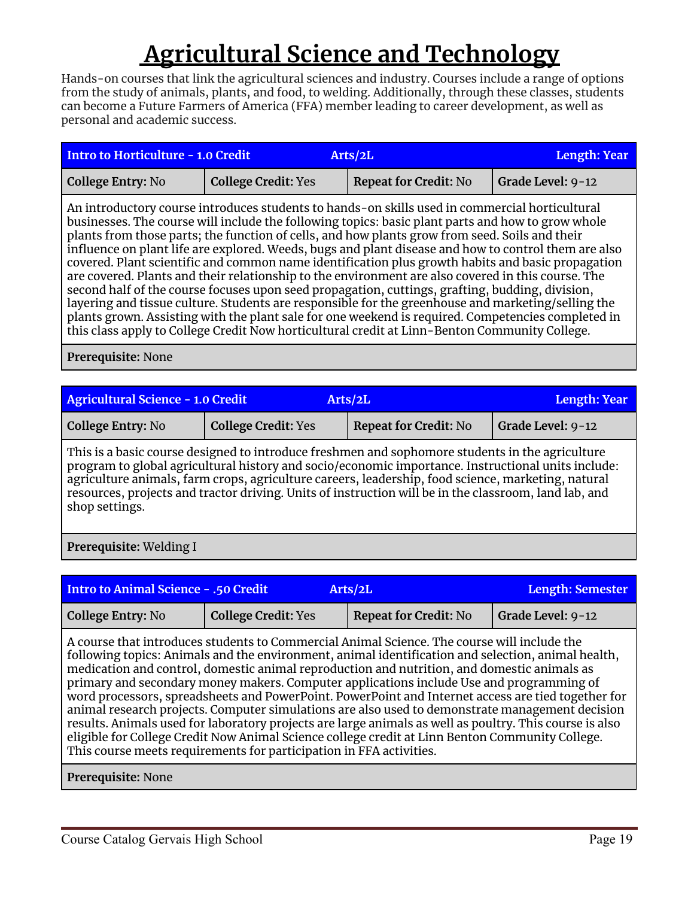# Agricultural Science and Technology

Hands-on courses that link the agricultural sciences and industry. Courses include a range of options from the study of animals, plants, and food, to welding. Additionally, through these classes, students can become a Future Farmers of America (FFA) member leading to career development, as well as personal and academic success.

| **Intro to Horticulture - 1.0 Credit** | **Arts/2L** | | **Length: Year** |
|---|---|---|---|
| **College Entry:** No | **College Credit:** Yes | **Repeat for Credit:** No | **Grade Level:** 9-12 |

An introductory course introduces students to hands-on skills used in commercial horticultural businesses. The course will include the following topics: basic plant parts and how to grow whole plants from those parts; the function of cells, and how plants grow from seed. Soils and their influence on plant life are explored. Weeds, bugs and plant disease and how to control them are also covered. Plant scientific and common name identification plus growth habits and basic propagation are covered. Plants and their relationship to the environment are also covered in this course. The second half of the course focuses upon seed propagation, cuttings, grafting, budding, division, layering and tissue culture. Students are responsible for the greenhouse and marketing/selling the plants grown. Assisting with the plant sale for one weekend is required. Competencies completed in this class apply to College Credit Now horticultural credit at Linn-Benton Community College.

**Prerequisite:** None

| **Agricultural Science - 1.0 Credit** | **Arts/2L** | | **Length: Year** |
|---|---|---|---|
| **College Entry:** No | **College Credit:** Yes | **Repeat for Credit:** No | **Grade Level:** 9-12 |

This is a basic course designed to introduce freshmen and sophomore students in the agriculture program to global agricultural history and socio/economic importance. Instructional units include: agriculture animals, farm crops, agriculture careers, leadership, food science, marketing, natural resources, projects and tractor driving. Units of instruction will be in the classroom, land lab, and shop settings.

**Prerequisite:** Welding I

| **Intro to Animal Science - .50 Credit** | **Arts/2L** | | **Length: Semester** |
|---|---|---|---|
| **College Entry:** No | **College Credit:** Yes | **Repeat for Credit:** No | **Grade Level:** 9-12 |

A course that introduces students to Commercial Animal Science. The course will include the following topics: Animals and the environment, animal identification and selection, animal health, medication and control, domestic animal reproduction and nutrition, and domestic animals as primary and secondary money makers. Computer applications include Use and programming of word processors, spreadsheets and PowerPoint. PowerPoint and Internet access are tied together for animal research projects. Computer simulations are also used to demonstrate management decision results. Animals used for laboratory projects are large animals as well as poultry. This course is also eligible for College Credit Now Animal Science college credit at Linn Benton Community College. This course meets requirements for participation in FFA activities.

**Prerequisite:** None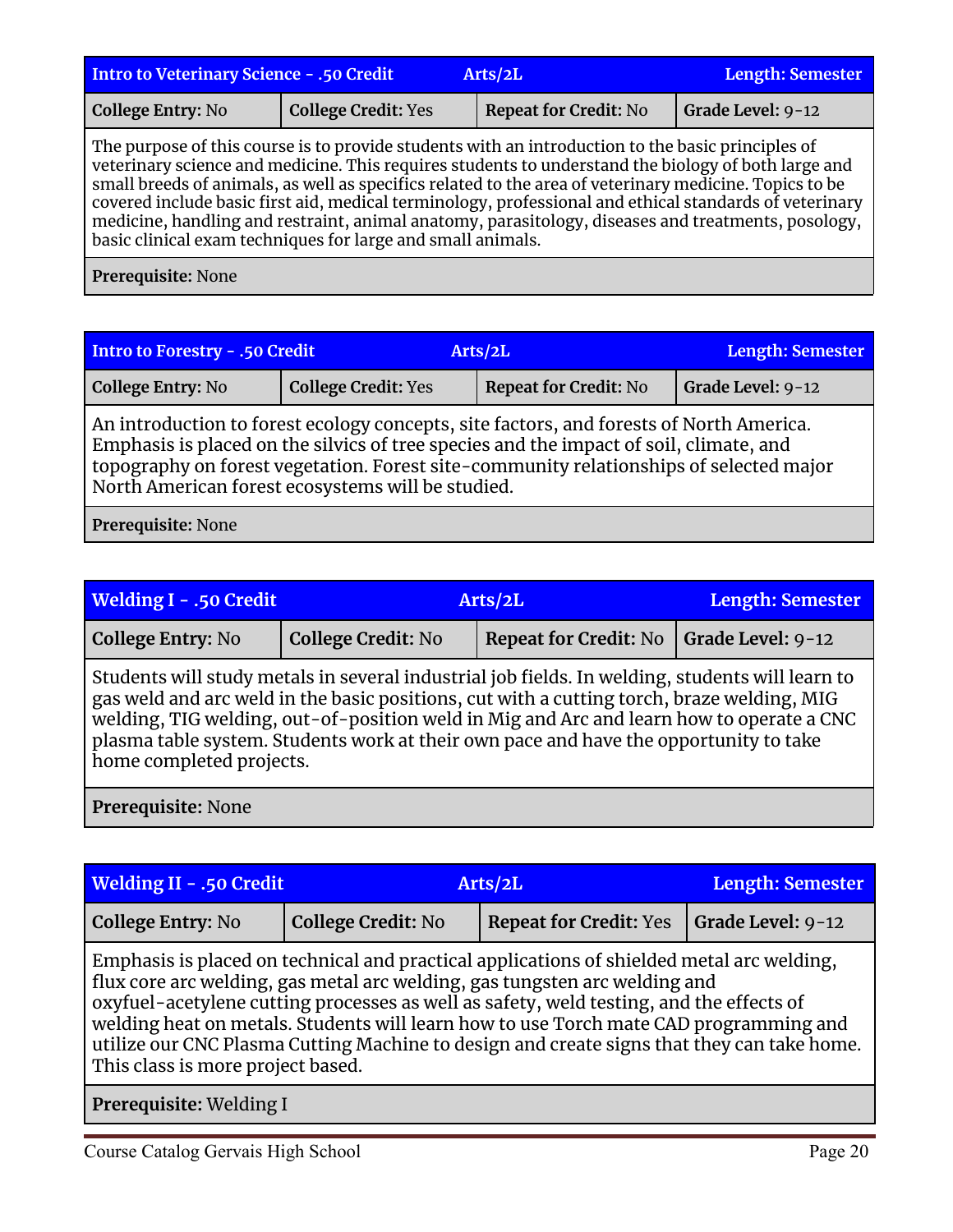| Intro to Veterinary Science - .50 Credit | Arts/2L | | Length: Semester |
|---|---|---|---|
| **College Entry:** No | **College Credit:** Yes | **Repeat for Credit:** No | **Grade Level:** 9-12 |

The purpose of this course is to provide students with an introduction to the basic principles of veterinary science and medicine. This requires students to understand the biology of both large and small breeds of animals, as well as specifics related to the area of veterinary medicine. Topics to be covered include basic first aid, medical terminology, professional and ethical standards of veterinary medicine, handling and restraint, animal anatomy, parasitology, diseases and treatments, posology, basic clinical exam techniques for large and small animals.

**Prerequisite:** None

| Intro to Forestry - .50 Credit | Arts/2L | | Length: Semester |
|---|---|---|---|
| **College Entry:** No | **College Credit:** Yes | **Repeat for Credit:** No | **Grade Level:** 9-12 |

An introduction to forest ecology concepts, site factors, and forests of North America. Emphasis is placed on the silvics of tree species and the impact of soil, climate, and topography on forest vegetation. Forest site-community relationships of selected major North American forest ecosystems will be studied.

**Prerequisite:** None

| Welding I - .50 Credit | Arts/2L | | Length: Semester |
|---|---|---|---|
| **College Entry:** No | **College Credit:** No | **Repeat for Credit:** No | **Grade Level:** 9-12 |

Students will study metals in several industrial job fields. In welding, students will learn to gas weld and arc weld in the basic positions, cut with a cutting torch, braze welding, MIG welding, TIG welding, out-of-position weld in Mig and Arc and learn how to operate a CNC plasma table system. Students work at their own pace and have the opportunity to take home completed projects.

**Prerequisite:** None

| Welding II - .50 Credit | Arts/2L | | Length: Semester |
|---|---|---|---|
| **College Entry:** No | **College Credit:** No | **Repeat for Credit:** Yes | **Grade Level:** 9-12 |

Emphasis is placed on technical and practical applications of shielded metal arc welding, flux core arc welding, gas metal arc welding, gas tungsten arc welding and oxyfuel-acetylene cutting processes as well as safety, weld testing, and the effects of welding heat on metals. Students will learn how to use Torch mate CAD programming and utilize our CNC Plasma Cutting Machine to design and create signs that they can take home. This class is more project based.

**Prerequisite:** Welding I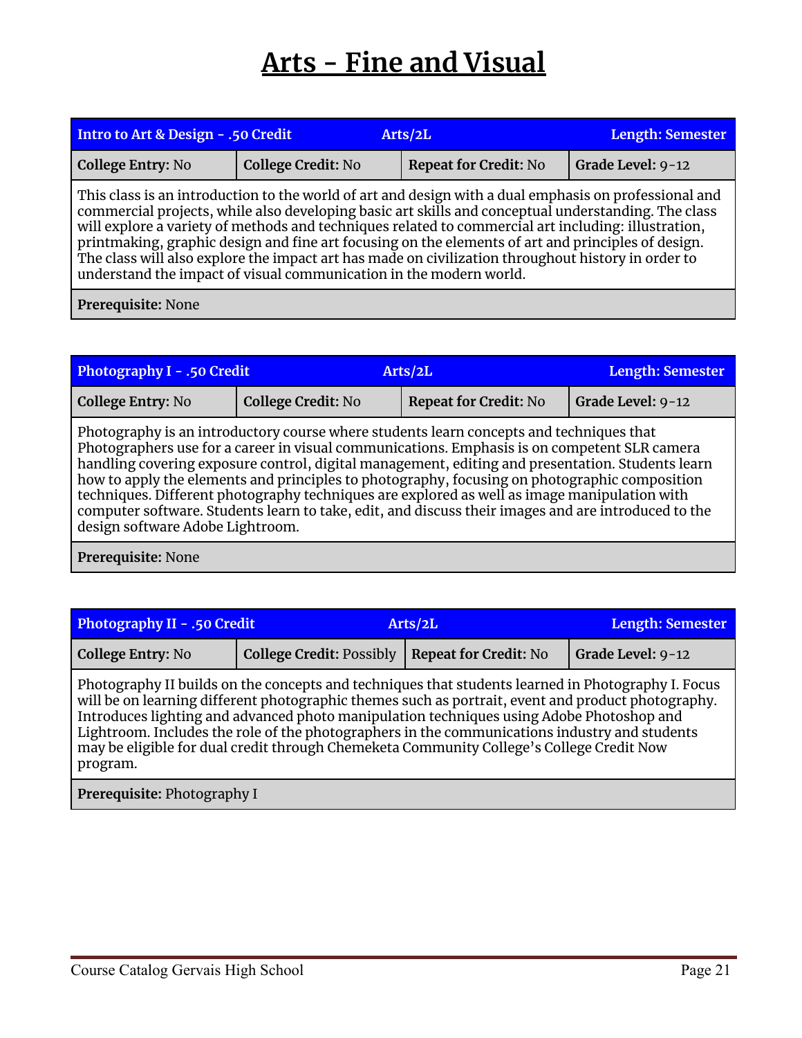# Arts - Fine and Visual

| Intro to Art & Design - .50 Credit | Arts/2L | | Length: Semester |
|---|---|---|---|
| **College Entry:** No | **College Credit:** No | **Repeat for Credit:** No | **Grade Level:** 9-12 |
| This class is an introduction to the world of art and design with a dual emphasis on professional and commercial projects, while also developing basic art skills and conceptual understanding. The class will explore a variety of methods and techniques related to commercial art including: illustration, printmaking, graphic design and fine art focusing on the elements of art and principles of design. The class will also explore the impact art has made on civilization throughout history in order to understand the impact of visual communication in the modern world. | | | |
| **Prerequisite:** None | | | |

| Photography I - .50 Credit | Arts/2L | | Length: Semester |
|---|---|---|---|
| **College Entry:** No | **College Credit:** No | **Repeat for Credit:** No | **Grade Level:** 9-12 |
| Photography is an introductory course where students learn concepts and techniques that Photographers use for a career in visual communications. Emphasis is on competent SLR camera handling covering exposure control, digital management, editing and presentation. Students learn how to apply the elements and principles to photography, focusing on photographic composition techniques. Different photography techniques are explored as well as image manipulation with computer software. Students learn to take, edit, and discuss their images and are introduced to the design software Adobe Lightroom. | | | |
| **Prerequisite:** None | | | |

| Photography II - .50 Credit | Arts/2L | | Length: Semester |
|---|---|---|---|
| **College Entry:** No | **College Credit:** Possibly | **Repeat for Credit:** No | **Grade Level:** 9-12 |
| Photography II builds on the concepts and techniques that students learned in Photography I. Focus will be on learning different photographic themes such as portrait, event and product photography. Introduces lighting and advanced photo manipulation techniques using Adobe Photoshop and Lightroom. Includes the role of the photographers in the communications industry and students may be eligible for dual credit through Chemeketa Community College's College Credit Now program. | | | |
| **Prerequisite:** Photography I | | | |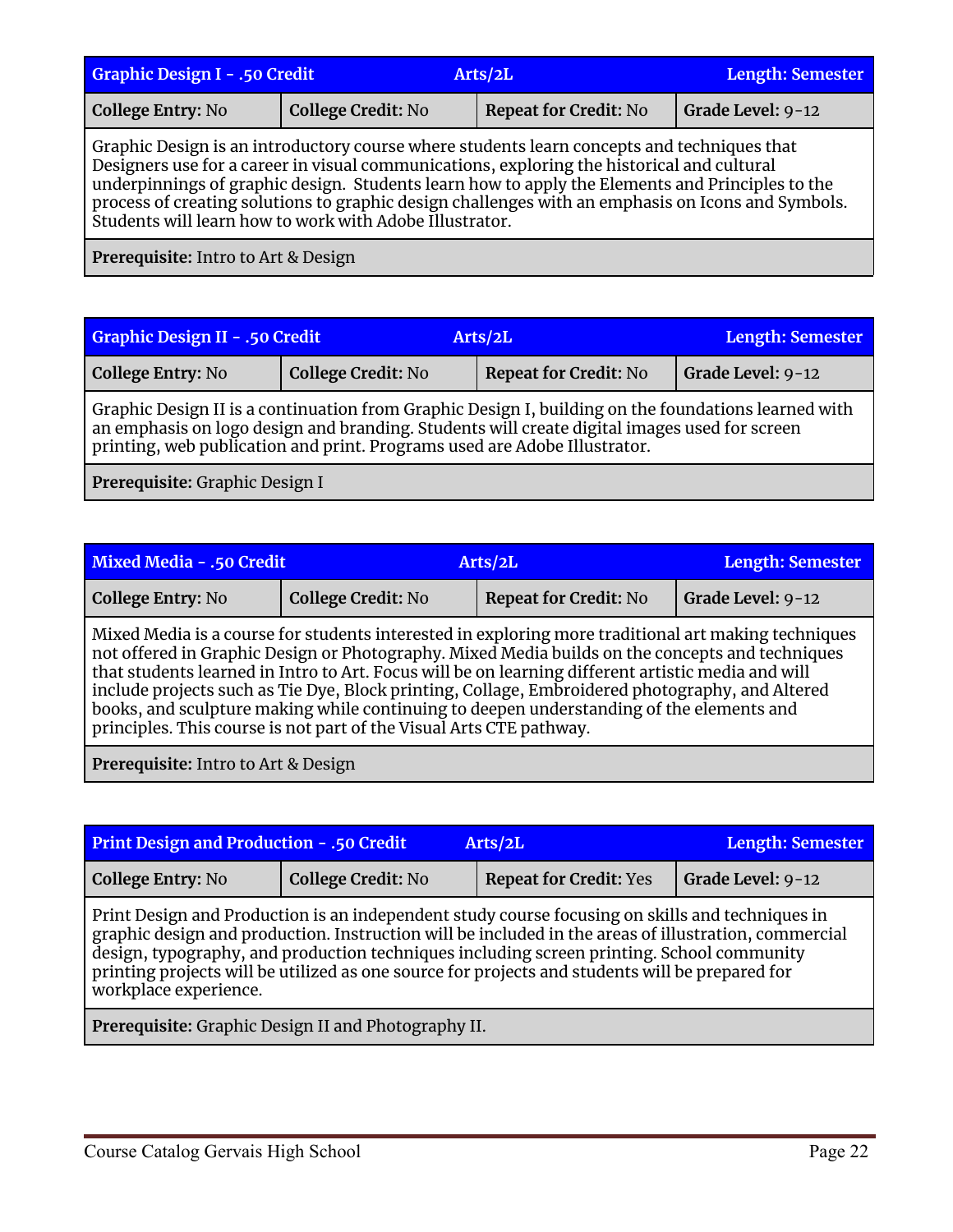| Graphic Design I - .50 Credit | Arts/2L | | Length: Semester |
|---|---|---|---|
| **College Entry:** No | **College Credit:** No | **Repeat for Credit:** No | **Grade Level:** 9-12 |
| Graphic Design is an introductory course where students learn concepts and techniques that Designers use for a career in visual communications, exploring the historical and cultural underpinnings of graphic design. Students learn how to apply the Elements and Principles to the process of creating solutions to graphic design challenges with an emphasis on Icons and Symbols. Students will learn how to work with Adobe Illustrator. | | | |
| **Prerequisite:** Intro to Art & Design | | | |

| Graphic Design II - .50 Credit | Arts/2L | | Length: Semester |
|---|---|---|---|
| **College Entry:** No | **College Credit:** No | **Repeat for Credit:** No | **Grade Level:** 9-12 |
| Graphic Design II is a continuation from Graphic Design I, building on the foundations learned with an emphasis on logo design and branding. Students will create digital images used for screen printing, web publication and print. Programs used are Adobe Illustrator. | | | |
| **Prerequisite:** Graphic Design I | | | |

| Mixed Media - .50 Credit | Arts/2L | | Length: Semester |
|---|---|---|---|
| **College Entry:** No | **College Credit:** No | **Repeat for Credit:** No | **Grade Level:** 9-12 |
| Mixed Media is a course for students interested in exploring more traditional art making techniques not offered in Graphic Design or Photography. Mixed Media builds on the concepts and techniques that students learned in Intro to Art. Focus will be on learning different artistic media and will include projects such as Tie Dye, Block printing, Collage, Embroidered photography, and Altered books, and sculpture making while continuing to deepen understanding of the elements and principles. This course is not part of the Visual Arts CTE pathway. | | | |
| **Prerequisite:** Intro to Art & Design | | | |

| Print Design and Production - .50 Credit | Arts/2L | | Length: Semester |
|---|---|---|---|
| **College Entry:** No | **College Credit:** No | **Repeat for Credit:** Yes | **Grade Level:** 9-12 |
| Print Design and Production is an independent study course focusing on skills and techniques in graphic design and production. Instruction will be included in the areas of illustration, commercial design, typography, and production techniques including screen printing. School community printing projects will be utilized as one source for projects and students will be prepared for workplace experience. | | | |
| **Prerequisite:** Graphic Design II and Photography II. | | | |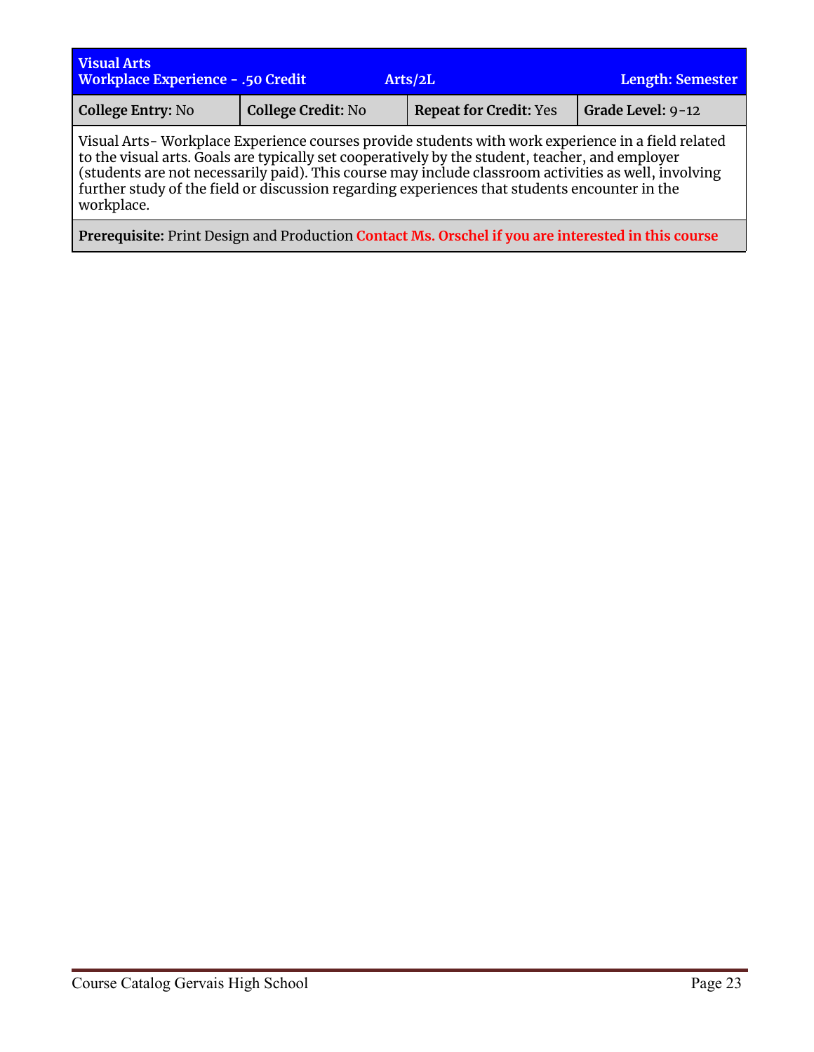**Visual Arts**
**Workplace Experience - .50 Credit** | **Arts/2L** | **Length: Semester**

| **College Entry:** No | **College Credit:** No | **Repeat for Credit:** Yes | **Grade Level:** 9-12 |
|---|---|---|---|

Visual Arts- Workplace Experience courses provide students with work experience in a field related to the visual arts. Goals are typically set cooperatively by the student, teacher, and employer (students are not necessarily paid). This course may include classroom activities as well, involving further study of the field or discussion regarding experiences that students encounter in the workplace.

**Prerequisite:** Print Design and Production **Contact Ms. Orschel if you are interested in this course**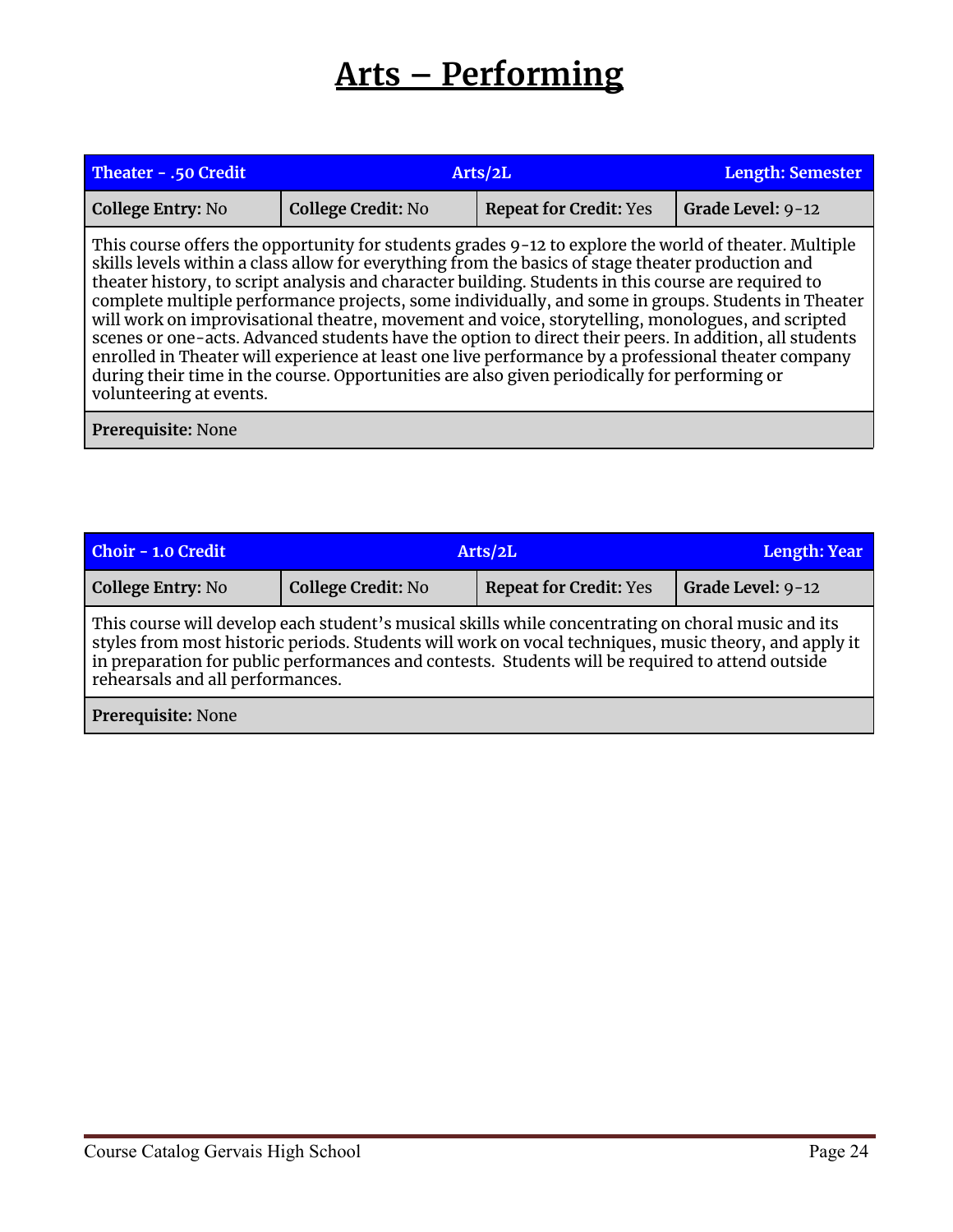# Arts – Performing

| Theater - .50 Credit | Arts/2L | | Length: Semester |
|---|---|---|---|
| **College Entry:** No | **College Credit:** No | **Repeat for Credit:** Yes | **Grade Level:** 9-12 |
| This course offers the opportunity for students grades 9-12 to explore the world of theater. Multiple skills levels within a class allow for everything from the basics of stage theater production and theater history, to script analysis and character building. Students in this course are required to complete multiple performance projects, some individually, and some in groups. Students in Theater will work on improvisational theatre, movement and voice, storytelling, monologues, and scripted scenes or one-acts. Advanced students have the option to direct their peers. In addition, all students enrolled in Theater will experience at least one live performance by a professional theater company during their time in the course. Opportunities are also given periodically for performing or volunteering at events. | | | |
| **Prerequisite:** None | | | |

| Choir - 1.0 Credit | Arts/2L | | Length: Year |
|---|---|---|---|
| **College Entry:** No | **College Credit:** No | **Repeat for Credit:** Yes | **Grade Level:** 9-12 |
| This course will develop each student's musical skills while concentrating on choral music and its styles from most historic periods. Students will work on vocal techniques, music theory, and apply it in preparation for public performances and contests. Students will be required to attend outside rehearsals and all performances. | | | |
| **Prerequisite:** None | | | |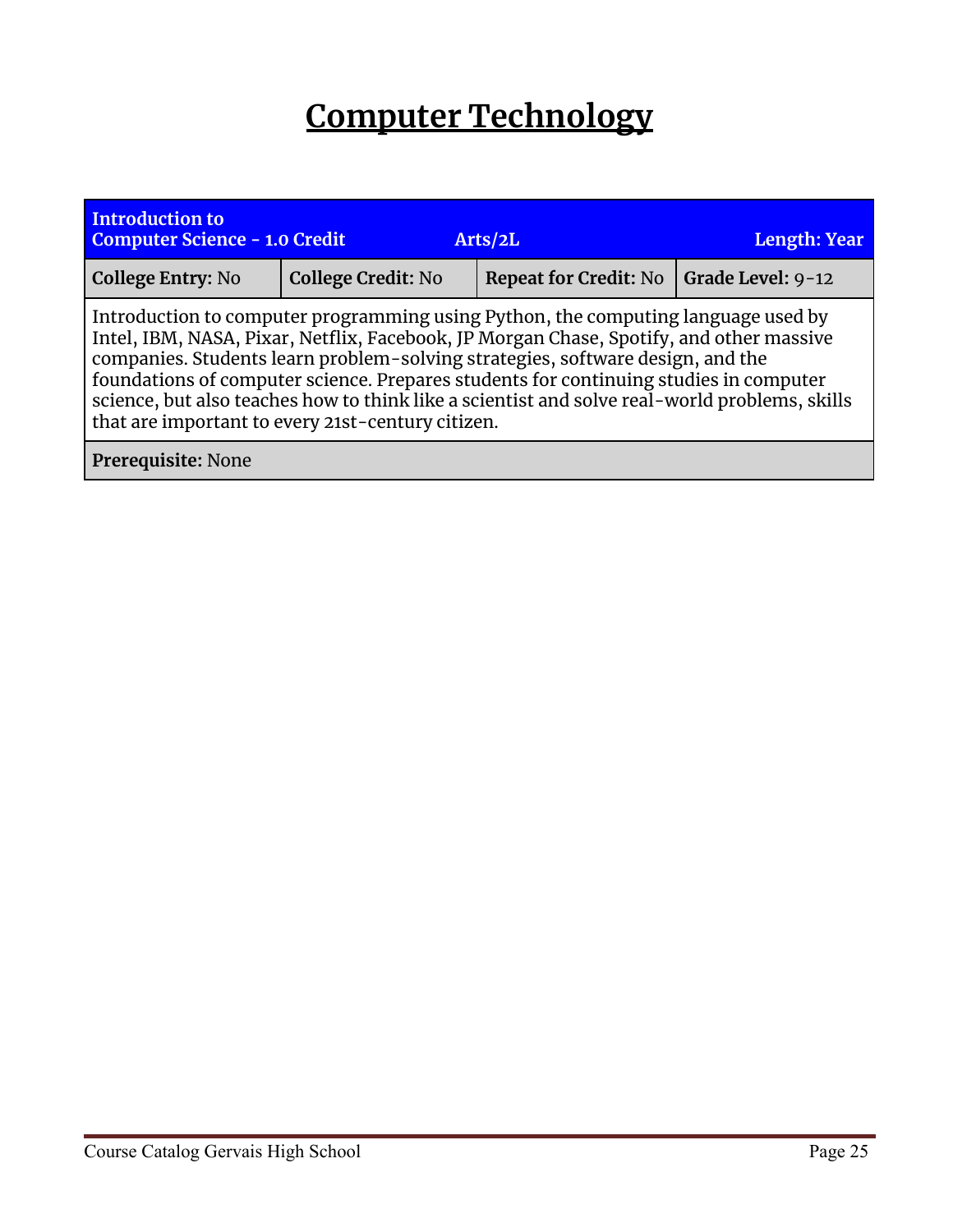# Computer Technology

| Introduction to Computer Science - 1.0 Credit | | Arts/2L | Length: Year |
|---|---|---|---|
| **College Entry:** No | **College Credit:** No | **Repeat for Credit:** No | **Grade Level:** 9-12 |
| Introduction to computer programming using Python, the computing language used by Intel, IBM, NASA, Pixar, Netflix, Facebook, JP Morgan Chase, Spotify, and other massive companies. Students learn problem-solving strategies, software design, and the foundations of computer science. Prepares students for continuing studies in computer science, but also teaches how to think like a scientist and solve real-world problems, skills that are important to every 21st-century citizen. | | | |
| **Prerequisite:** None | | | |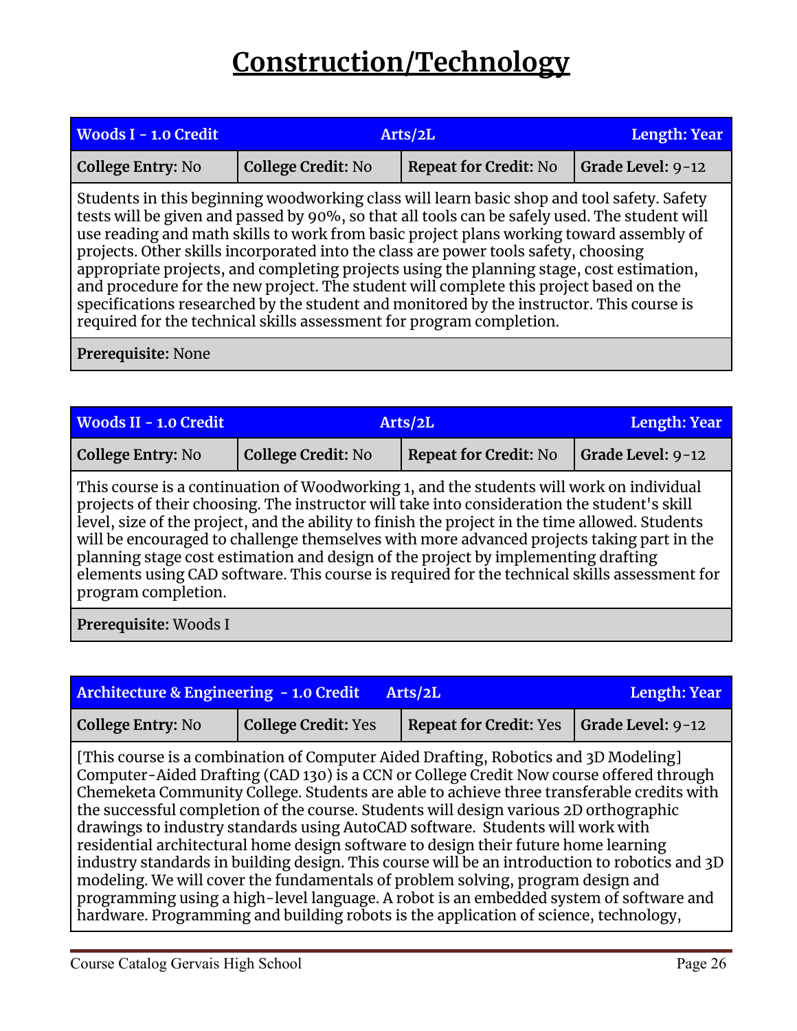# Construction/Technology

| Woods I - 1.0 Credit | Arts/2L | | Length: Year |
|---|---|---|---|
| **College Entry:** No | **College Credit:** No | **Repeat for Credit:** No | **Grade Level:** 9-12 |

Students in this beginning woodworking class will learn basic shop and tool safety. Safety tests will be given and passed by 90%, so that all tools can be safely used. The student will use reading and math skills to work from basic project plans working toward assembly of projects. Other skills incorporated into the class are power tools safety, choosing appropriate projects, and completing projects using the planning stage, cost estimation, and procedure for the new project. The student will complete this project based on the specifications researched by the student and monitored by the instructor. This course is required for the technical skills assessment for program completion.

**Prerequisite:** None

| Woods II - 1.0 Credit | Arts/2L | | Length: Year |
|---|---|---|---|
| **College Entry:** No | **College Credit:** No | **Repeat for Credit:** No | **Grade Level:** 9-12 |

This course is a continuation of Woodworking 1, and the students will work on individual projects of their choosing. The instructor will take into consideration the student's skill level, size of the project, and the ability to finish the project in the time allowed. Students will be encouraged to challenge themselves with more advanced projects taking part in the planning stage cost estimation and design of the project by implementing drafting elements using CAD software. This course is required for the technical skills assessment for program completion.

**Prerequisite:** Woods I

| Architecture & Engineering - 1.0 Credit | Arts/2L | | Length: Year |
|---|---|---|---|
| **College Entry:** No | **College Credit:** Yes | **Repeat for Credit:** Yes | **Grade Level:** 9-12 |

[This course is a combination of Computer Aided Drafting, Robotics and 3D Modeling] Computer-Aided Drafting (CAD 130) is a CCN or College Credit Now course offered through Chemeketa Community College. Students are able to achieve three transferable credits with the successful completion of the course. Students will design various 2D orthographic drawings to industry standards using AutoCAD software. Students will work with residential architectural home design software to design their future home learning industry standards in building design. This course will be an introduction to robotics and 3D modeling. We will cover the fundamentals of problem solving, program design and programming using a high-level language. A robot is an embedded system of software and hardware. Programming and building robots is the application of science, technology,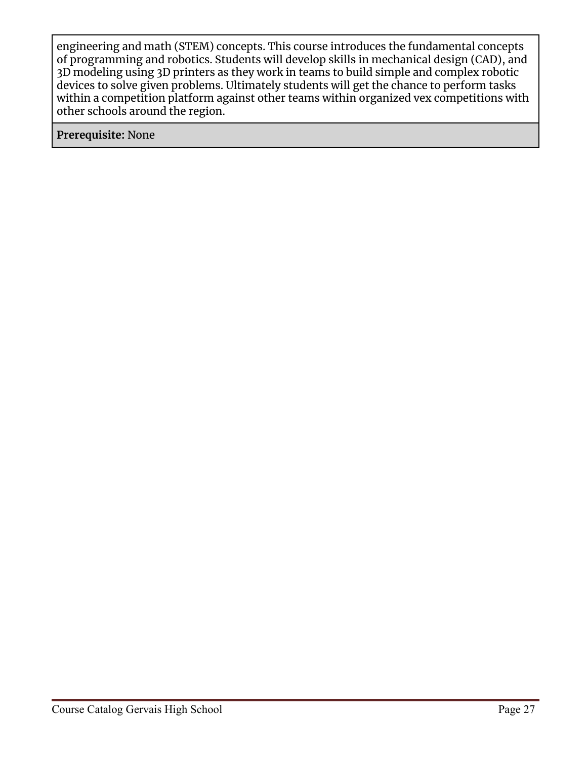engineering and math (STEM) concepts. This course introduces the fundamental concepts of programming and robotics. Students will develop skills in mechanical design (CAD), and 3D modeling using 3D printers as they work in teams to build simple and complex robotic devices to solve given problems. Ultimately students will get the chance to perform tasks within a competition platform against other teams within organized vex competitions with other schools around the region.

**Prerequisite:** None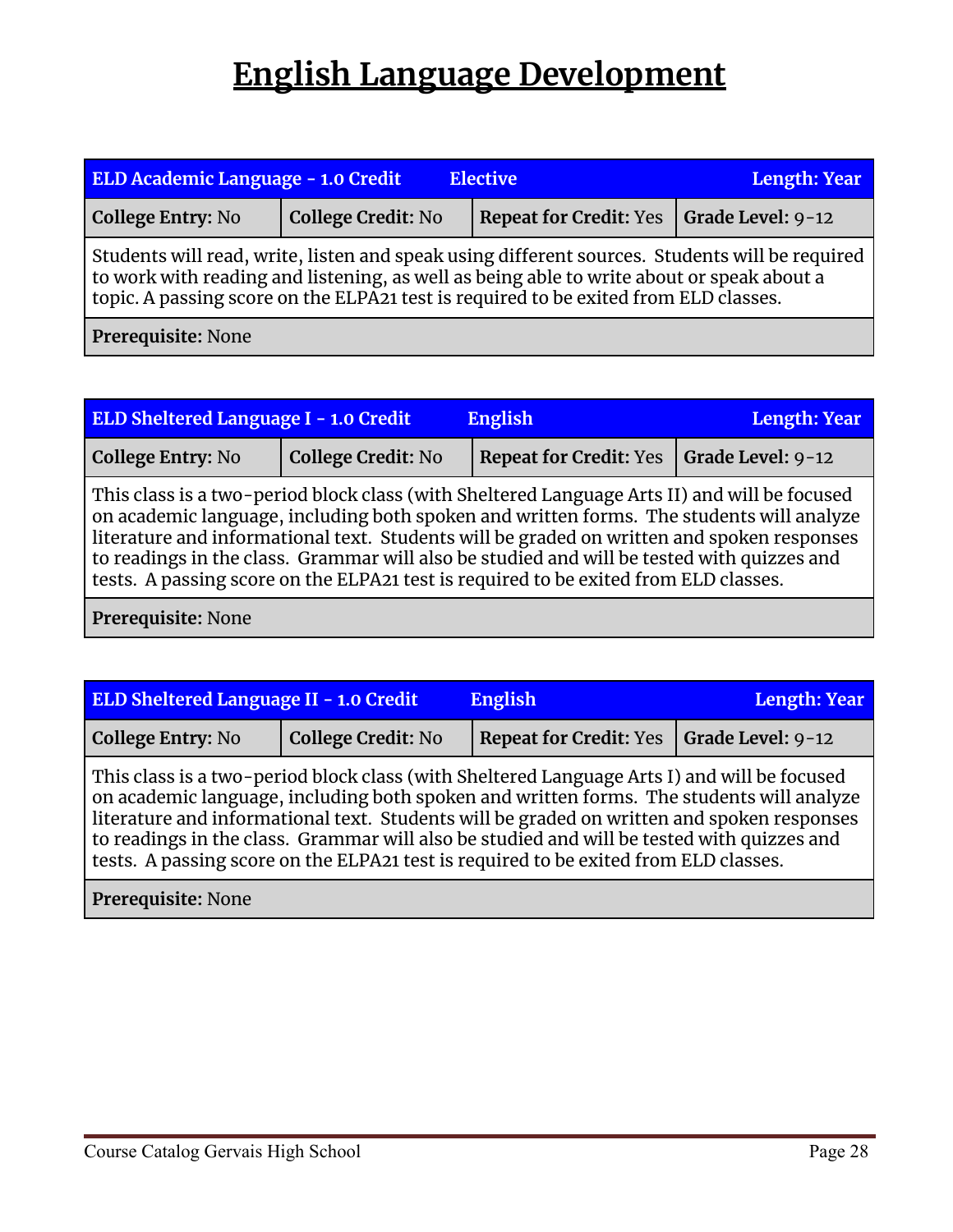# English Language Development

| ELD Academic Language - 1.0 Credit | Elective | | Length: Year |
|---|---|---|---|
| **College Entry:** No | **College Credit:** No | **Repeat for Credit:** Yes | **Grade Level:** 9-12 |
| Students will read, write, listen and speak using different sources. Students will be required to work with reading and listening, as well as being able to write about or speak about a topic. A passing score on the ELPA21 test is required to be exited from ELD classes. | | | |
| **Prerequisite:** None | | | |

| ELD Sheltered Language I - 1.0 Credit | English | | Length: Year |
|---|---|---|---|
| **College Entry:** No | **College Credit:** No | **Repeat for Credit:** Yes | **Grade Level:** 9-12 |
| This class is a two-period block class (with Sheltered Language Arts II) and will be focused on academic language, including both spoken and written forms. The students will analyze literature and informational text. Students will be graded on written and spoken responses to readings in the class. Grammar will also be studied and will be tested with quizzes and tests. A passing score on the ELPA21 test is required to be exited from ELD classes. | | | |
| **Prerequisite:** None | | | |

| ELD Sheltered Language II - 1.0 Credit | English | | Length: Year |
|---|---|---|---|
| **College Entry:** No | **College Credit:** No | **Repeat for Credit:** Yes | **Grade Level:** 9-12 |
| This class is a two-period block class (with Sheltered Language Arts I) and will be focused on academic language, including both spoken and written forms. The students will analyze literature and informational text. Students will be graded on written and spoken responses to readings in the class. Grammar will also be studied and will be tested with quizzes and tests. A passing score on the ELPA21 test is required to be exited from ELD classes. | | | |
| **Prerequisite:** None | | | |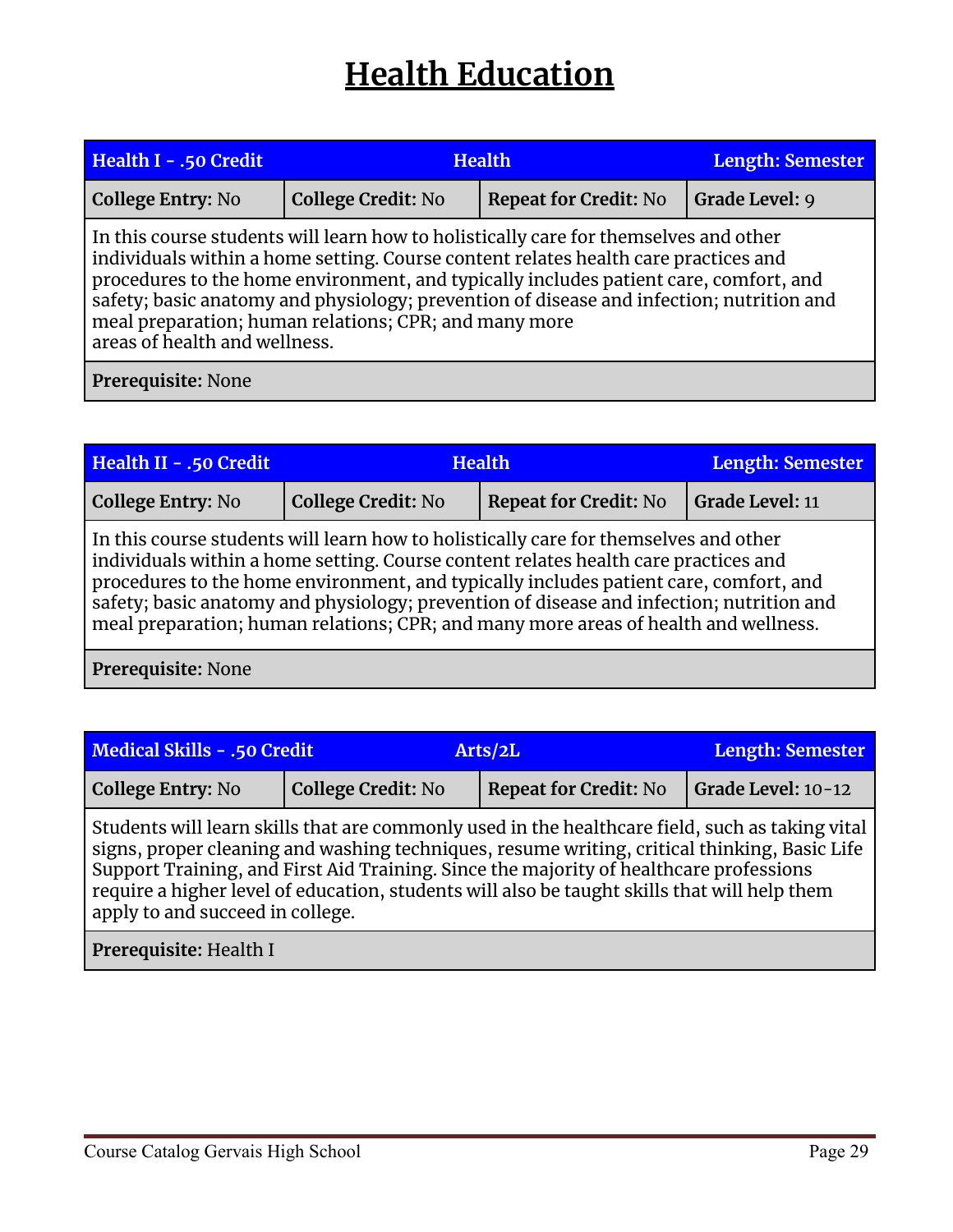# Health Education

| Health I - .50 Credit | Health | | Length: Semester |
|---|---|---|---|
| **College Entry:** No | **College Credit:** No | **Repeat for Credit:** No | **Grade Level:** 9 |
| In this course students will learn how to holistically care for themselves and other individuals within a home setting. Course content relates health care practices and procedures to the home environment, and typically includes patient care, comfort, and safety; basic anatomy and physiology; prevention of disease and infection; nutrition and meal preparation; human relations; CPR; and many more areas of health and wellness. | | | |
| **Prerequisite:** None | | | |

| Health II - .50 Credit | Health | | Length: Semester |
|---|---|---|---|
| **College Entry:** No | **College Credit:** No | **Repeat for Credit:** No | **Grade Level:** 11 |
| In this course students will learn how to holistically care for themselves and other individuals within a home setting. Course content relates health care practices and procedures to the home environment, and typically includes patient care, comfort, and safety; basic anatomy and physiology; prevention of disease and infection; nutrition and meal preparation; human relations; CPR; and many more areas of health and wellness. | | | |
| **Prerequisite:** None | | | |

| Medical Skills - .50 Credit | Arts/2L | | Length: Semester |
|---|---|---|---|
| **College Entry:** No | **College Credit:** No | **Repeat for Credit:** No | **Grade Level:** 10-12 |
| Students will learn skills that are commonly used in the healthcare field, such as taking vital signs, proper cleaning and washing techniques, resume writing, critical thinking, Basic Life Support Training, and First Aid Training. Since the majority of healthcare professions require a higher level of education, students will also be taught skills that will help them apply to and succeed in college. | | | |
| **Prerequisite:** Health I | | | |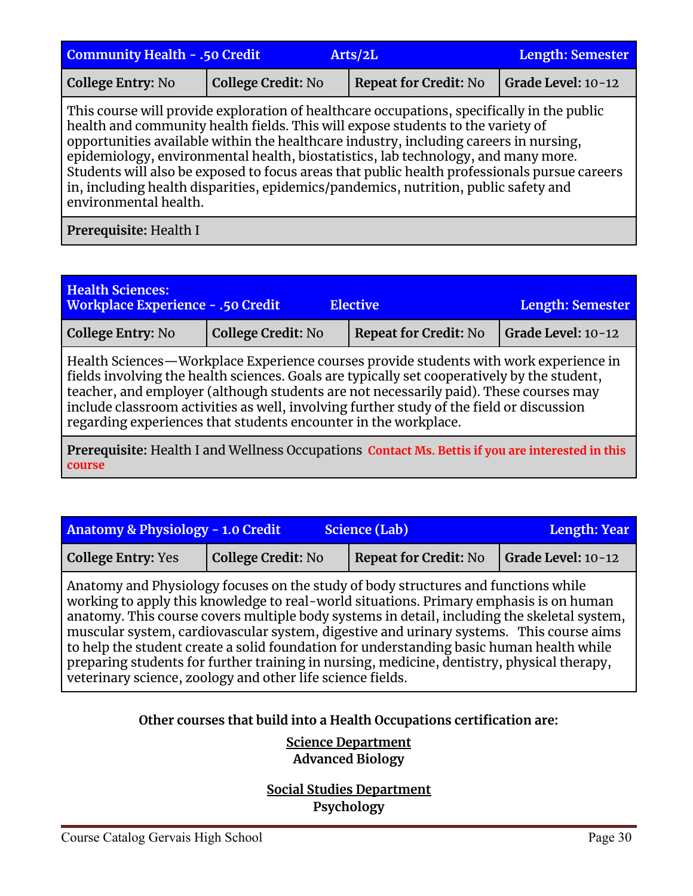| Community Health - .50 Credit | Arts/2L | | Length: Semester |
|---|---|---|---|
| **College Entry:** No | **College Credit:** No | **Repeat for Credit:** No | **Grade Level:** 10-12 |

This course will provide exploration of healthcare occupations, specifically in the public health and community health fields. This will expose students to the variety of opportunities available within the healthcare industry, including careers in nursing, epidemiology, environmental health, biostatistics, lab technology, and many more. Students will also be exposed to focus areas that public health professionals pursue careers in, including health disparities, epidemics/pandemics, nutrition, public safety and environmental health.

**Prerequisite:** Health I

| Health Sciences: Workplace Experience - .50 Credit | Elective | | Length: Semester |
|---|---|---|---|
| **College Entry:** No | **College Credit:** No | **Repeat for Credit:** No | **Grade Level:** 10-12 |

Health Sciences—Workplace Experience courses provide students with work experience in fields involving the health sciences. Goals are typically set cooperatively by the student, teacher, and employer (although students are not necessarily paid). These courses may include classroom activities as well, involving further study of the field or discussion regarding experiences that students encounter in the workplace.

**Prerequisite:** Health I and Wellness Occupations **Contact Ms. Bettis if you are interested in this course**

| Anatomy & Physiology - 1.0 Credit | Science (Lab) | | Length: Year |
|---|---|---|---|
| **College Entry:** Yes | **College Credit:** No | **Repeat for Credit:** No | **Grade Level:** 10-12 |

Anatomy and Physiology focuses on the study of body structures and functions while working to apply this knowledge to real-world situations. Primary emphasis is on human anatomy. This course covers multiple body systems in detail, including the skeletal system, muscular system, cardiovascular system, digestive and urinary systems. This course aims to help the student create a solid foundation for understanding basic human health while preparing students for further training in nursing, medicine, dentistry, physical therapy, veterinary science, zoology and other life science fields.

**Other courses that build into a Health Occupations certification are:**

**Science Department**
**Advanced Biology**

**Social Studies Department**
**Psychology**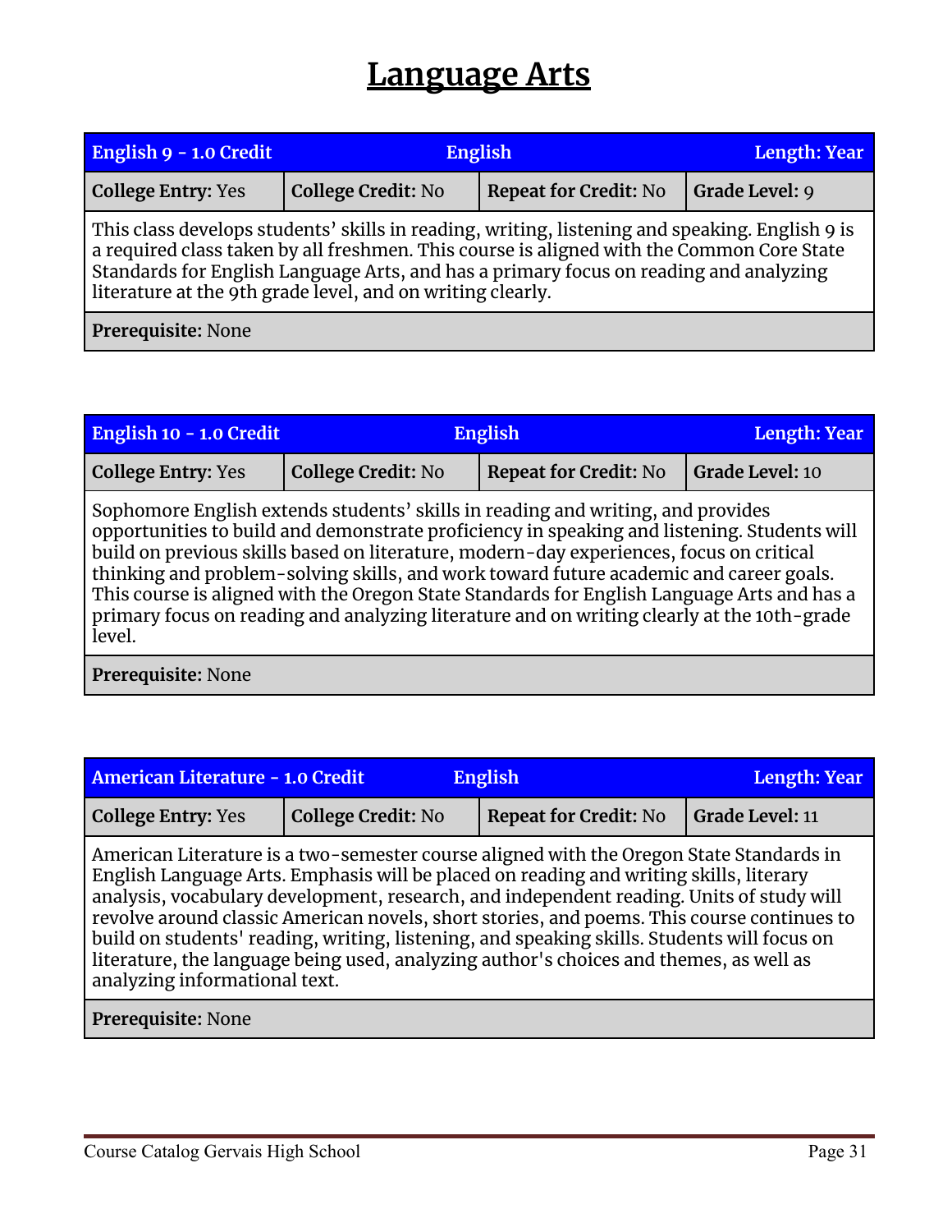# Language Arts

| English 9 - 1.0 Credit | English | | Length: Year |
|---|---|---|---|
| **College Entry:** Yes | **College Credit:** No | **Repeat for Credit:** No | **Grade Level:** 9 |
| This class develops students' skills in reading, writing, listening and speaking. English 9 is a required class taken by all freshmen. This course is aligned with the Common Core State Standards for English Language Arts, and has a primary focus on reading and analyzing literature at the 9th grade level, and on writing clearly. | | | |
| **Prerequisite:** None | | | |

| English 10 - 1.0 Credit | English | | Length: Year |
|---|---|---|---|
| **College Entry:** Yes | **College Credit:** No | **Repeat for Credit:** No | **Grade Level:** 10 |
| Sophomore English extends students' skills in reading and writing, and provides opportunities to build and demonstrate proficiency in speaking and listening. Students will build on previous skills based on literature, modern-day experiences, focus on critical thinking and problem-solving skills, and work toward future academic and career goals. This course is aligned with the Oregon State Standards for English Language Arts and has a primary focus on reading and analyzing literature and on writing clearly at the 10th-grade level. | | | |
| **Prerequisite:** None | | | |

| American Literature - 1.0 Credit | English | | Length: Year |
|---|---|---|---|
| **College Entry:** Yes | **College Credit:** No | **Repeat for Credit:** No | **Grade Level:** 11 |
| American Literature is a two-semester course aligned with the Oregon State Standards in English Language Arts. Emphasis will be placed on reading and writing skills, literary analysis, vocabulary development, research, and independent reading. Units of study will revolve around classic American novels, short stories, and poems. This course continues to build on students' reading, writing, listening, and speaking skills. Students will focus on literature, the language being used, analyzing author's choices and themes, as well as analyzing informational text. | | | |
| **Prerequisite:** None | | | |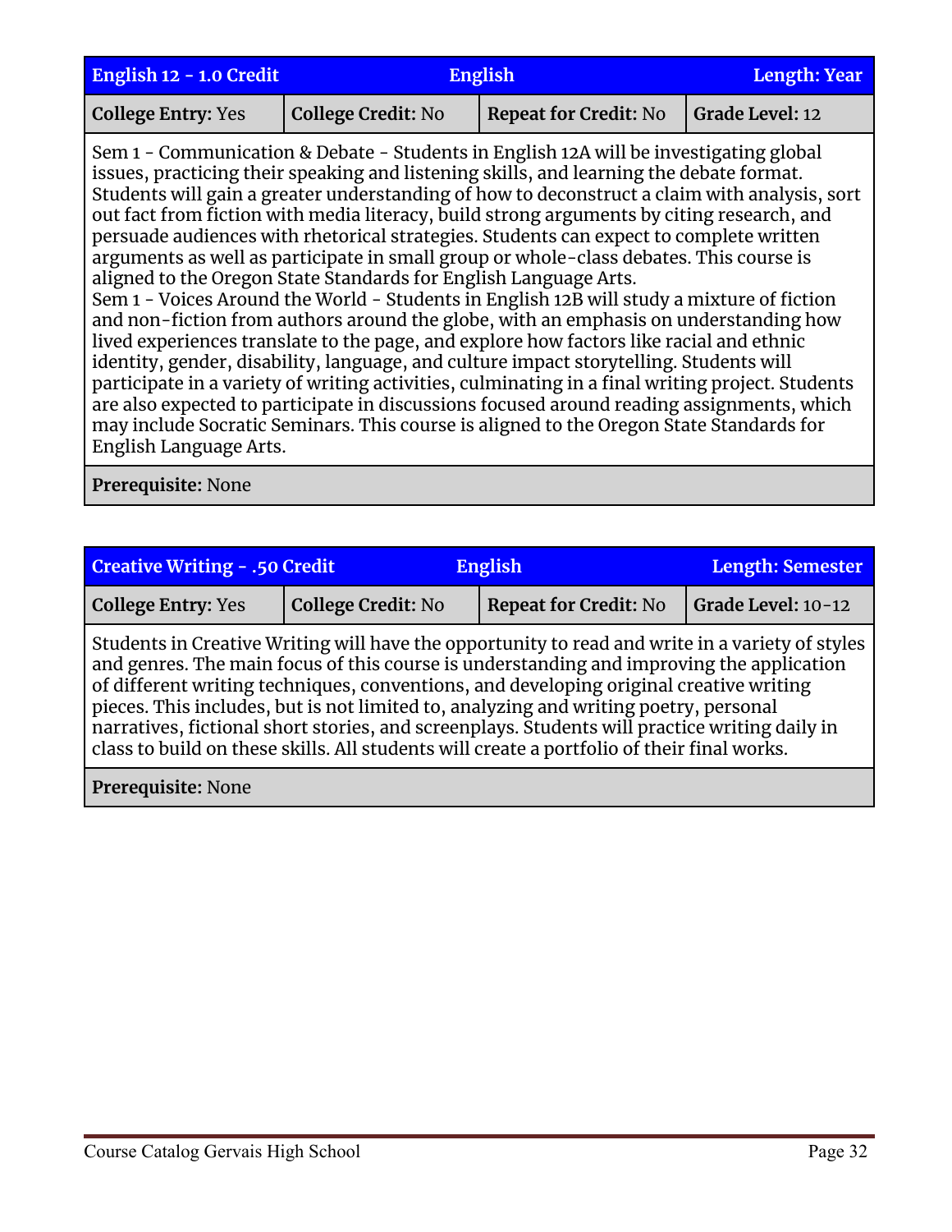| English 12 - 1.0 Credit | English | | Length: Year |
|---|---|---|---|
| **College Entry:** Yes | **College Credit:** No | **Repeat for Credit:** No | **Grade Level:** 12 |

Sem 1 - Communication & Debate - Students in English 12A will be investigating global issues, practicing their speaking and listening skills, and learning the debate format. Students will gain a greater understanding of how to deconstruct a claim with analysis, sort out fact from fiction with media literacy, build strong arguments by citing research, and persuade audiences with rhetorical strategies. Students can expect to complete written arguments as well as participate in small group or whole-class debates. This course is aligned to the Oregon State Standards for English Language Arts.

Sem 1 - Voices Around the World - Students in English 12B will study a mixture of fiction and non-fiction from authors around the globe, with an emphasis on understanding how lived experiences translate to the page, and explore how factors like racial and ethnic identity, gender, disability, language, and culture impact storytelling. Students will participate in a variety of writing activities, culminating in a final writing project. Students are also expected to participate in discussions focused around reading assignments, which may include Socratic Seminars. This course is aligned to the Oregon State Standards for English Language Arts.

**Prerequisite:** None

| Creative Writing - .50 Credit | English | | Length: Semester |
|---|---|---|---|
| **College Entry:** Yes | **College Credit:** No | **Repeat for Credit:** No | **Grade Level:** 10-12 |

Students in Creative Writing will have the opportunity to read and write in a variety of styles and genres. The main focus of this course is understanding and improving the application of different writing techniques, conventions, and developing original creative writing pieces. This includes, but is not limited to, analyzing and writing poetry, personal narratives, fictional short stories, and screenplays. Students will practice writing daily in class to build on these skills. All students will create a portfolio of their final works.

**Prerequisite:** None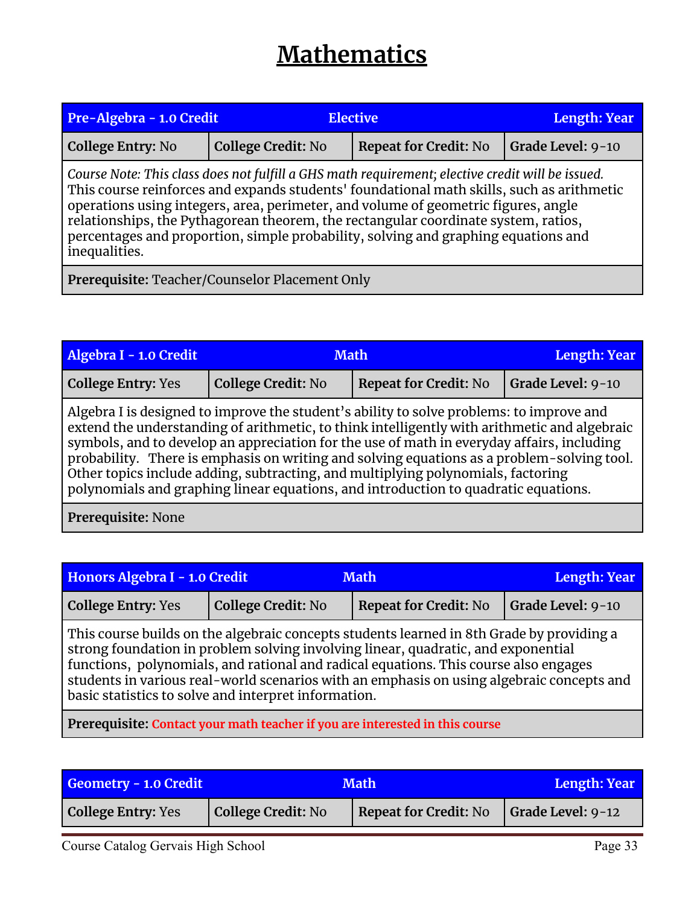# Mathematics

| Pre-Algebra - 1.0 Credit | Elective | | Length: Year |
|---|---|---|---|
| **College Entry:** No | **College Credit:** No | **Repeat for Credit:** No | **Grade Level:** 9-10 |

*Course Note: This class does not fulfill a GHS math requirement; elective credit will be issued.*
This course reinforces and expands students' foundational math skills, such as arithmetic operations using integers, area, perimeter, and volume of geometric figures, angle relationships, the Pythagorean theorem, the rectangular coordinate system, ratios, percentages and proportion, simple probability, solving and graphing equations and inequalities.

**Prerequisite:** Teacher/Counselor Placement Only

| Algebra I - 1.0 Credit | Math | | Length: Year |
|---|---|---|---|
| **College Entry:** Yes | **College Credit:** No | **Repeat for Credit:** No | **Grade Level:** 9-10 |

Algebra I is designed to improve the student's ability to solve problems: to improve and extend the understanding of arithmetic, to think intelligently with arithmetic and algebraic symbols, and to develop an appreciation for the use of math in everyday affairs, including probability. There is emphasis on writing and solving equations as a problem-solving tool. Other topics include adding, subtracting, and multiplying polynomials, factoring polynomials and graphing linear equations, and introduction to quadratic equations.

**Prerequisite:** None

| Honors Algebra I - 1.0 Credit | Math | | Length: Year |
|---|---|---|---|
| **College Entry:** Yes | **College Credit:** No | **Repeat for Credit:** No | **Grade Level:** 9-10 |

This course builds on the algebraic concepts students learned in 8th Grade by providing a strong foundation in problem solving involving linear, quadratic, and exponential functions, polynomials, and rational and radical equations. This course also engages students in various real-world scenarios with an emphasis on using algebraic concepts and basic statistics to solve and interpret information.

**Prerequisite:** **Contact your math teacher if you are interested in this course**

| Geometry - 1.0 Credit | Math | | Length: Year |
|---|---|---|---|
| **College Entry:** Yes | **College Credit:** No | **Repeat for Credit:** No | **Grade Level:** 9-12 |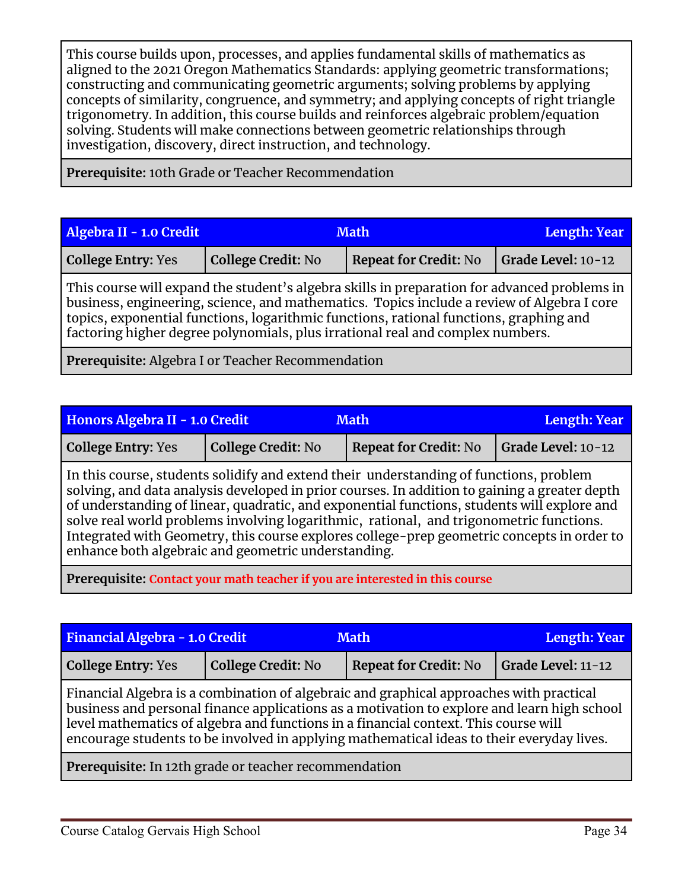This course builds upon, processes, and applies fundamental skills of mathematics as aligned to the 2021 Oregon Mathematics Standards: applying geometric transformations; constructing and communicating geometric arguments; solving problems by applying concepts of similarity, congruence, and symmetry; and applying concepts of right triangle trigonometry. In addition, this course builds and reinforces algebraic problem/equation solving. Students will make connections between geometric relationships through investigation, discovery, direct instruction, and technology.

**Prerequisite:** 10th Grade or Teacher Recommendation

| Algebra II - 1.0 Credit | Math | | Length: Year |
|---|---|---|---|
| **College Entry:** Yes | **College Credit:** No | **Repeat for Credit:** No | **Grade Level:** 10-12 |

This course will expand the student's algebra skills in preparation for advanced problems in business, engineering, science, and mathematics. Topics include a review of Algebra I core topics, exponential functions, logarithmic functions, rational functions, graphing and factoring higher degree polynomials, plus irrational real and complex numbers.

**Prerequisite:** Algebra I or Teacher Recommendation

| Honors Algebra II - 1.0 Credit | Math | | Length: Year |
|---|---|---|---|
| **College Entry:** Yes | **College Credit:** No | **Repeat for Credit:** No | **Grade Level:** 10-12 |

In this course, students solidify and extend their understanding of functions, problem solving, and data analysis developed in prior courses. In addition to gaining a greater depth of understanding of linear, quadratic, and exponential functions, students will explore and solve real world problems involving logarithmic, rational, and trigonometric functions. Integrated with Geometry, this course explores college-prep geometric concepts in order to enhance both algebraic and geometric understanding.

**Prerequisite:** **Contact your math teacher if you are interested in this course**

| Financial Algebra - 1.0 Credit | Math | | Length: Year |
|---|---|---|---|
| **College Entry:** Yes | **College Credit:** No | **Repeat for Credit:** No | **Grade Level:** 11-12 |

Financial Algebra is a combination of algebraic and graphical approaches with practical business and personal finance applications as a motivation to explore and learn high school level mathematics of algebra and functions in a financial context. This course will encourage students to be involved in applying mathematical ideas to their everyday lives.

**Prerequisite:** In 12th grade or teacher recommendation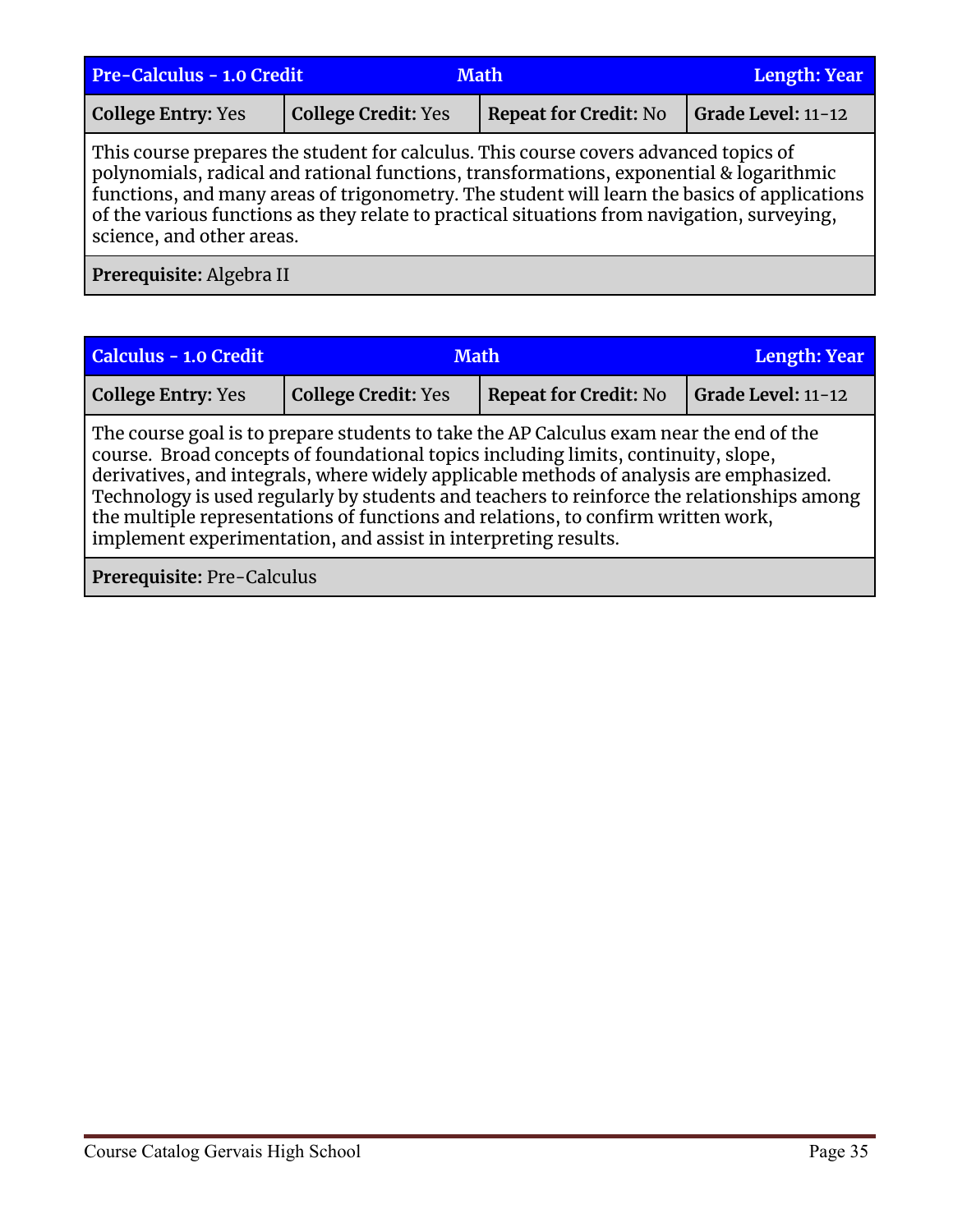| Pre-Calculus - 1.0 Credit | Math | | Length: Year |
|---|---|---|---|
| **College Entry:** Yes | **College Credit:** Yes | **Repeat for Credit:** No | **Grade Level:** 11-12 |

This course prepares the student for calculus. This course covers advanced topics of polynomials, radical and rational functions, transformations, exponential & logarithmic functions, and many areas of trigonometry. The student will learn the basics of applications of the various functions as they relate to practical situations from navigation, surveying, science, and other areas.

**Prerequisite:** Algebra II

| Calculus - 1.0 Credit | Math | | Length: Year |
|---|---|---|---|
| **College Entry:** Yes | **College Credit:** Yes | **Repeat for Credit:** No | **Grade Level:** 11-12 |

The course goal is to prepare students to take the AP Calculus exam near the end of the course. Broad concepts of foundational topics including limits, continuity, slope, derivatives, and integrals, where widely applicable methods of analysis are emphasized. Technology is used regularly by students and teachers to reinforce the relationships among the multiple representations of functions and relations, to confirm written work, implement experimentation, and assist in interpreting results.

**Prerequisite:** Pre-Calculus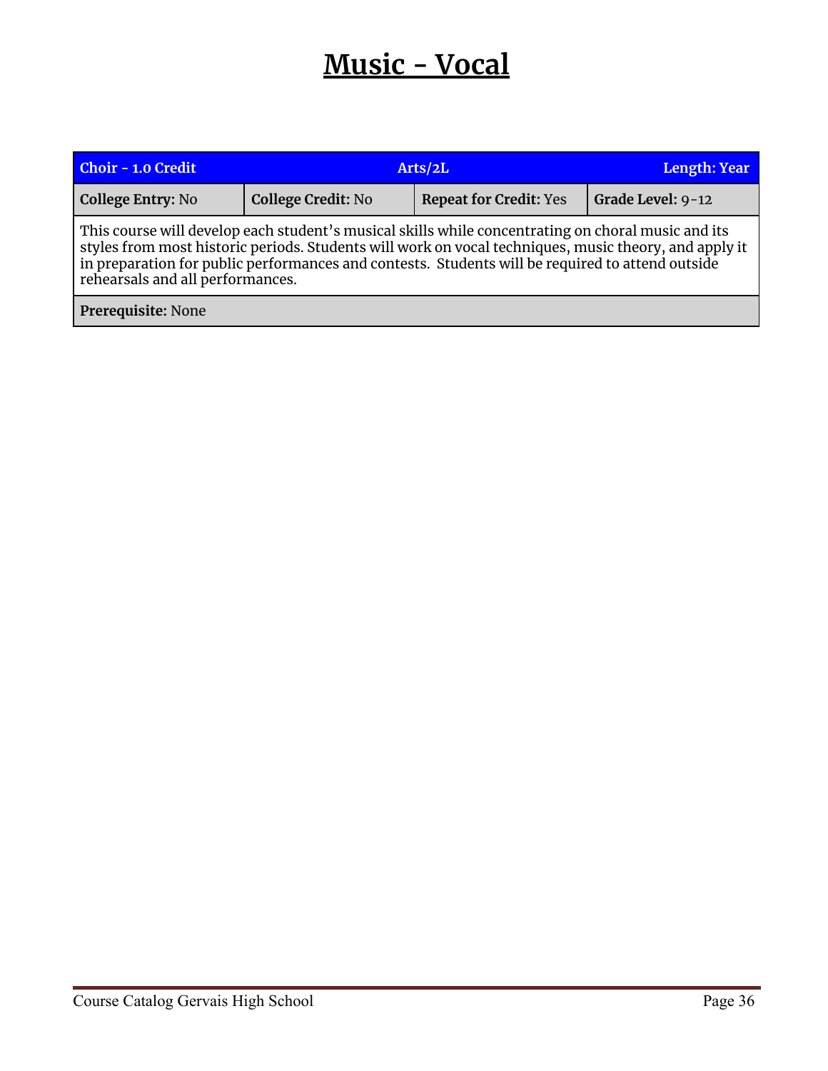# Music - Vocal

| Choir - 1.0 Credit | Arts/2L | | Length: Year |
|---|---|---|---|
| **College Entry:** No | **College Credit:** No | **Repeat for Credit:** Yes | **Grade Level:** 9-12 |
| This course will develop each student's musical skills while concentrating on choral music and its styles from most historic periods. Students will work on vocal techniques, music theory, and apply it in preparation for public performances and contests. Students will be required to attend outside rehearsals and all performances. | | | |
| **Prerequisite:** None | | | |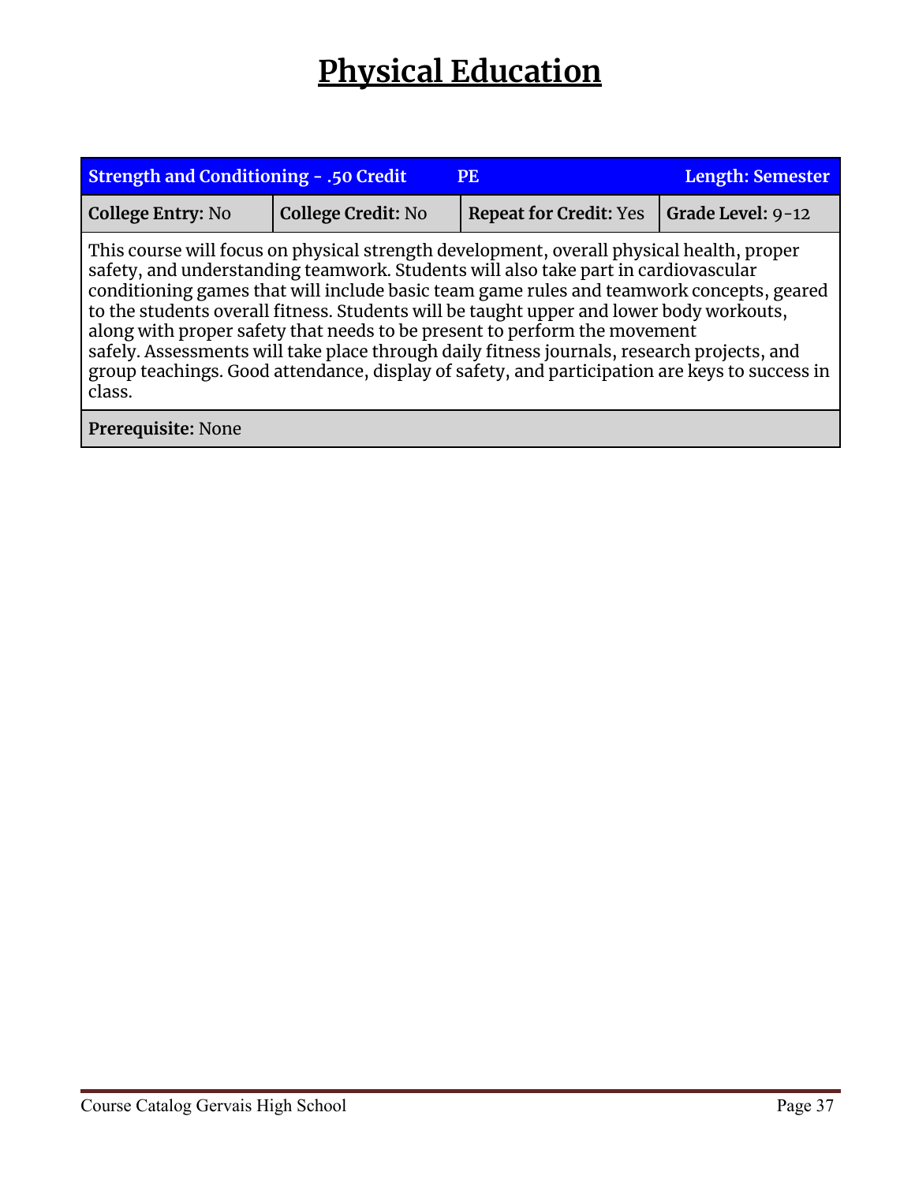# Physical Education

| Strength and Conditioning - .50 Credit | PE | Length: Semester | |
|---|---|---|---|
| **College Entry:** No | **College Credit:** No | **Repeat for Credit:** Yes | **Grade Level:** 9-12 |
| This course will focus on physical strength development, overall physical health, proper safety, and understanding teamwork. Students will also take part in cardiovascular conditioning games that will include basic team game rules and teamwork concepts, geared to the students overall fitness. Students will be taught upper and lower body workouts, along with proper safety that needs to be present to perform the movement safely. Assessments will take place through daily fitness journals, research projects, and group teachings. Good attendance, display of safety, and participation are keys to success in class. | | | |
| **Prerequisite:** None | | | |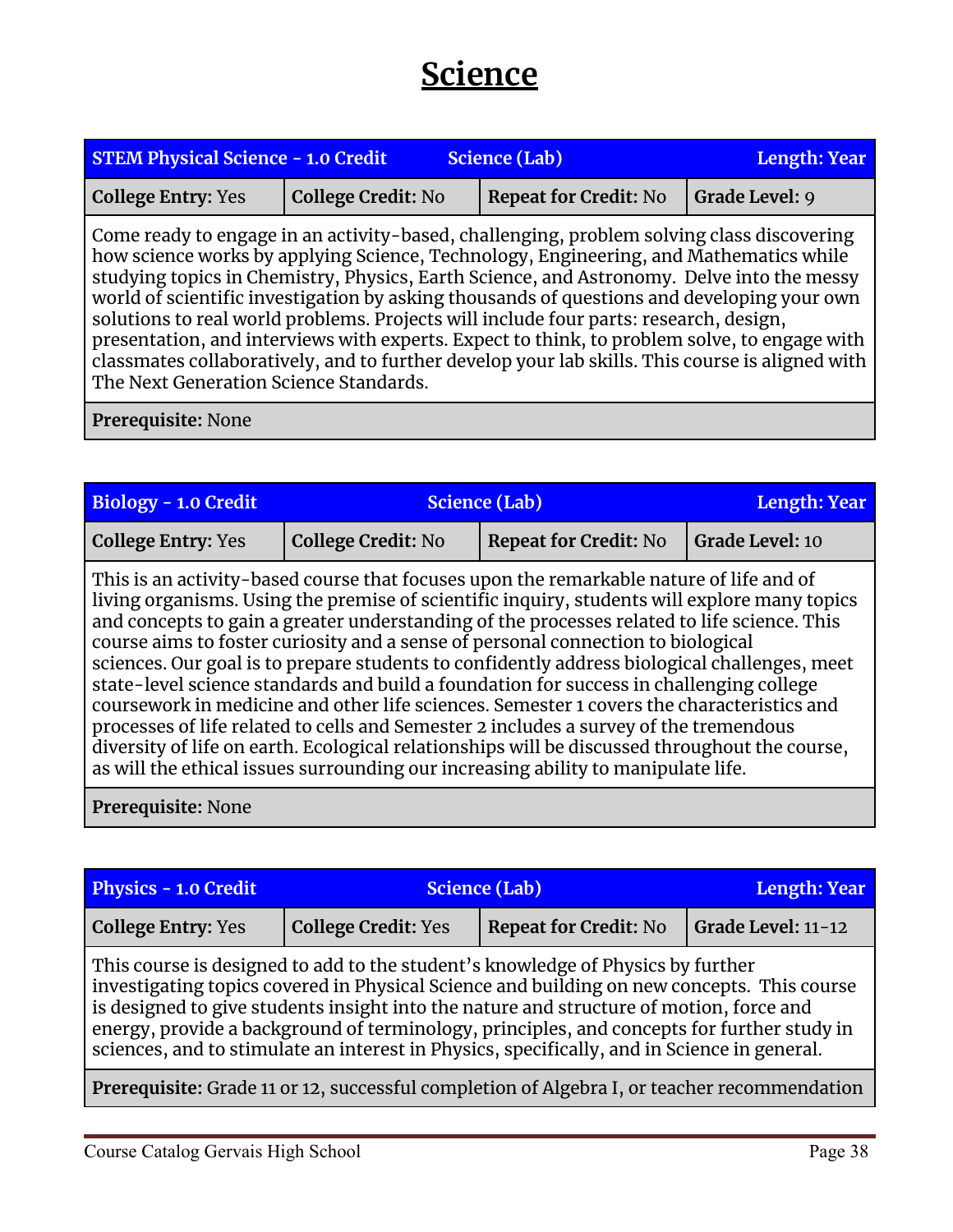# Science

| STEM Physical Science - 1.0 Credit | Science (Lab) | | Length: Year |
|---|---|---|---|
| **College Entry:** Yes | **College Credit:** No | **Repeat for Credit:** No | **Grade Level:** 9 |

Come ready to engage in an activity-based, challenging, problem solving class discovering how science works by applying Science, Technology, Engineering, and Mathematics while studying topics in Chemistry, Physics, Earth Science, and Astronomy. Delve into the messy world of scientific investigation by asking thousands of questions and developing your own solutions to real world problems. Projects will include four parts: research, design, presentation, and interviews with experts. Expect to think, to problem solve, to engage with classmates collaboratively, and to further develop your lab skills. This course is aligned with The Next Generation Science Standards.

**Prerequisite:** None

| Biology - 1.0 Credit | Science (Lab) | | Length: Year |
|---|---|---|---|
| **College Entry:** Yes | **College Credit:** No | **Repeat for Credit:** No | **Grade Level:** 10 |

This is an activity-based course that focuses upon the remarkable nature of life and of living organisms. Using the premise of scientific inquiry, students will explore many topics and concepts to gain a greater understanding of the processes related to life science. This course aims to foster curiosity and a sense of personal connection to biological sciences. Our goal is to prepare students to confidently address biological challenges, meet state-level science standards and build a foundation for success in challenging college coursework in medicine and other life sciences. Semester 1 covers the characteristics and processes of life related to cells and Semester 2 includes a survey of the tremendous diversity of life on earth. Ecological relationships will be discussed throughout the course, as will the ethical issues surrounding our increasing ability to manipulate life.

**Prerequisite:** None

| Physics - 1.0 Credit | Science (Lab) | | Length: Year |
|---|---|---|---|
| **College Entry:** Yes | **College Credit:** Yes | **Repeat for Credit:** No | **Grade Level:** 11-12 |

This course is designed to add to the student's knowledge of Physics by further investigating topics covered in Physical Science and building on new concepts. This course is designed to give students insight into the nature and structure of motion, force and energy, provide a background of terminology, principles, and concepts for further study in sciences, and to stimulate an interest in Physics, specifically, and in Science in general.

**Prerequisite:** Grade 11 or 12, successful completion of Algebra I, or teacher recommendation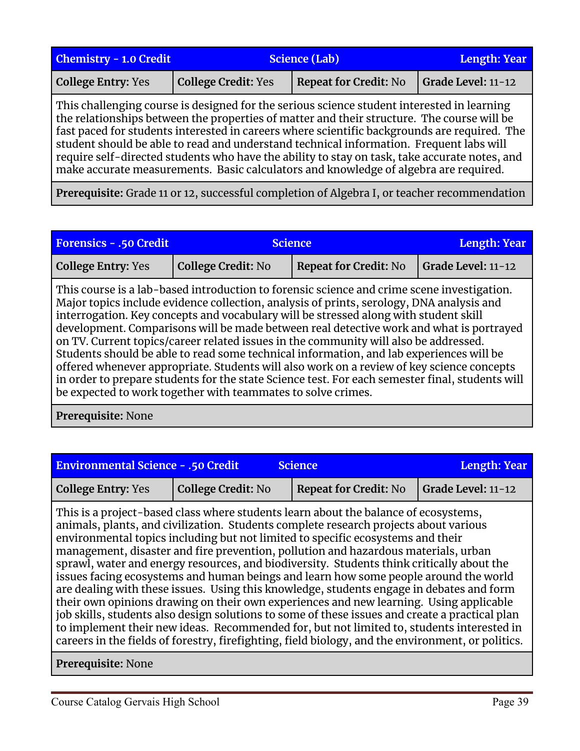| Chemistry - 1.0 Credit | Science (Lab) | | Length: Year |
|---|---|---|---|
| **College Entry:** Yes | **College Credit:** Yes | **Repeat for Credit:** No | **Grade Level:** 11-12 |

This challenging course is designed for the serious science student interested in learning the relationships between the properties of matter and their structure. The course will be fast paced for students interested in careers where scientific backgrounds are required. The student should be able to read and understand technical information. Frequent labs will require self-directed students who have the ability to stay on task, take accurate notes, and make accurate measurements. Basic calculators and knowledge of algebra are required.

**Prerequisite:** Grade 11 or 12, successful completion of Algebra I, or teacher recommendation

| Forensics - .50 Credit | Science | | Length: Year |
|---|---|---|---|
| **College Entry:** Yes | **College Credit:** No | **Repeat for Credit:** No | **Grade Level:** 11-12 |

This course is a lab-based introduction to forensic science and crime scene investigation. Major topics include evidence collection, analysis of prints, serology, DNA analysis and interrogation. Key concepts and vocabulary will be stressed along with student skill development. Comparisons will be made between real detective work and what is portrayed on TV. Current topics/career related issues in the community will also be addressed. Students should be able to read some technical information, and lab experiences will be offered whenever appropriate. Students will also work on a review of key science concepts in order to prepare students for the state Science test. For each semester final, students will be expected to work together with teammates to solve crimes.

**Prerequisite:** None

| Environmental Science - .50 Credit | Science | | Length: Year |
|---|---|---|---|
| **College Entry:** Yes | **College Credit:** No | **Repeat for Credit:** No | **Grade Level:** 11-12 |

This is a project-based class where students learn about the balance of ecosystems, animals, plants, and civilization. Students complete research projects about various environmental topics including but not limited to specific ecosystems and their management, disaster and fire prevention, pollution and hazardous materials, urban sprawl, water and energy resources, and biodiversity. Students think critically about the issues facing ecosystems and human beings and learn how some people around the world are dealing with these issues. Using this knowledge, students engage in debates and form their own opinions drawing on their own experiences and new learning. Using applicable job skills, students also design solutions to some of these issues and create a practical plan to implement their new ideas. Recommended for, but not limited to, students interested in careers in the fields of forestry, firefighting, field biology, and the environment, or politics.

**Prerequisite:** None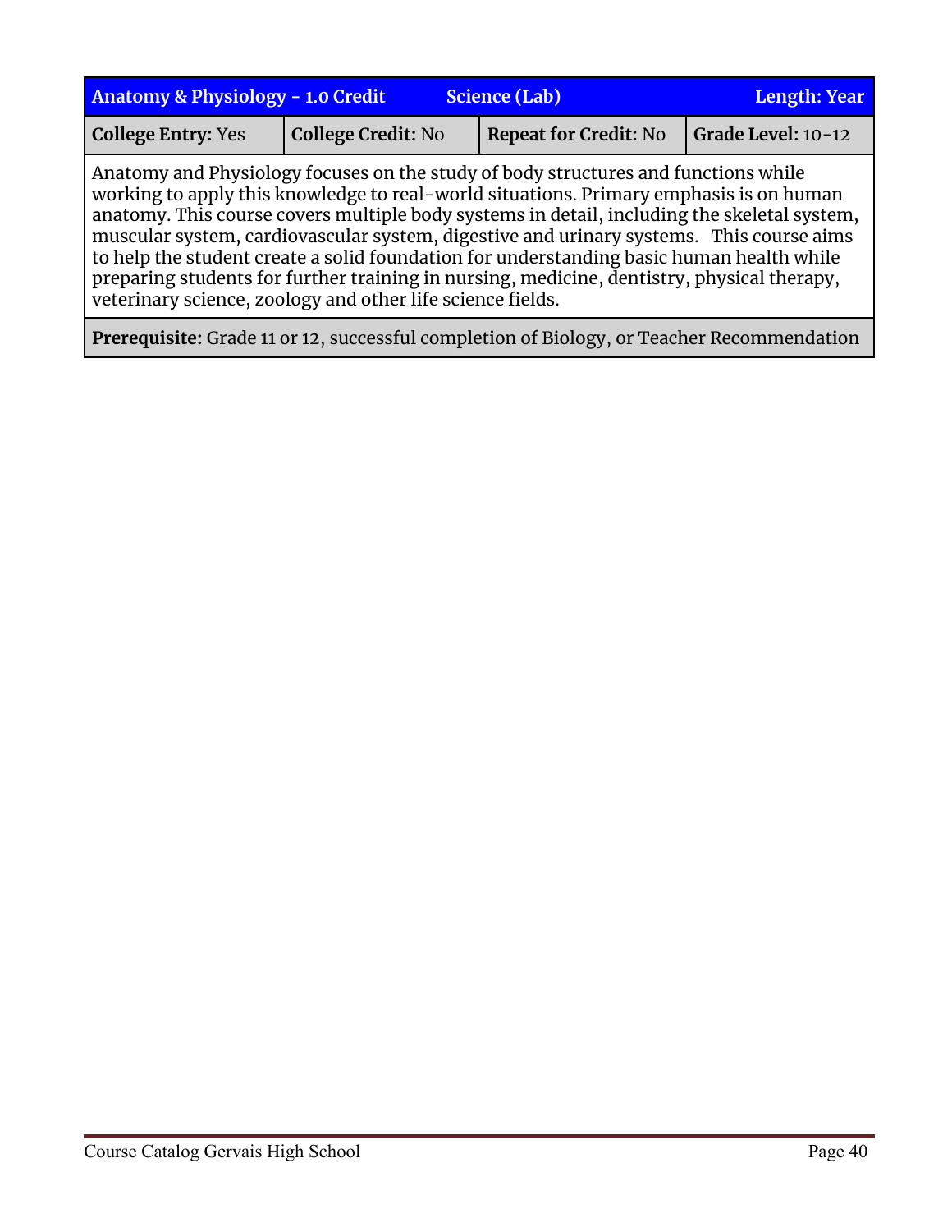| Anatomy & Physiology - 1.0 Credit | Science (Lab) | | Length: Year |
|---|---|---|---|
| **College Entry:** Yes | **College Credit:** No | **Repeat for Credit:** No | **Grade Level:** 10-12 |

Anatomy and Physiology focuses on the study of body structures and functions while working to apply this knowledge to real-world situations. Primary emphasis is on human anatomy. This course covers multiple body systems in detail, including the skeletal system, muscular system, cardiovascular system, digestive and urinary systems. This course aims to help the student create a solid foundation for understanding basic human health while preparing students for further training in nursing, medicine, dentistry, physical therapy, veterinary science, zoology and other life science fields.

**Prerequisite:** Grade 11 or 12, successful completion of Biology, or Teacher Recommendation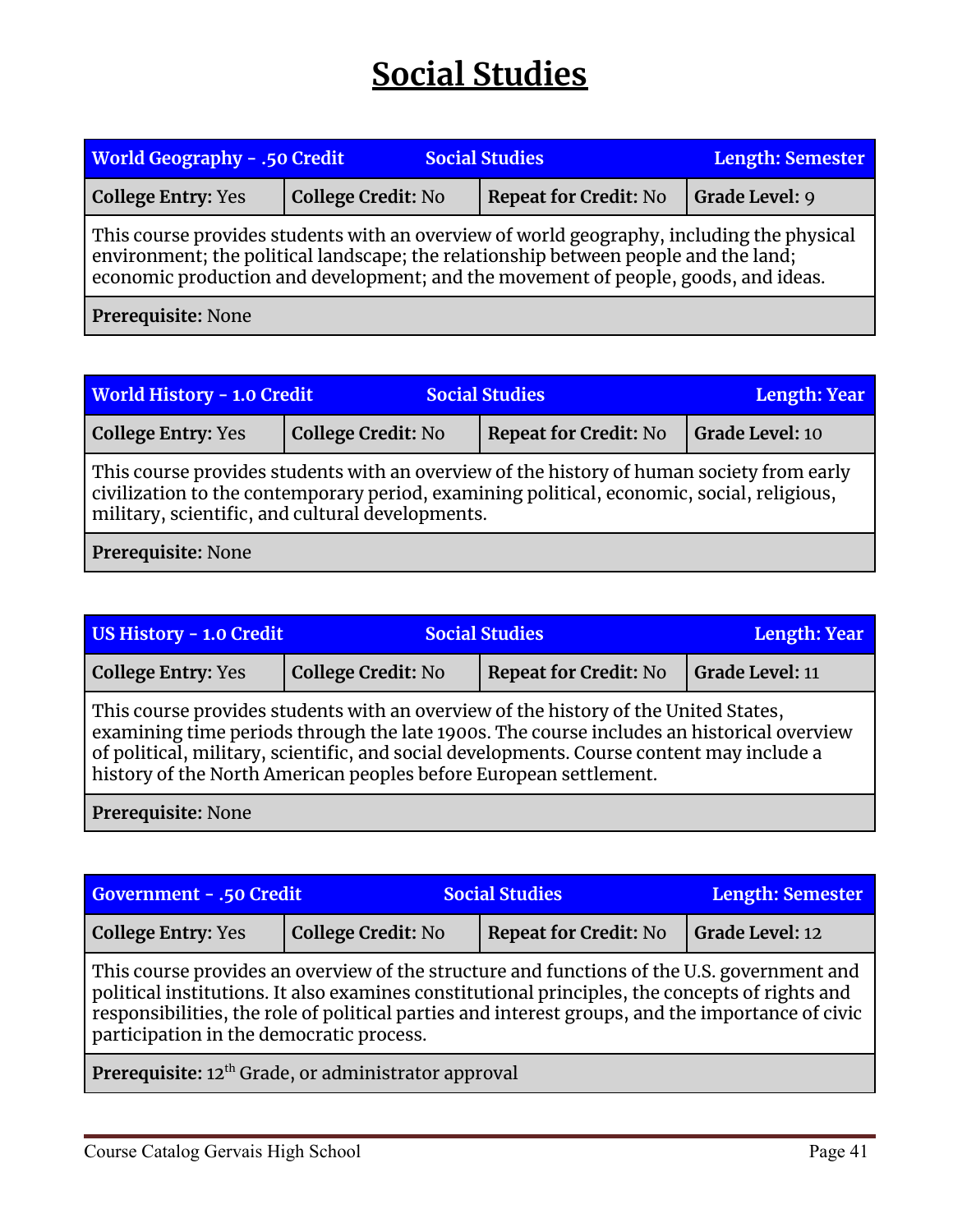# Social Studies

| World Geography - .50 Credit | Social Studies | | Length: Semester |
|---|---|---|---|
| **College Entry:** Yes | **College Credit:** No | **Repeat for Credit:** No | **Grade Level:** 9 |
| This course provides students with an overview of world geography, including the physical environment; the political landscape; the relationship between people and the land; economic production and development; and the movement of people, goods, and ideas. | | | |
| **Prerequisite:** None | | | |

| World History - 1.0 Credit | Social Studies | | Length: Year |
|---|---|---|---|
| **College Entry:** Yes | **College Credit:** No | **Repeat for Credit:** No | **Grade Level:** 10 |
| This course provides students with an overview of the history of human society from early civilization to the contemporary period, examining political, economic, social, religious, military, scientific, and cultural developments. | | | |
| **Prerequisite:** None | | | |

| US History - 1.0 Credit | Social Studies | | Length: Year |
|---|---|---|---|
| **College Entry:** Yes | **College Credit:** No | **Repeat for Credit:** No | **Grade Level:** 11 |
| This course provides students with an overview of the history of the United States, examining time periods through the late 1900s. The course includes an historical overview of political, military, scientific, and social developments. Course content may include a history of the North American peoples before European settlement. | | | |
| **Prerequisite:** None | | | |

| Government - .50 Credit | Social Studies | | Length: Semester |
|---|---|---|---|
| **College Entry:** Yes | **College Credit:** No | **Repeat for Credit:** No | **Grade Level:** 12 |
| This course provides an overview of the structure and functions of the U.S. government and political institutions. It also examines constitutional principles, the concepts of rights and responsibilities, the role of political parties and interest groups, and the importance of civic participation in the democratic process. | | | |
| **Prerequisite:** 12th Grade, or administrator approval | | | |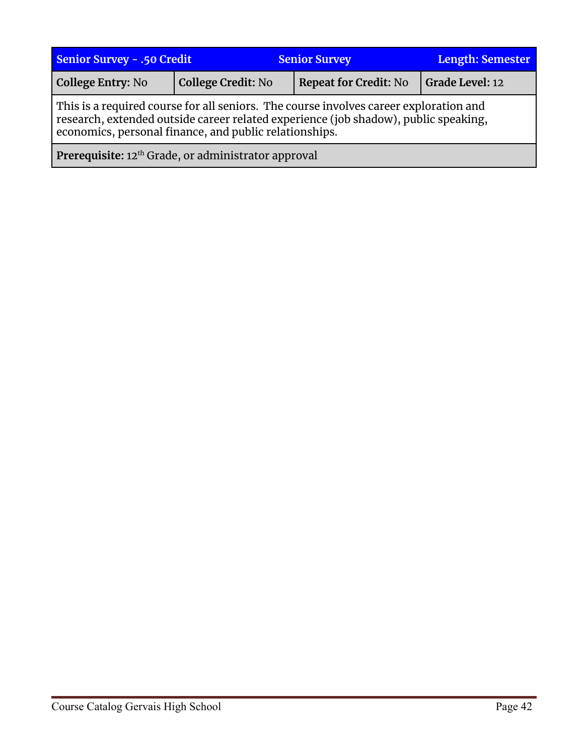| Senior Survey - .50 Credit | Senior Survey | | Length: Semester |
|---|---|---|---|
| **College Entry:** No | **College Credit:** No | **Repeat for Credit:** No | **Grade Level:** 12 |
| This is a required course for all seniors. The course involves career exploration and research, extended outside career related experience (job shadow), public speaking, economics, personal finance, and public relationships. | | | |
| **Prerequisite:** 12th Grade, or administrator approval | | | |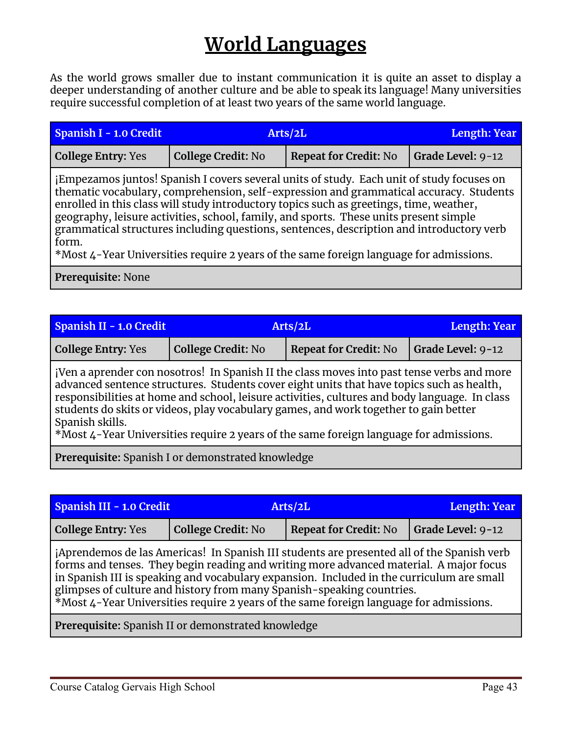# World Languages

As the world grows smaller due to instant communication it is quite an asset to display a deeper understanding of another culture and be able to speak its language! Many universities require successful completion of at least two years of the same world language.

| Spanish I - 1.0 Credit | Arts/2L | | Length: Year |
|---|---|---|---|
| **College Entry:** Yes | **College Credit:** No | **Repeat for Credit:** No | **Grade Level:** 9-12 |
| ¡Empezamos juntos! Spanish I covers several units of study. Each unit of study focuses on thematic vocabulary, comprehension, self-expression and grammatical accuracy. Students enrolled in this class will study introductory topics such as greetings, time, weather, geography, leisure activities, school, family, and sports. These units present simple grammatical structures including questions, sentences, description and introductory verb form.<br>*Most 4-Year Universities require 2 years of the same foreign language for admissions. | | | |
| **Prerequisite:** None | | | |

| Spanish II - 1.0 Credit | Arts/2L | | Length: Year |
|---|---|---|---|
| **College Entry:** Yes | **College Credit:** No | **Repeat for Credit:** No | **Grade Level:** 9-12 |
| ¡Ven a aprender con nosotros! In Spanish II the class moves into past tense verbs and more advanced sentence structures. Students cover eight units that have topics such as health, responsibilities at home and school, leisure activities, cultures and body language. In class students do skits or videos, play vocabulary games, and work together to gain better Spanish skills.<br>*Most 4-Year Universities require 2 years of the same foreign language for admissions. | | | |
| **Prerequisite:** Spanish I or demonstrated knowledge | | | |

| Spanish III - 1.0 Credit | Arts/2L | | Length: Year |
|---|---|---|---|
| **College Entry:** Yes | **College Credit:** No | **Repeat for Credit:** No | **Grade Level:** 9-12 |
| ¡Aprendemos de las Americas! In Spanish III students are presented all of the Spanish verb forms and tenses. They begin reading and writing more advanced material. A major focus in Spanish III is speaking and vocabulary expansion. Included in the curriculum are small glimpses of culture and history from many Spanish-speaking countries.<br>*Most 4-Year Universities require 2 years of the same foreign language for admissions. | | | |
| **Prerequisite:** Spanish II or demonstrated knowledge | | | |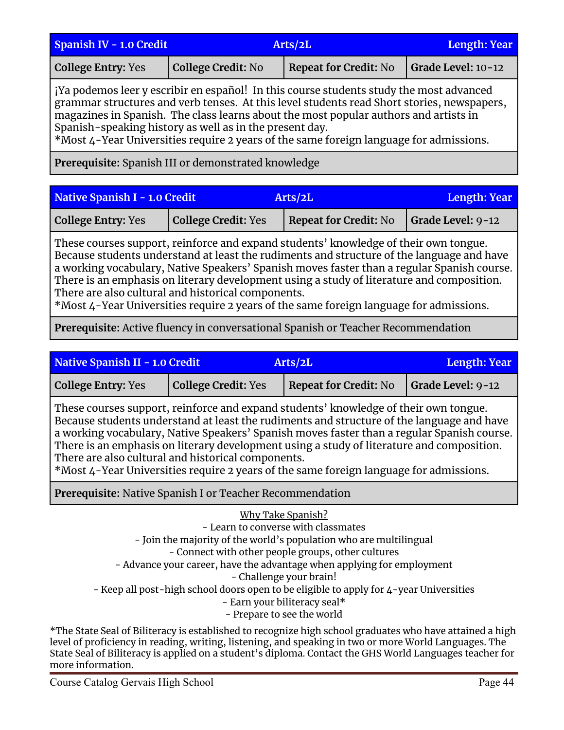| Spanish IV - 1.0 Credit | Arts/2L | | Length: Year |
|---|---|---|---|
| **College Entry:** Yes | **College Credit:** No | **Repeat for Credit:** No | **Grade Level:** 10-12 |

¡Ya podemos leer y escribir en español! In this course students study the most advanced grammar structures and verb tenses. At this level students read Short stories, newspapers, magazines in Spanish. The class learns about the most popular authors and artists in Spanish-speaking history as well as in the present day.
*Most 4-Year Universities require 2 years of the same foreign language for admissions.

**Prerequisite:** Spanish III or demonstrated knowledge

| Native Spanish I - 1.0 Credit | Arts/2L | | Length: Year |
|---|---|---|---|
| **College Entry:** Yes | **College Credit:** Yes | **Repeat for Credit:** No | **Grade Level:** 9-12 |

These courses support, reinforce and expand students' knowledge of their own tongue. Because students understand at least the rudiments and structure of the language and have a working vocabulary, Native Speakers' Spanish moves faster than a regular Spanish course. There is an emphasis on literary development using a study of literature and composition. There are also cultural and historical components.
*Most 4-Year Universities require 2 years of the same foreign language for admissions.

**Prerequisite:** Active fluency in conversational Spanish or Teacher Recommendation

| Native Spanish II - 1.0 Credit | Arts/2L | | Length: Year |
|---|---|---|---|
| **College Entry:** Yes | **College Credit:** Yes | **Repeat for Credit:** No | **Grade Level:** 9-12 |

These courses support, reinforce and expand students' knowledge of their own tongue. Because students understand at least the rudiments and structure of the language and have a working vocabulary, Native Speakers' Spanish moves faster than a regular Spanish course. There is an emphasis on literary development using a study of literature and composition. There are also cultural and historical components.
*Most 4-Year Universities require 2 years of the same foreign language for admissions.

**Prerequisite:** Native Spanish I or Teacher Recommendation

<u>Why Take Spanish?</u>

- Learn to converse with classmates
- Join the majority of the world's population who are multilingual
- Connect with other people groups, other cultures
- Advance your career, have the advantage when applying for employment
- Challenge your brain!
- Keep all post-high school doors open to be eligible to apply for 4-year Universities
- Earn your biliteracy seal*
- Prepare to see the world

*The State Seal of Biliteracy is established to recognize high school graduates who have attained a high level of proficiency in reading, writing, listening, and speaking in two or more World Languages. The State Seal of Biliteracy is applied on a student's diploma. Contact the GHS World Languages teacher for more information.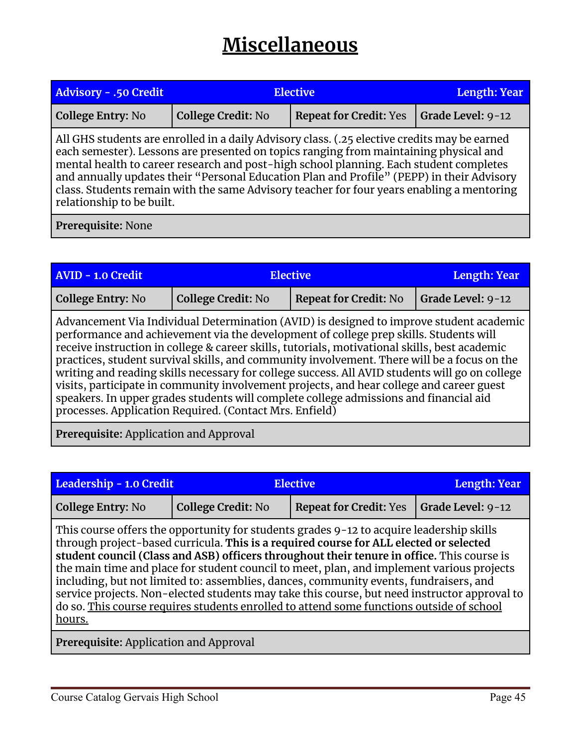# Miscellaneous

| Advisory - .50 Credit | Elective | | Length: Year |
|---|---|---|---|
| **College Entry:** No | **College Credit:** No | **Repeat for Credit:** Yes | **Grade Level:** 9-12 |

All GHS students are enrolled in a daily Advisory class. (.25 elective credits may be earned each semester). Lessons are presented on topics ranging from maintaining physical and mental health to career research and post-high school planning. Each student completes and annually updates their "Personal Education Plan and Profile" (PEPP) in their Advisory class. Students remain with the same Advisory teacher for four years enabling a mentoring relationship to be built.

**Prerequisite:** None

| AVID - 1.0 Credit | Elective | | Length: Year |
|---|---|---|---|
| **College Entry:** No | **College Credit:** No | **Repeat for Credit:** No | **Grade Level:** 9-12 |

Advancement Via Individual Determination (AVID) is designed to improve student academic performance and achievement via the development of college prep skills. Students will receive instruction in college & career skills, tutorials, motivational skills, best academic practices, student survival skills, and community involvement. There will be a focus on the writing and reading skills necessary for college success. All AVID students will go on college visits, participate in community involvement projects, and hear college and career guest speakers. In upper grades students will complete college admissions and financial aid processes. Application Required. (Contact Mrs. Enfield)

**Prerequisite:** Application and Approval

| Leadership - 1.0 Credit | Elective | | Length: Year |
|---|---|---|---|
| **College Entry:** No | **College Credit:** No | **Repeat for Credit:** Yes | **Grade Level:** 9-12 |

This course offers the opportunity for students grades 9-12 to acquire leadership skills through project-based curricula. **This is a required course for ALL elected or selected student council (Class and ASB) officers throughout their tenure in office.** This course is the main time and place for student council to meet, plan, and implement various projects including, but not limited to: assemblies, dances, community events, fundraisers, and service projects. Non-elected students may take this course, but need instructor approval to do so. This course requires students enrolled to attend some functions outside of school hours.

**Prerequisite:** Application and Approval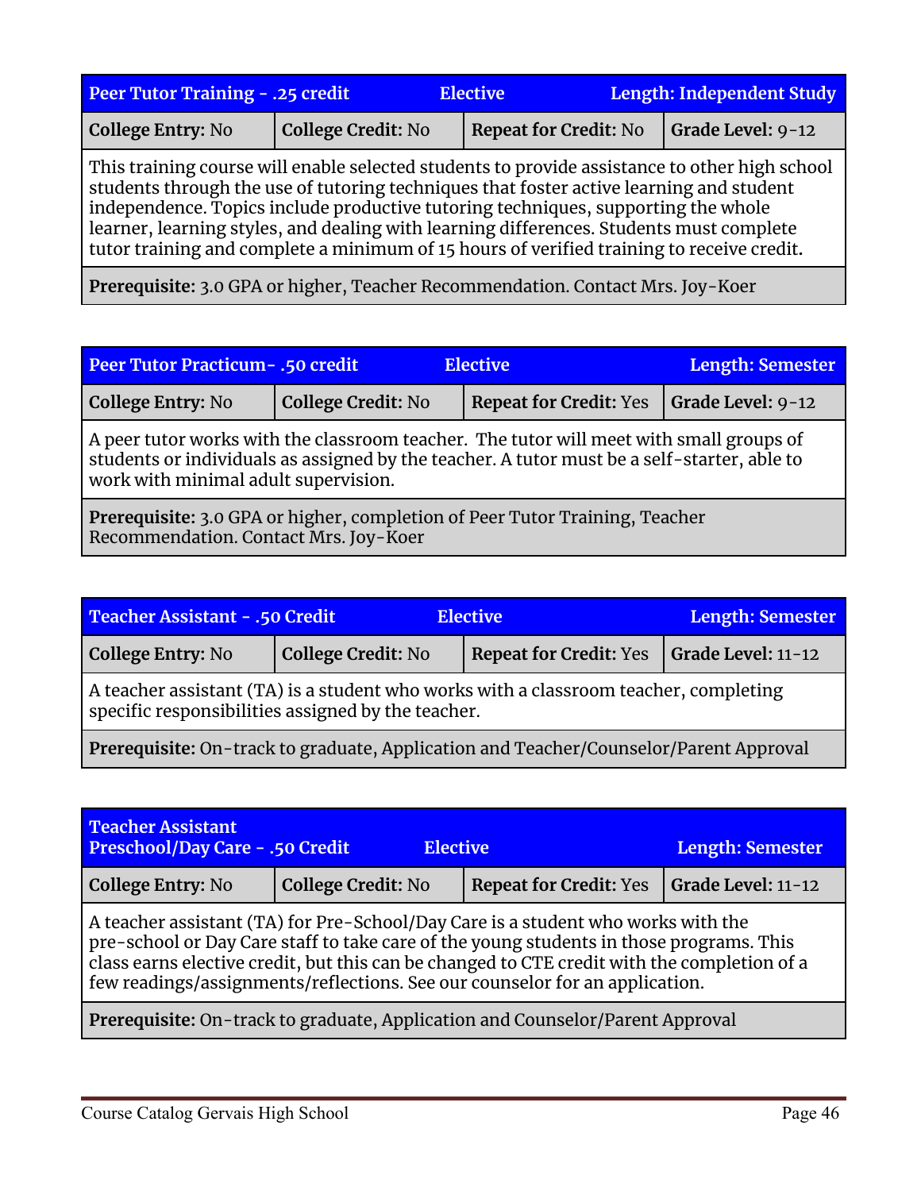| Peer Tutor Training - .25 credit | Elective | | Length: Independent Study |
|---|---|---|---|
| **College Entry:** No | **College Credit:** No | **Repeat for Credit:** No | **Grade Level:** 9-12 |
| This training course will enable selected students to provide assistance to other high school students through the use of tutoring techniques that foster active learning and student independence. Topics include productive tutoring techniques, supporting the whole learner, learning styles, and dealing with learning differences. Students must complete tutor training and complete a minimum of 15 hours of verified training to receive credit. | | | |
| **Prerequisite:** 3.0 GPA or higher, Teacher Recommendation. Contact Mrs. Joy-Koer | | | |

| Peer Tutor Practicum- .50 credit | Elective | | Length: Semester |
|---|---|---|---|
| **College Entry:** No | **College Credit:** No | **Repeat for Credit:** Yes | **Grade Level:** 9-12 |
| A peer tutor works with the classroom teacher. The tutor will meet with small groups of students or individuals as assigned by the teacher. A tutor must be a self-starter, able to work with minimal adult supervision. | | | |
| **Prerequisite:** 3.0 GPA or higher, completion of Peer Tutor Training, Teacher Recommendation. Contact Mrs. Joy-Koer | | | |

| Teacher Assistant - .50 Credit | Elective | | Length: Semester |
|---|---|---|---|
| **College Entry:** No | **College Credit:** No | **Repeat for Credit:** Yes | **Grade Level:** 11-12 |
| A teacher assistant (TA) is a student who works with a classroom teacher, completing specific responsibilities assigned by the teacher. | | | |
| **Prerequisite:** On-track to graduate, Application and Teacher/Counselor/Parent Approval | | | |

| Teacher Assistant Preschool/Day Care - .50 Credit | Elective | | Length: Semester |
|---|---|---|---|
| **College Entry:** No | **College Credit:** No | **Repeat for Credit:** Yes | **Grade Level:** 11-12 |
| A teacher assistant (TA) for Pre-School/Day Care is a student who works with the pre-school or Day Care staff to take care of the young students in those programs. This class earns elective credit, but this can be changed to CTE credit with the completion of a few readings/assignments/reflections. See our counselor for an application. | | | |
| **Prerequisite:** On-track to graduate, Application and Counselor/Parent Approval | | | |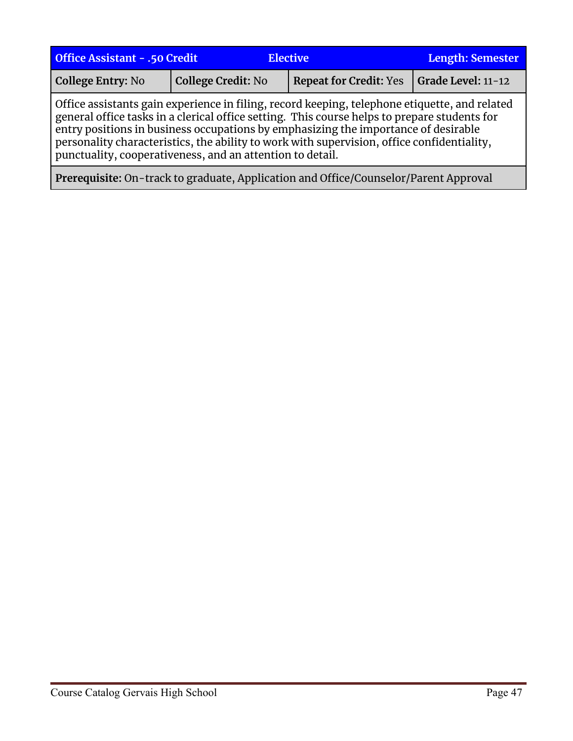| Office Assistant - .50 Credit | Elective | | Length: Semester |
|---|---|---|---|
| **College Entry:** No | **College Credit:** No | **Repeat for Credit:** Yes | **Grade Level:** 11-12 |
| Office assistants gain experience in filing, record keeping, telephone etiquette, and related general office tasks in a clerical office setting. This course helps to prepare students for entry positions in business occupations by emphasizing the importance of desirable personality characteristics, the ability to work with supervision, office confidentiality, punctuality, cooperativeness, and an attention to detail. | | | |
| **Prerequisite:** On-track to graduate, Application and Office/Counselor/Parent Approval | | | |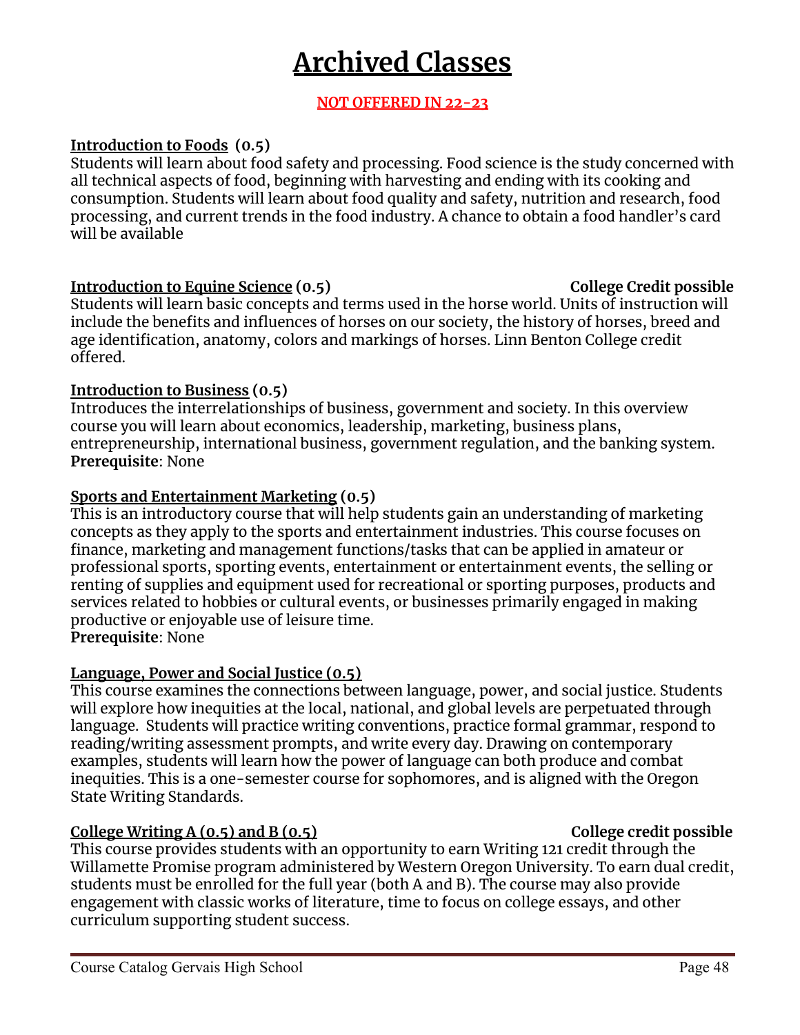# Archived Classes

**NOT OFFERED IN 22-23**

**Introduction to Foods (0.5)**
Students will learn about food safety and processing. Food science is the study concerned with all technical aspects of food, beginning with harvesting and ending with its cooking and consumption. Students will learn about food quality and safety, nutrition and research, food processing, and current trends in the food industry. A chance to obtain a food handler's card will be available

**Introduction to Equine Science (0.5)** **College Credit possible**
Students will learn basic concepts and terms used in the horse world. Units of instruction will include the benefits and influences of horses on our society, the history of horses, breed and age identification, anatomy, colors and markings of horses. Linn Benton College credit offered.

**Introduction to Business (0.5)**
Introduces the interrelationships of business, government and society. In this overview course you will learn about economics, leadership, marketing, business plans, entrepreneurship, international business, government regulation, and the banking system.
**Prerequisite**: None

**Sports and Entertainment Marketing (0.5)**
This is an introductory course that will help students gain an understanding of marketing concepts as they apply to the sports and entertainment industries. This course focuses on finance, marketing and management functions/tasks that can be applied in amateur or professional sports, sporting events, entertainment or entertainment events, the selling or renting of supplies and equipment used for recreational or sporting purposes, products and services related to hobbies or cultural events, or businesses primarily engaged in making productive or enjoyable use of leisure time.
**Prerequisite**: None

**Language, Power and Social Justice (0.5)**
This course examines the connections between language, power, and social justice. Students will explore how inequities at the local, national, and global levels are perpetuated through language. Students will practice writing conventions, practice formal grammar, respond to reading/writing assessment prompts, and write every day. Drawing on contemporary examples, students will learn how the power of language can both produce and combat inequities. This is a one-semester course for sophomores, and is aligned with the Oregon State Writing Standards.

**College Writing A (0.5) and B (0.5)** **College credit possible**
This course provides students with an opportunity to earn Writing 121 credit through the Willamette Promise program administered by Western Oregon University. To earn dual credit, students must be enrolled for the full year (both A and B). The course may also provide engagement with classic works of literature, time to focus on college essays, and other curriculum supporting student success.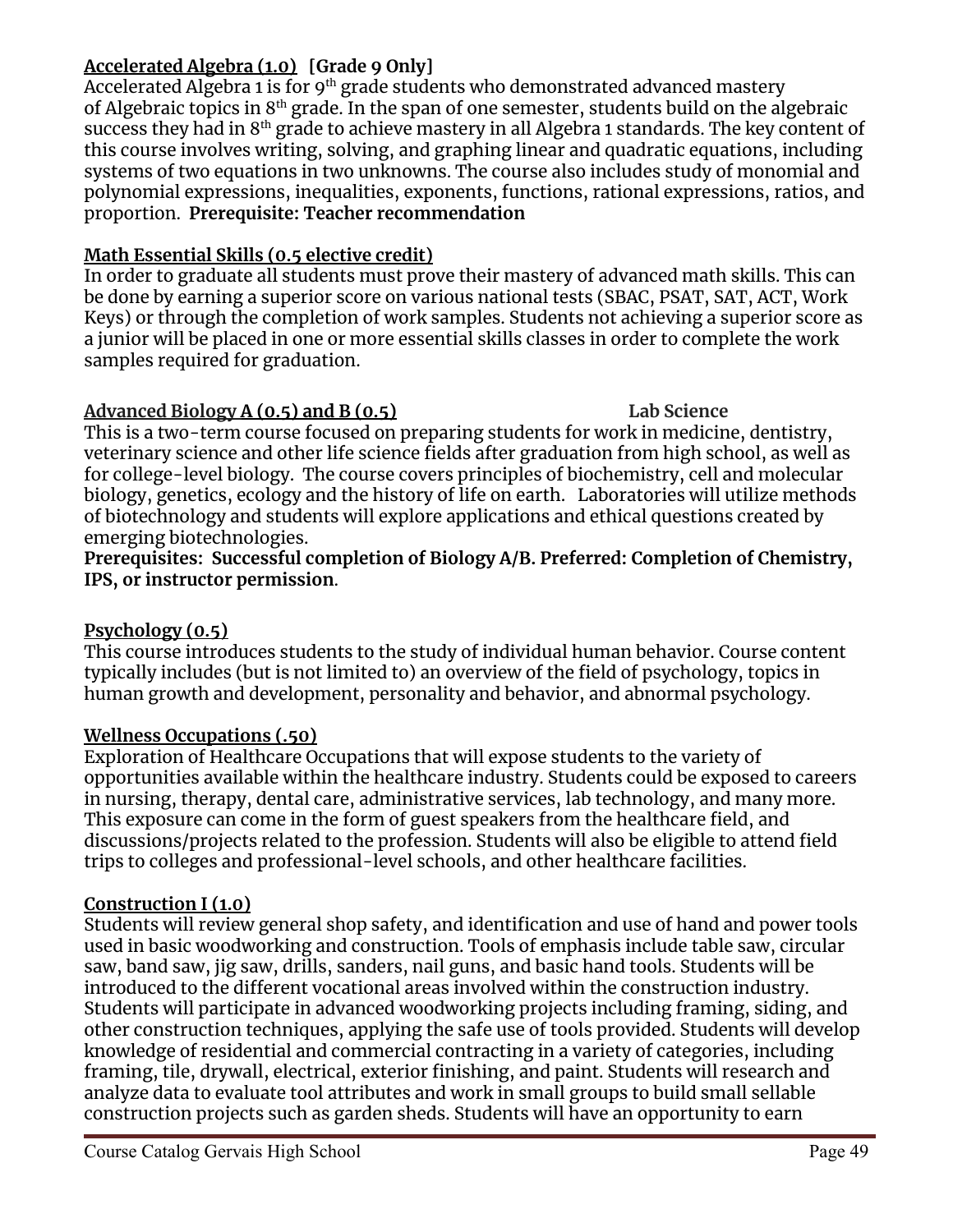**Accelerated Algebra (1.0)** **[Grade 9 Only]**
Accelerated Algebra 1 is for 9th grade students who demonstrated advanced mastery of Algebraic topics in 8th grade. In the span of one semester, students build on the algebraic success they had in 8th grade to achieve mastery in all Algebra 1 standards. The key content of this course involves writing, solving, and graphing linear and quadratic equations, including systems of two equations in two unknowns. The course also includes study of monomial and polynomial expressions, inequalities, exponents, functions, rational expressions, ratios, and proportion. **Prerequisite: Teacher recommendation**

**Math Essential Skills (0.5 elective credit)**
In order to graduate all students must prove their mastery of advanced math skills. This can be done by earning a superior score on various national tests (SBAC, PSAT, SAT, ACT, Work Keys) or through the completion of work samples. Students not achieving a superior score as a junior will be placed in one or more essential skills classes in order to complete the work samples required for graduation.

**Advanced Biology A (0.5) and B (0.5)** **Lab Science**
This is a two-term course focused on preparing students for work in medicine, dentistry, veterinary science and other life science fields after graduation from high school, as well as for college-level biology. The course covers principles of biochemistry, cell and molecular biology, genetics, ecology and the history of life on earth. Laboratories will utilize methods of biotechnology and students will explore applications and ethical questions created by emerging biotechnologies.
**Prerequisites: Successful completion of Biology A/B. Preferred: Completion of Chemistry, IPS, or instructor permission**.

**Psychology (0.5)**
This course introduces students to the study of individual human behavior. Course content typically includes (but is not limited to) an overview of the field of psychology, topics in human growth and development, personality and behavior, and abnormal psychology.

**Wellness Occupations (.50)**
Exploration of Healthcare Occupations that will expose students to the variety of opportunities available within the healthcare industry. Students could be exposed to careers in nursing, therapy, dental care, administrative services, lab technology, and many more. This exposure can come in the form of guest speakers from the healthcare field, and discussions/projects related to the profession. Students will also be eligible to attend field trips to colleges and professional-level schools, and other healthcare facilities.

**Construction I (1.0)**
Students will review general shop safety, and identification and use of hand and power tools used in basic woodworking and construction. Tools of emphasis include table saw, circular saw, band saw, jig saw, drills, sanders, nail guns, and basic hand tools. Students will be introduced to the different vocational areas involved within the construction industry. Students will participate in advanced woodworking projects including framing, siding, and other construction techniques, applying the safe use of tools provided. Students will develop knowledge of residential and commercial contracting in a variety of categories, including framing, tile, drywall, electrical, exterior finishing, and paint. Students will research and analyze data to evaluate tool attributes and work in small groups to build small sellable construction projects such as garden sheds. Students will have an opportunity to earn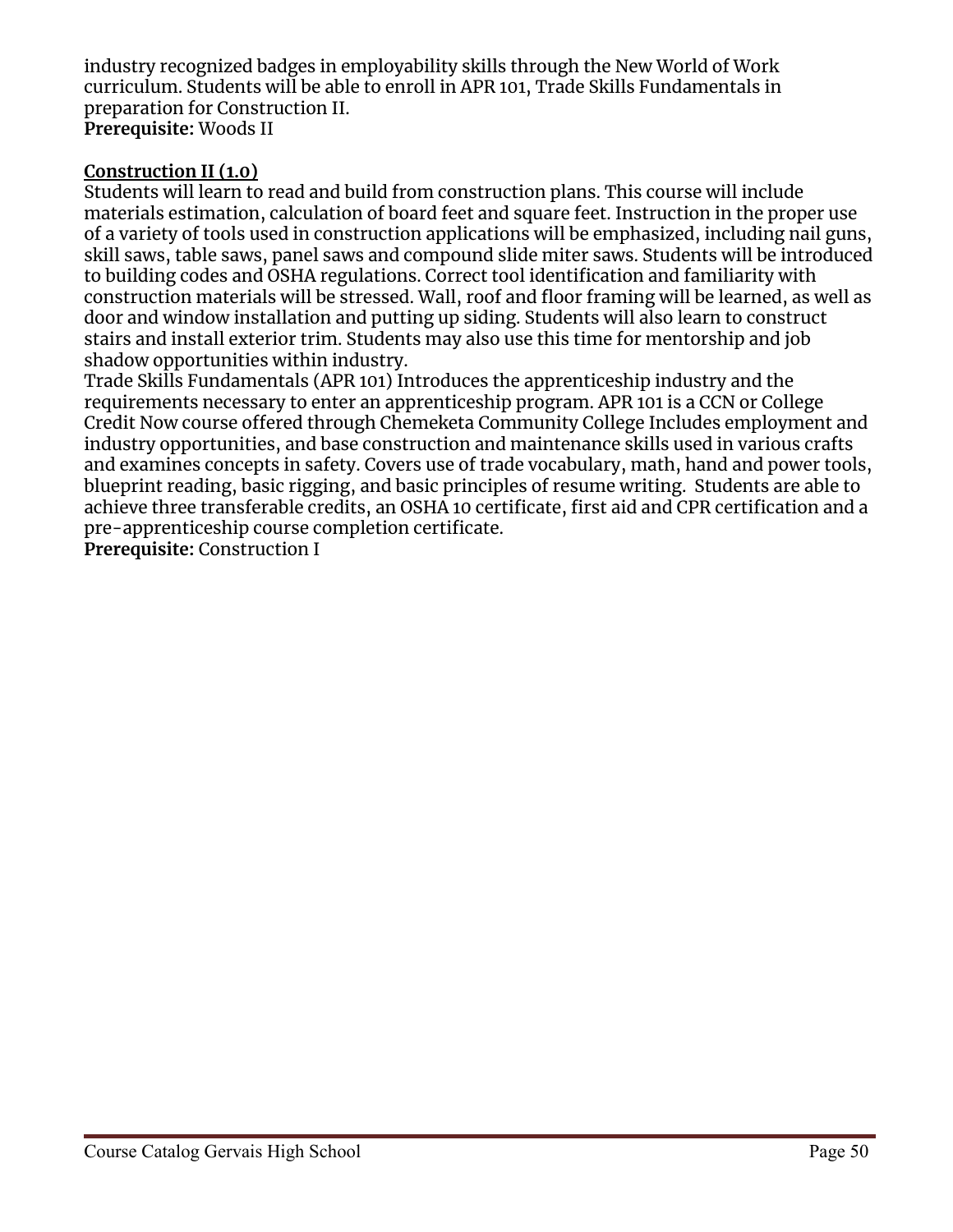industry recognized badges in employability skills through the New World of Work curriculum. Students will be able to enroll in APR 101, Trade Skills Fundamentals in preparation for Construction II.
**Prerequisite:** Woods II

**Construction II (1.0)**

Students will learn to read and build from construction plans. This course will include materials estimation, calculation of board feet and square feet. Instruction in the proper use of a variety of tools used in construction applications will be emphasized, including nail guns, skill saws, table saws, panel saws and compound slide miter saws. Students will be introduced to building codes and OSHA regulations. Correct tool identification and familiarity with construction materials will be stressed. Wall, roof and floor framing will be learned, as well as door and window installation and putting up siding. Students will also learn to construct stairs and install exterior trim. Students may also use this time for mentorship and job shadow opportunities within industry.

Trade Skills Fundamentals (APR 101) Introduces the apprenticeship industry and the requirements necessary to enter an apprenticeship program. APR 101 is a CCN or College Credit Now course offered through Chemeketa Community College Includes employment and industry opportunities, and base construction and maintenance skills used in various crafts and examines concepts in safety. Covers use of trade vocabulary, math, hand and power tools, blueprint reading, basic rigging, and basic principles of resume writing. Students are able to achieve three transferable credits, an OSHA 10 certificate, first aid and CPR certification and a pre-apprenticeship course completion certificate.
**Prerequisite:** Construction I